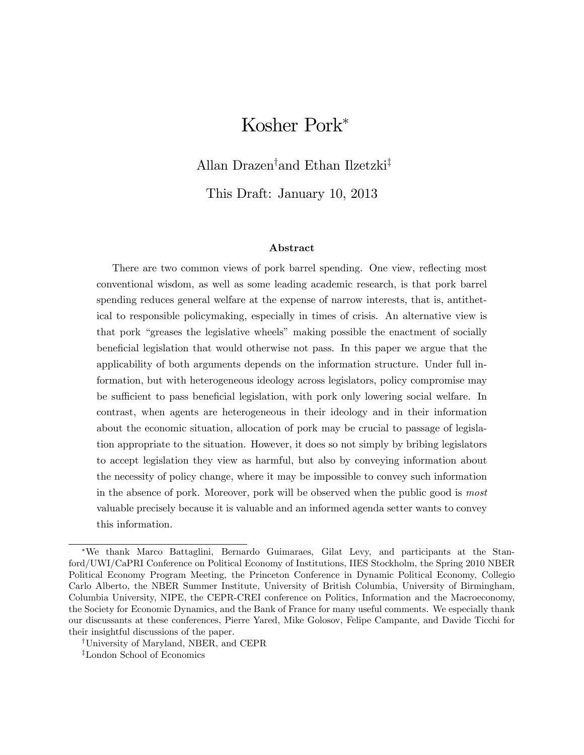# Kosher Pork[*]

Allan Drazen[†] and Ethan Ilzetzki[‡]

This Draft: January 10, 2013

### Abstract

There are two common views of pork barrel spending. One view, reflecting most conventional wisdom, as well as some leading academic research, is that pork barrel spending reduces general welfare at the expense of narrow interests, that is, antithetical to responsible policymaking, especially in times of crisis. An alternative view is that pork "greases the legislative wheels" making possible the enactment of socially beneficial legislation that would otherwise not pass. In this paper we argue that the applicability of both arguments depends on the information structure. Under full information, but with heterogeneous ideology across legislators, policy compromise may be sufficient to pass beneficial legislation, with pork only lowering social welfare. In contrast, when agents are heterogeneous in their ideology and in their information about the economic situation, allocation of pork may be crucial to passage of legislation appropriate to the situation. However, it does so not simply by bribing legislators to accept legislation they view as harmful, but also by conveying information about the necessity of policy change, where it may be impossible to convey such information in the absence of pork. Moreover, pork will be observed when the public good is *most* valuable precisely because it is valuable and an informed agenda setter wants to convey this information.

---

[*] We thank Marco Battaglini, Bernardo Guimaraes, Gilat Levy, and participants at the Stanford/UWI/CaPRI Conference on Political Economy of Institutions, IIES Stockholm, the Spring 2010 NBER Political Economy Program Meeting, the Princeton Conference in Dynamic Political Economy, Collegio Carlo Alberto, the NBER Summer Institute, University of British Columbia, University of Birmingham, Columbia University, NIPE, the CEPR-CREI conference on Politics, Information and the Macroeconomy, the Society for Economic Dynamics, and the Bank of France for many useful comments. We especially thank our discussants at these conferences, Pierre Yared, Mike Golosov, Felipe Campante, and Davide Ticchi for their insightful discussions of the paper.

[†] University of Maryland, NBER, and CEPR

[‡] London School of Economics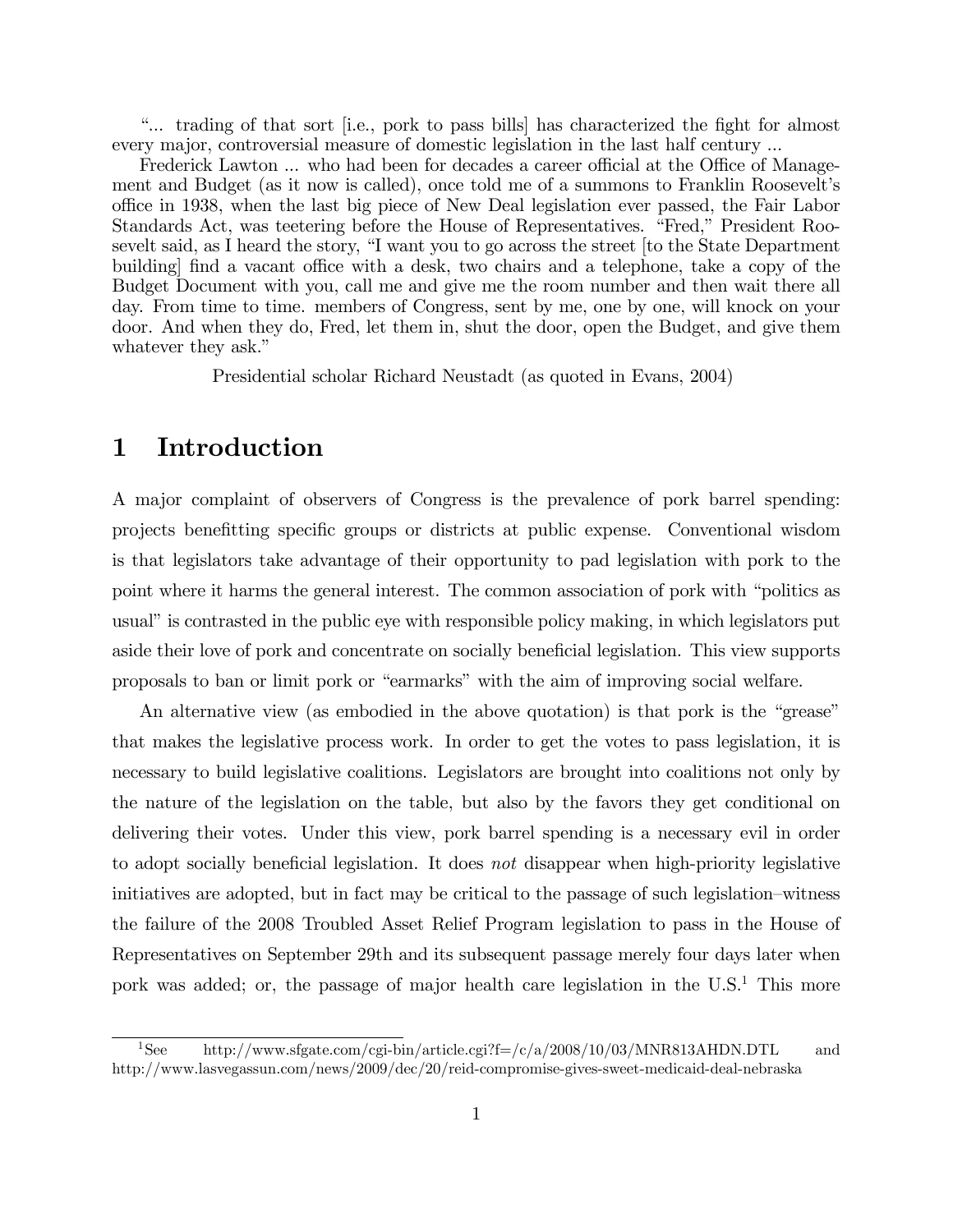"... trading of that sort [i.e., pork to pass bills] has characterized the fight for almost every major, controversial measure of domestic legislation in the last half century ...

Frederick Lawton ... who had been for decades a career official at the Office of Management and Budget (as it now is called), once told me of a summons to Franklin Roosevelt's office in 1938, when the last big piece of New Deal legislation ever passed, the Fair Labor Standards Act, was teetering before the House of Representatives. "Fred," President Roosevelt said, as I heard the story, "I want you to go across the street [to the State Department building] find a vacant office with a desk, two chairs and a telephone, take a copy of the Budget Document with you, call me and give me the room number and then wait there all day. From time to time. members of Congress, sent by me, one by one, will knock on your door. And when they do, Fred, let them in, shut the door, open the Budget, and give them whatever they ask."

Presidential scholar Richard Neustadt (as quoted in Evans, 2004)

# 1 Introduction

A major complaint of observers of Congress is the prevalence of pork barrel spending: projects benefitting specific groups or districts at public expense. Conventional wisdom is that legislators take advantage of their opportunity to pad legislation with pork to the point where it harms the general interest. The common association of pork with "politics as usual" is contrasted in the public eye with responsible policy making, in which legislators put aside their love of pork and concentrate on socially beneficial legislation. This view supports proposals to ban or limit pork or "earmarks" with the aim of improving social welfare.

An alternative view (as embodied in the above quotation) is that pork is the "grease" that makes the legislative process work. In order to get the votes to pass legislation, it is necessary to build legislative coalitions. Legislators are brought into coalitions not only by the nature of the legislation on the table, but also by the favors they get conditional on delivering their votes. Under this view, pork barrel spending is a necessary evil in order to adopt socially beneficial legislation. It does *not* disappear when high-priority legislative initiatives are adopted, but in fact may be critical to the passage of such legislation–witness the failure of the 2008 Troubled Asset Relief Program legislation to pass in the House of Representatives on September 29th and its subsequent passage merely four days later when pork was added; or, the passage of major health care legislation in the U.S.[1] This more

[1] See http://www.sfgate.com/cgi-bin/article.cgi?f=/c/a/2008/10/03/MNR813AHDN.DTL and http://www.lasvegassun.com/news/2009/dec/20/reid-compromise-gives-sweet-medicaid-deal-nebraska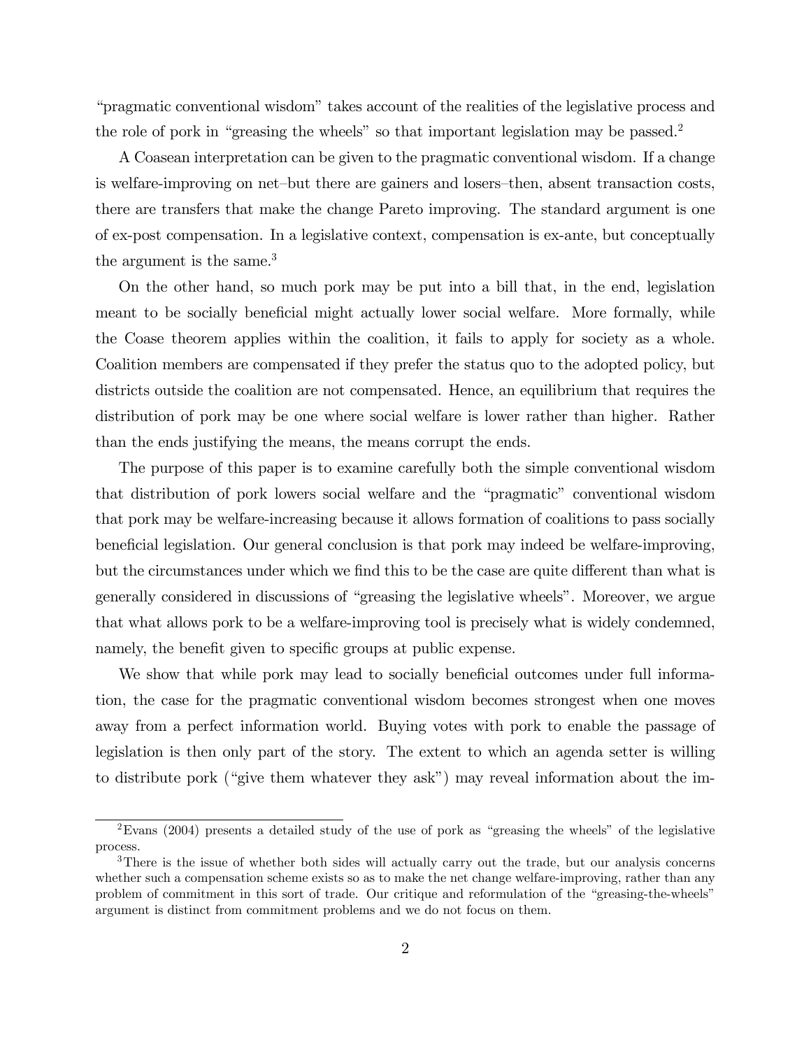"pragmatic conventional wisdom" takes account of the realities of the legislative process and the role of pork in "greasing the wheels" so that important legislation may be passed.[2]

A Coasean interpretation can be given to the pragmatic conventional wisdom. If a change is welfare-improving on net–but there are gainers and losers–then, absent transaction costs, there are transfers that make the change Pareto improving. The standard argument is one of ex-post compensation. In a legislative context, compensation is ex-ante, but conceptually the argument is the same.[3]

On the other hand, so much pork may be put into a bill that, in the end, legislation meant to be socially beneficial might actually lower social welfare. More formally, while the Coase theorem applies within the coalition, it fails to apply for society as a whole. Coalition members are compensated if they prefer the status quo to the adopted policy, but districts outside the coalition are not compensated. Hence, an equilibrium that requires the distribution of pork may be one where social welfare is lower rather than higher. Rather than the ends justifying the means, the means corrupt the ends.

The purpose of this paper is to examine carefully both the simple conventional wisdom that distribution of pork lowers social welfare and the "pragmatic" conventional wisdom that pork may be welfare-increasing because it allows formation of coalitions to pass socially beneficial legislation. Our general conclusion is that pork may indeed be welfare-improving, but the circumstances under which we find this to be the case are quite different than what is generally considered in discussions of "greasing the legislative wheels". Moreover, we argue that what allows pork to be a welfare-improving tool is precisely what is widely condemned, namely, the benefit given to specific groups at public expense.

We show that while pork may lead to socially beneficial outcomes under full information, the case for the pragmatic conventional wisdom becomes strongest when one moves away from a perfect information world. Buying votes with pork to enable the passage of legislation is then only part of the story. The extent to which an agenda setter is willing to distribute pork ("give them whatever they ask") may reveal information about the im-

[2] Evans (2004) presents a detailed study of the use of pork as "greasing the wheels" of the legislative process.

[3] There is the issue of whether both sides will actually carry out the trade, but our analysis concerns whether such a compensation scheme exists so as to make the net change welfare-improving, rather than any problem of commitment in this sort of trade. Our critique and reformulation of the "greasing-the-wheels" argument is distinct from commitment problems and we do not focus on them.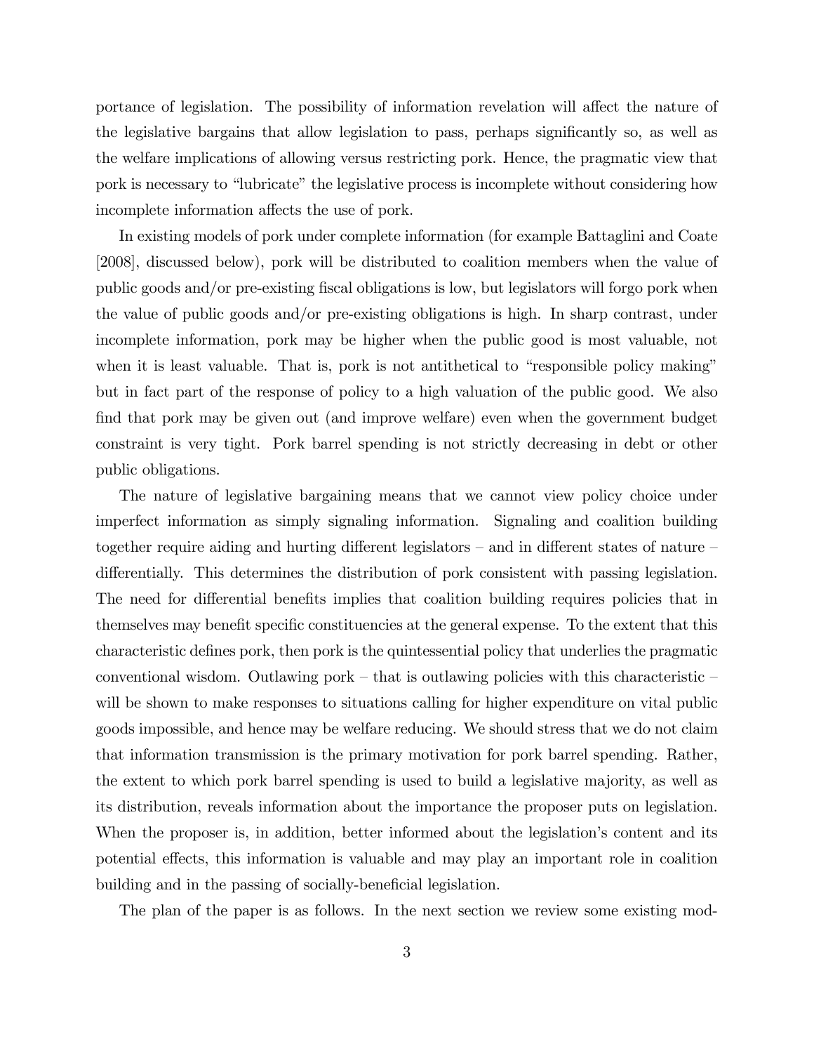portance of legislation. The possibility of information revelation will affect the nature of the legislative bargains that allow legislation to pass, perhaps significantly so, as well as the welfare implications of allowing versus restricting pork. Hence, the pragmatic view that pork is necessary to "lubricate" the legislative process is incomplete without considering how incomplete information affects the use of pork.

In existing models of pork under complete information (for example Battaglini and Coate [2008], discussed below), pork will be distributed to coalition members when the value of public goods and/or pre-existing fiscal obligations is low, but legislators will forgo pork when the value of public goods and/or pre-existing obligations is high. In sharp contrast, under incomplete information, pork may be higher when the public good is most valuable, not when it is least valuable. That is, pork is not antithetical to "responsible policy making" but in fact part of the response of policy to a high valuation of the public good. We also find that pork may be given out (and improve welfare) even when the government budget constraint is very tight. Pork barrel spending is not strictly decreasing in debt or other public obligations.

The nature of legislative bargaining means that we cannot view policy choice under imperfect information as simply signaling information. Signaling and coalition building together require aiding and hurting different legislators – and in different states of nature – differentially. This determines the distribution of pork consistent with passing legislation. The need for differential benefits implies that coalition building requires policies that in themselves may benefit specific constituencies at the general expense. To the extent that this characteristic defines pork, then pork is the quintessential policy that underlies the pragmatic conventional wisdom. Outlawing pork – that is outlawing policies with this characteristic – will be shown to make responses to situations calling for higher expenditure on vital public goods impossible, and hence may be welfare reducing. We should stress that we do not claim that information transmission is the primary motivation for pork barrel spending. Rather, the extent to which pork barrel spending is used to build a legislative majority, as well as its distribution, reveals information about the importance the proposer puts on legislation. When the proposer is, in addition, better informed about the legislation's content and its potential effects, this information is valuable and may play an important role in coalition building and in the passing of socially-beneficial legislation.

The plan of the paper is as follows. In the next section we review some existing mod-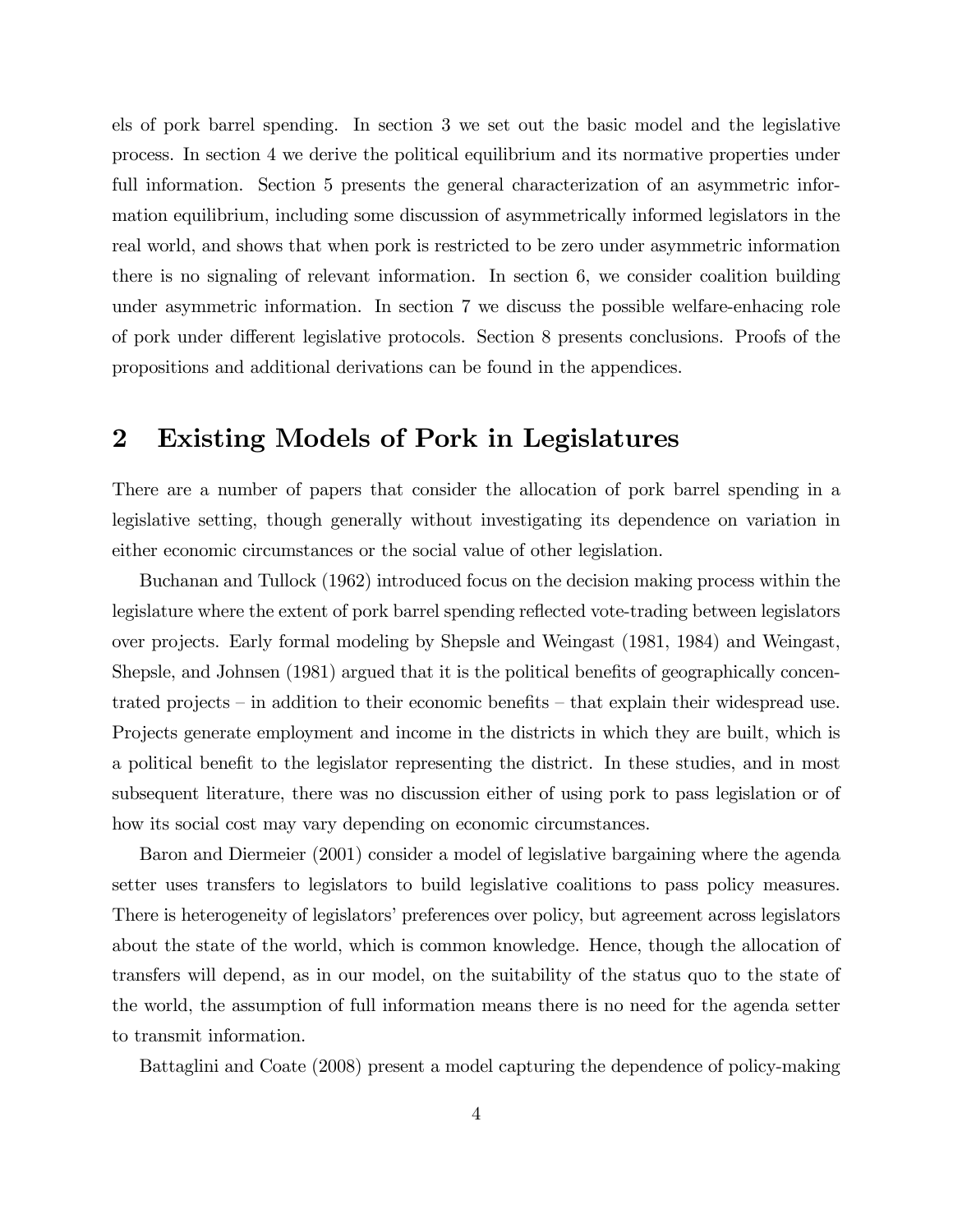els of pork barrel spending. In section 3 we set out the basic model and the legislative process. In section 4 we derive the political equilibrium and its normative properties under full information. Section 5 presents the general characterization of an asymmetric information equilibrium, including some discussion of asymmetrically informed legislators in the real world, and shows that when pork is restricted to be zero under asymmetric information there is no signaling of relevant information. In section 6, we consider coalition building under asymmetric information. In section 7 we discuss the possible welfare-enhacing role of pork under different legislative protocols. Section 8 presents conclusions. Proofs of the propositions and additional derivations can be found in the appendices.

## 2 Existing Models of Pork in Legislatures

There are a number of papers that consider the allocation of pork barrel spending in a legislative setting, though generally without investigating its dependence on variation in either economic circumstances or the social value of other legislation.

Buchanan and Tullock (1962) introduced focus on the decision making process within the legislature where the extent of pork barrel spending reflected vote-trading between legislators over projects. Early formal modeling by Shepsle and Weingast (1981, 1984) and Weingast, Shepsle, and Johnsen (1981) argued that it is the political benefits of geographically concentrated projects – in addition to their economic benefits – that explain their widespread use. Projects generate employment and income in the districts in which they are built, which is a political benefit to the legislator representing the district. In these studies, and in most subsequent literature, there was no discussion either of using pork to pass legislation or of how its social cost may vary depending on economic circumstances.

Baron and Diermeier (2001) consider a model of legislative bargaining where the agenda setter uses transfers to legislators to build legislative coalitions to pass policy measures. There is heterogeneity of legislators' preferences over policy, but agreement across legislators about the state of the world, which is common knowledge. Hence, though the allocation of transfers will depend, as in our model, on the suitability of the status quo to the state of the world, the assumption of full information means there is no need for the agenda setter to transmit information.

Battaglini and Coate (2008) present a model capturing the dependence of policy-making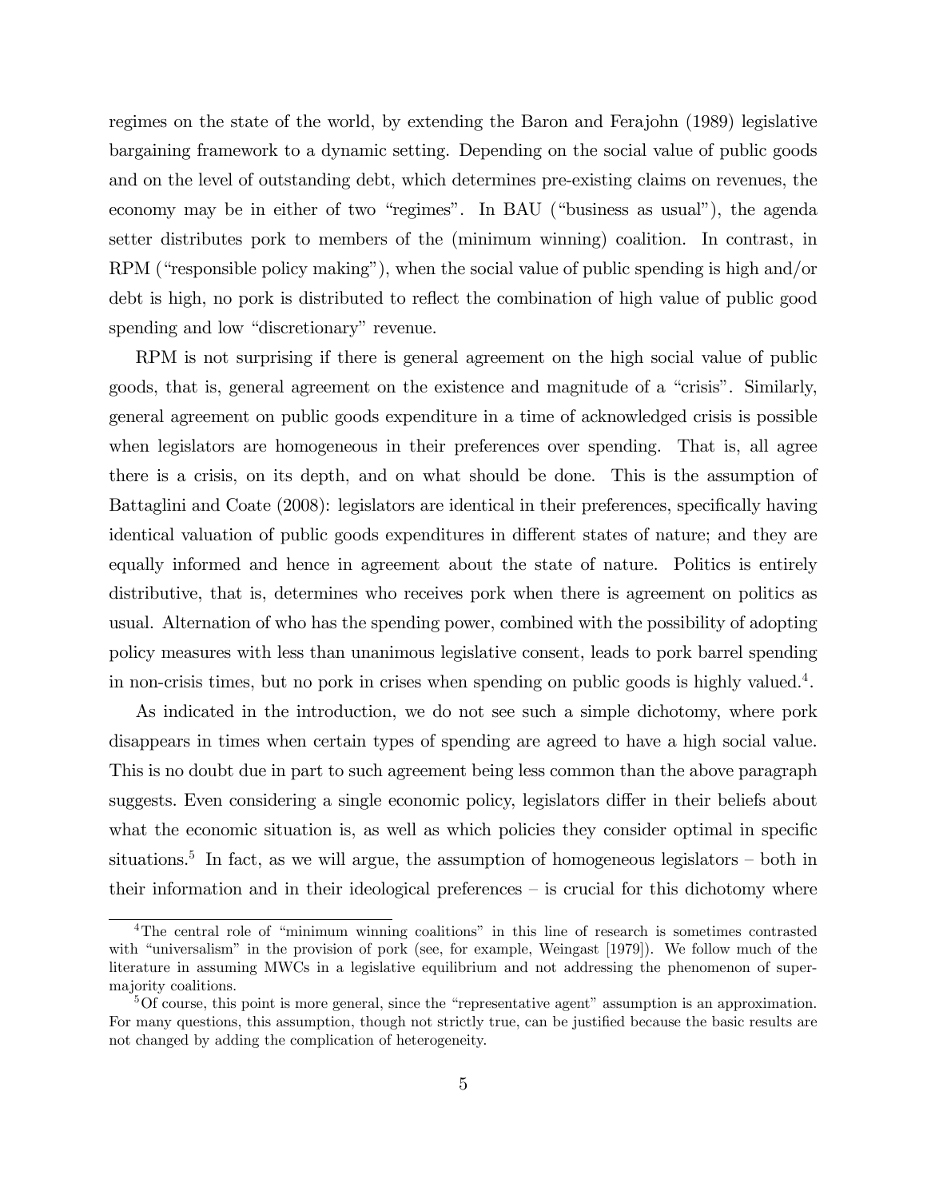regimes on the state of the world, by extending the Baron and Ferajohn (1989) legislative bargaining framework to a dynamic setting. Depending on the social value of public goods and on the level of outstanding debt, which determines pre-existing claims on revenues, the economy may be in either of two "regimes". In BAU ("business as usual"), the agenda setter distributes pork to members of the (minimum winning) coalition. In contrast, in RPM ("responsible policy making"), when the social value of public spending is high and/or debt is high, no pork is distributed to reflect the combination of high value of public good spending and low "discretionary" revenue.

RPM is not surprising if there is general agreement on the high social value of public goods, that is, general agreement on the existence and magnitude of a "crisis". Similarly, general agreement on public goods expenditure in a time of acknowledged crisis is possible when legislators are homogeneous in their preferences over spending. That is, all agree there is a crisis, on its depth, and on what should be done. This is the assumption of Battaglini and Coate (2008): legislators are identical in their preferences, specifically having identical valuation of public goods expenditures in different states of nature; and they are equally informed and hence in agreement about the state of nature. Politics is entirely distributive, that is, determines who receives pork when there is agreement on politics as usual. Alternation of who has the spending power, combined with the possibility of adopting policy measures with less than unanimous legislative consent, leads to pork barrel spending in non-crisis times, but no pork in crises when spending on public goods is highly valued.[4].

As indicated in the introduction, we do not see such a simple dichotomy, where pork disappears in times when certain types of spending are agreed to have a high social value. This is no doubt due in part to such agreement being less common than the above paragraph suggests. Even considering a single economic policy, legislators differ in their beliefs about what the economic situation is, as well as which policies they consider optimal in specific situations.[5] In fact, as we will argue, the assumption of homogeneous legislators – both in their information and in their ideological preferences – is crucial for this dichotomy where

[4]The central role of "minimum winning coalitions" in this line of research is sometimes contrasted with "universalism" in the provision of pork (see, for example, Weingast [1979]). We follow much of the literature in assuming MWCs in a legislative equilibrium and not addressing the phenomenon of super-majority coalitions.

[5]Of course, this point is more general, since the "representative agent" assumption is an approximation. For many questions, this assumption, though not strictly true, can be justified because the basic results are not changed by adding the complication of heterogeneity.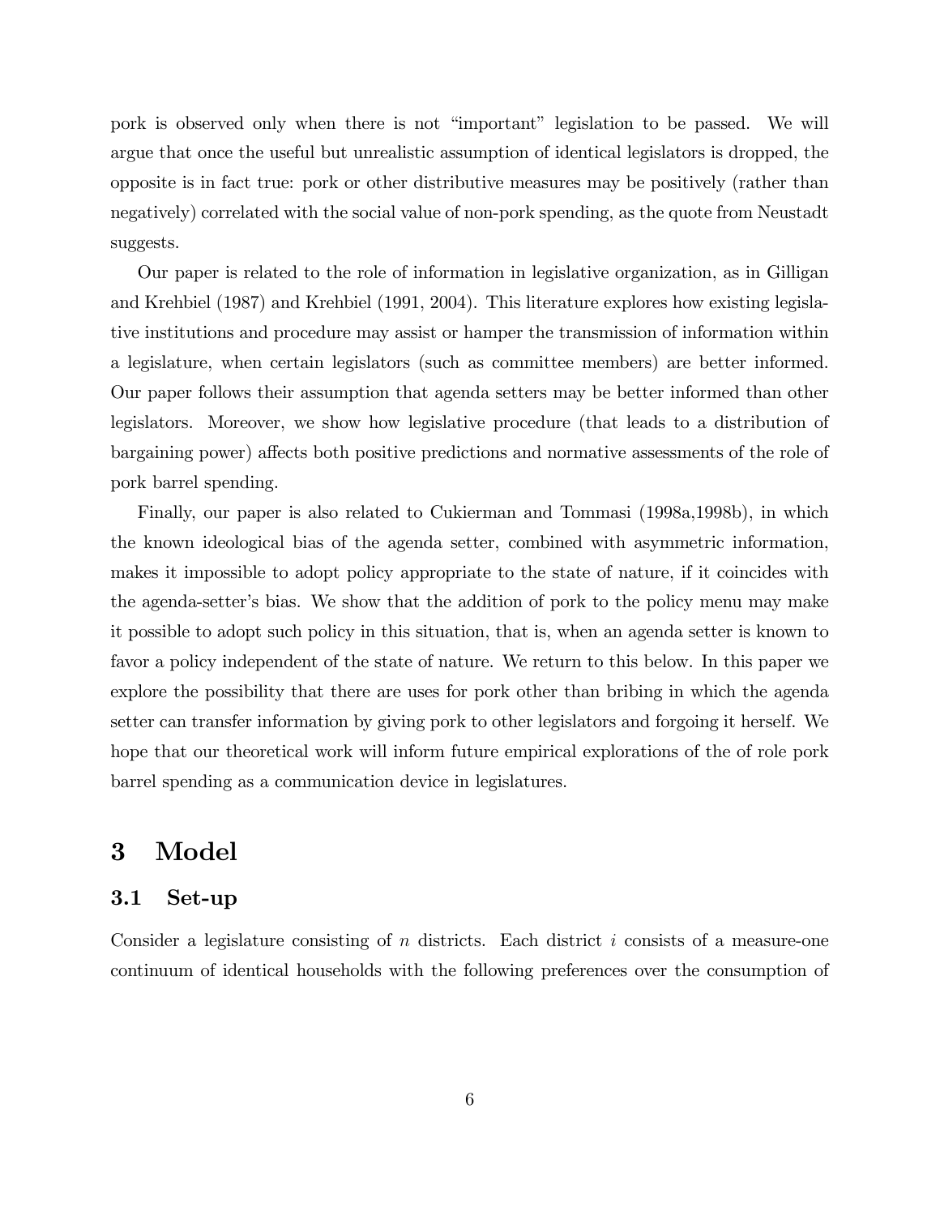pork is observed only when there is not "important" legislation to be passed. We will argue that once the useful but unrealistic assumption of identical legislators is dropped, the opposite is in fact true: pork or other distributive measures may be positively (rather than negatively) correlated with the social value of non-pork spending, as the quote from Neustadt suggests.

Our paper is related to the role of information in legislative organization, as in Gilligan and Krehbiel (1987) and Krehbiel (1991, 2004). This literature explores how existing legislative institutions and procedure may assist or hamper the transmission of information within a legislature, when certain legislators (such as committee members) are better informed. Our paper follows their assumption that agenda setters may be better informed than other legislators. Moreover, we show how legislative procedure (that leads to a distribution of bargaining power) affects both positive predictions and normative assessments of the role of pork barrel spending.

Finally, our paper is also related to Cukierman and Tommasi (1998a,1998b), in which the known ideological bias of the agenda setter, combined with asymmetric information, makes it impossible to adopt policy appropriate to the state of nature, if it coincides with the agenda-setter's bias. We show that the addition of pork to the policy menu may make it possible to adopt such policy in this situation, that is, when an agenda setter is known to favor a policy independent of the state of nature. We return to this below. In this paper we explore the possibility that there are uses for pork other than bribing in which the agenda setter can transfer information by giving pork to other legislators and forgoing it herself. We hope that our theoretical work will inform future empirical explorations of the of role pork barrel spending as a communication device in legislatures.

# 3 Model

## 3.1 Set-up

Consider a legislature consisting of $n$ districts. Each district $i$ consists of a measure-one continuum of identical households with the following preferences over the consumption of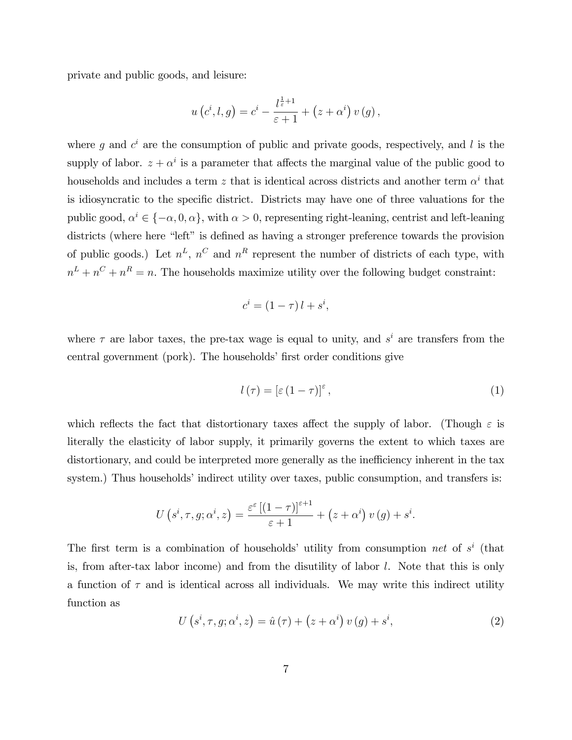private and public goods, and leisure:

$$u\left(c^{i}, l, g\right) = c^{i} - \frac{l^{\frac{1}{\varepsilon}+1}}{\varepsilon+1} + \left(z+\alpha^{i}\right) v\left(g\right),$$

where $g$ and $c^{i}$ are the consumption of public and private goods, respectively, and $l$ is the supply of labor. $z+\alpha^{i}$ is a parameter that affects the marginal value of the public good to households and includes a term $z$ that is identical across districts and another term $\alpha^{i}$ that is idiosyncratic to the specific district. Districts may have one of three valuations for the public good, $\alpha^{i} \in \{-\alpha, 0, \alpha\}$, with $\alpha > 0$, representing right-leaning, centrist and left-leaning districts (where here "left" is defined as having a stronger preference towards the provision of public goods.) Let $n^{L}$, $n^{C}$ and $n^{R}$ represent the number of districts of each type, with $n^{L}+n^{C}+n^{R}=n$. The households maximize utility over the following budget constraint:

$$c^{i} = \left(1-\tau\right) l + s^{i},$$

where $\tau$ are labor taxes, the pre-tax wage is equal to unity, and $s^{i}$ are transfers from the central government (pork). The households' first order conditions give

$$l\left(\tau\right) = \left[\varepsilon\left(1-\tau\right)\right]^{\varepsilon}, \tag{1}$$

which reflects the fact that distortionary taxes affect the supply of labor. (Though $\varepsilon$ is literally the elasticity of labor supply, it primarily governs the extent to which taxes are distortionary, and could be interpreted more generally as the inefficiency inherent in the tax system.) Thus households' indirect utility over taxes, public consumption, and transfers is:

$$U\left(s^{i}, \tau, g; \alpha^{i}, z\right) = \frac{\varepsilon^{\varepsilon}\left[\left(1-\tau\right)\right]^{\varepsilon+1}}{\varepsilon+1} + \left(z+\alpha^{i}\right) v\left(g\right) + s^{i}.$$

The first term is a combination of households' utility from consumption *net* of $s^{i}$ (that is, from after-tax labor income) and from the disutility of labor $l$. Note that this is only a function of $\tau$ and is identical across all individuals. We may write this indirect utility function as

$$U\left(s^{i}, \tau, g; \alpha^{i}, z\right) = \hat{u}\left(\tau\right) + \left(z+\alpha^{i}\right) v\left(g\right) + s^{i}, \tag{2}$$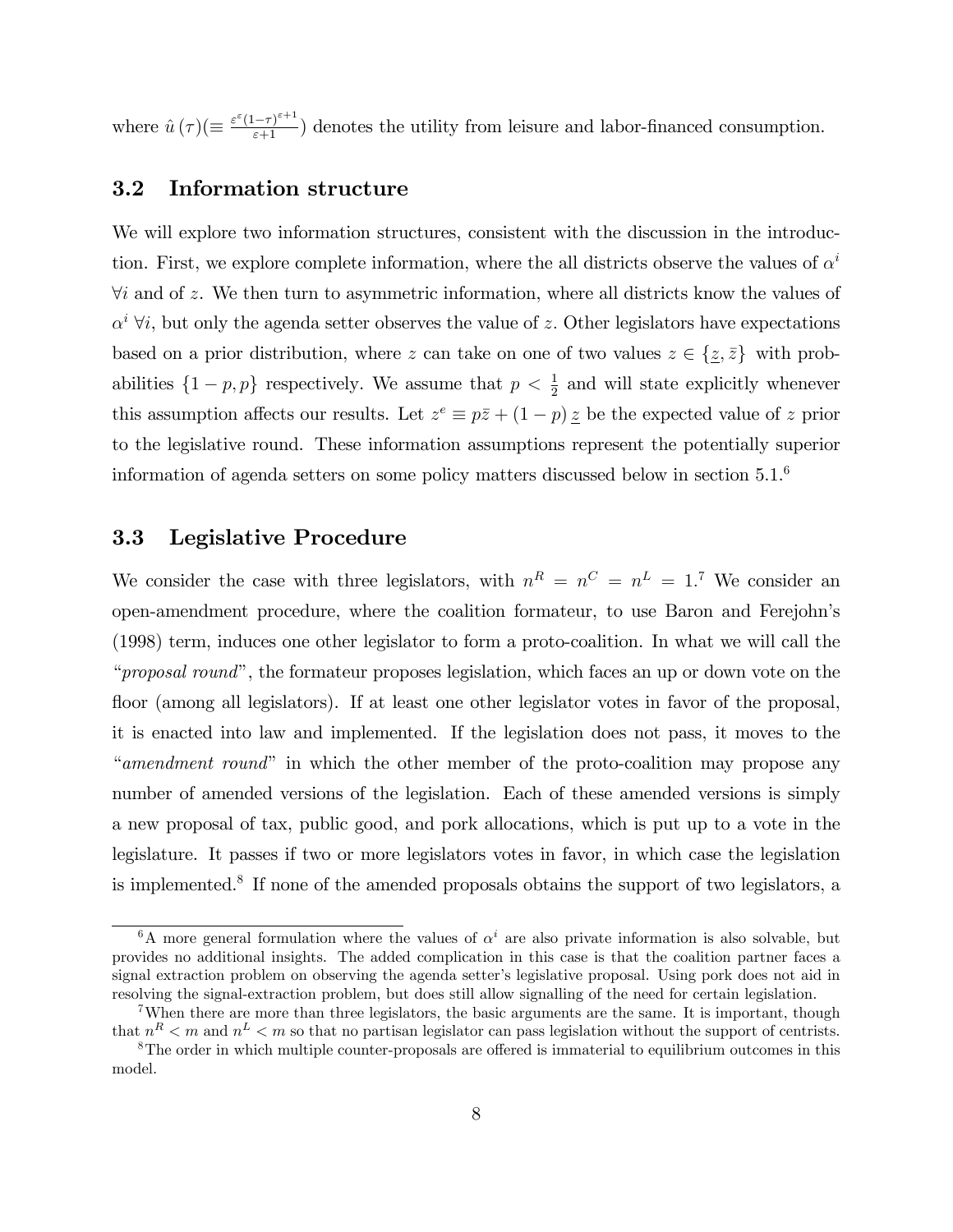where $\hat{u}(\tau)(\equiv \frac{\varepsilon^{\varepsilon}(1-\tau)^{\varepsilon+1}}{\varepsilon+1})$ denotes the utility from leisure and labor-financed consumption.

## 3.2 Information structure

We will explore two information structures, consistent with the discussion in the introduction. First, we explore complete information, where the all districts observe the values of $\alpha^i$ $\forall i$ and of $z$. We then turn to asymmetric information, where all districts know the values of $\alpha^i$ $\forall i$, but only the agenda setter observes the value of $z$. Other legislators have expectations based on a prior distribution, where $z$ can take on one of two values $z \in \{\underline{z}, \bar{z}\}$ with probabilities $\{1-p, p\}$ respectively. We assume that $p < \frac{1}{2}$ and will state explicitly whenever this assumption affects our results. Let $z^e \equiv p\bar{z} + (1-p)\underline{z}$ be the expected value of $z$ prior to the legislative round. These information assumptions represent the potentially superior information of agenda setters on some policy matters discussed below in section 5.1.[6]

## 3.3 Legislative Procedure

We consider the case with three legislators, with $n^R = n^C = n^L = 1$.[7] We consider an open-amendment procedure, where the coalition formateur, to use Baron and Ferejohn's (1998) term, induces one other legislator to form a proto-coalition. In what we will call the "*proposal round*", the formateur proposes legislation, which faces an up or down vote on the floor (among all legislators). If at least one other legislator votes in favor of the proposal, it is enacted into law and implemented. If the legislation does not pass, it moves to the "*amendment round*" in which the other member of the proto-coalition may propose any number of amended versions of the legislation. Each of these amended versions is simply a new proposal of tax, public good, and pork allocations, which is put up to a vote in the legislature. It passes if two or more legislators votes in favor, in which case the legislation is implemented.[8] If none of the amended proposals obtains the support of two legislators, a

[6] A more general formulation where the values of $\alpha^i$ are also private information is also solvable, but provides no additional insights. The added complication in this case is that the coalition partner faces a signal extraction problem on observing the agenda setter's legislative proposal. Using pork does not aid in resolving the signal-extraction problem, but does still allow signalling of the need for certain legislation.

[7] When there are more than three legislators, the basic arguments are the same. It is important, though that $n^R < m$ and $n^L < m$ so that no partisan legislator can pass legislation without the support of centrists.

[8] The order in which multiple counter-proposals are offered is immaterial to equilibrium outcomes in this model.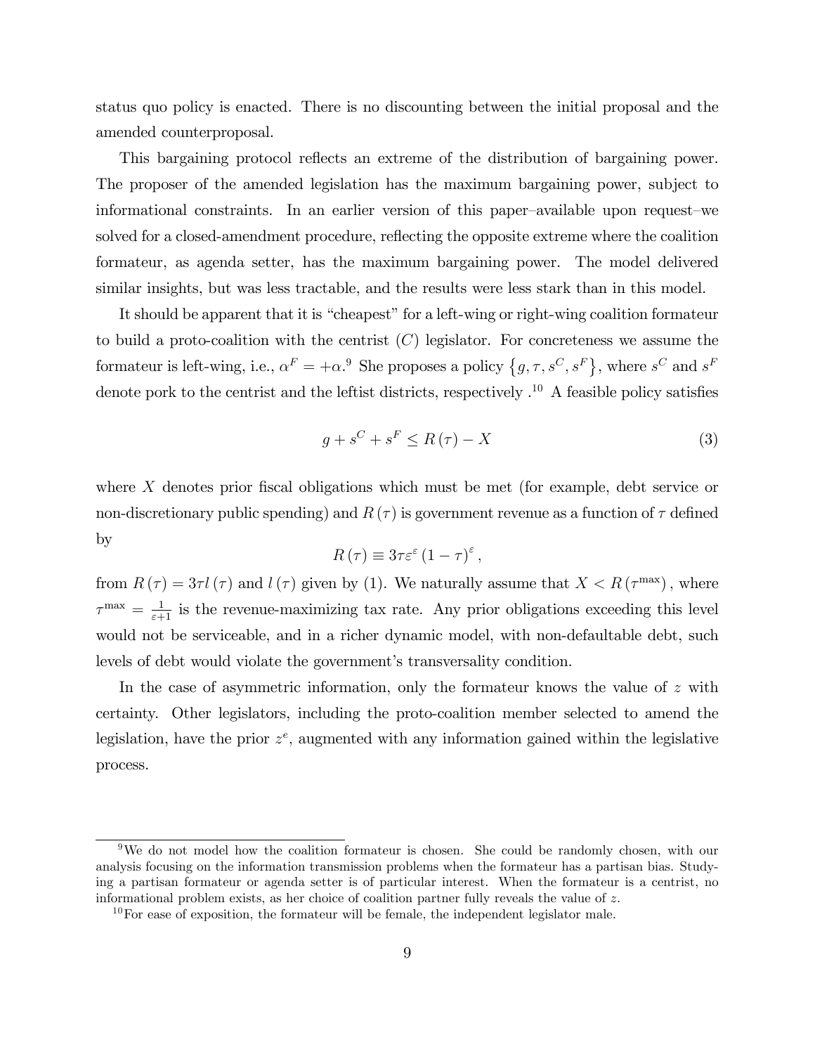status quo policy is enacted. There is no discounting between the initial proposal and the amended counterproposal.

This bargaining protocol reflects an extreme of the distribution of bargaining power. The proposer of the amended legislation has the maximum bargaining power, subject to informational constraints. In an earlier version of this paper–available upon request–we solved for a closed-amendment procedure, reflecting the opposite extreme where the coalition formateur, as agenda setter, has the maximum bargaining power. The model delivered similar insights, but was less tractable, and the results were less stark than in this model.

It should be apparent that it is "cheapest" for a left-wing or right-wing coalition formateur to build a proto-coalition with the centrist ($C$) legislator. For concreteness we assume the formateur is left-wing, i.e., $\alpha^F = +\alpha$.[9] She proposes a policy $\{g, \tau, s^C, s^F\}$, where $s^C$ and $s^F$ denote pork to the centrist and the leftist districts, respectively .[10] A feasible policy satisfies

$$g + s^C + s^F \leq R(\tau) - X \tag{3}$$

where $X$ denotes prior fiscal obligations which must be met (for example, debt service or non-discretionary public spending) and $R(\tau)$ is government revenue as a function of $\tau$ defined by

$$R(\tau) \equiv 3\tau\varepsilon^{\varepsilon}(1-\tau)^{\varepsilon},$$

from $R(\tau) = 3\tau l(\tau)$ and $l(\tau)$ given by (1). We naturally assume that $X < R(\tau^{\max})$, where $\tau^{\max} = \frac{1}{\varepsilon+1}$ is the revenue-maximizing tax rate. Any prior obligations exceeding this level would not be serviceable, and in a richer dynamic model, with non-defaultable debt, such levels of debt would violate the government's transversality condition.

In the case of asymmetric information, only the formateur knows the value of $z$ with certainty. Other legislators, including the proto-coalition member selected to amend the legislation, have the prior $z^e$, augmented with any information gained within the legislative process.

[9] We do not model how the coalition formateur is chosen. She could be randomly chosen, with our analysis focusing on the information transmission problems when the formateur has a partisan bias. Studying a partisan formateur or agenda setter is of particular interest. When the formateur is a centrist, no informational problem exists, as her choice of coalition partner fully reveals the value of $z$.

[10] For ease of exposition, the formateur will be female, the independent legislator male.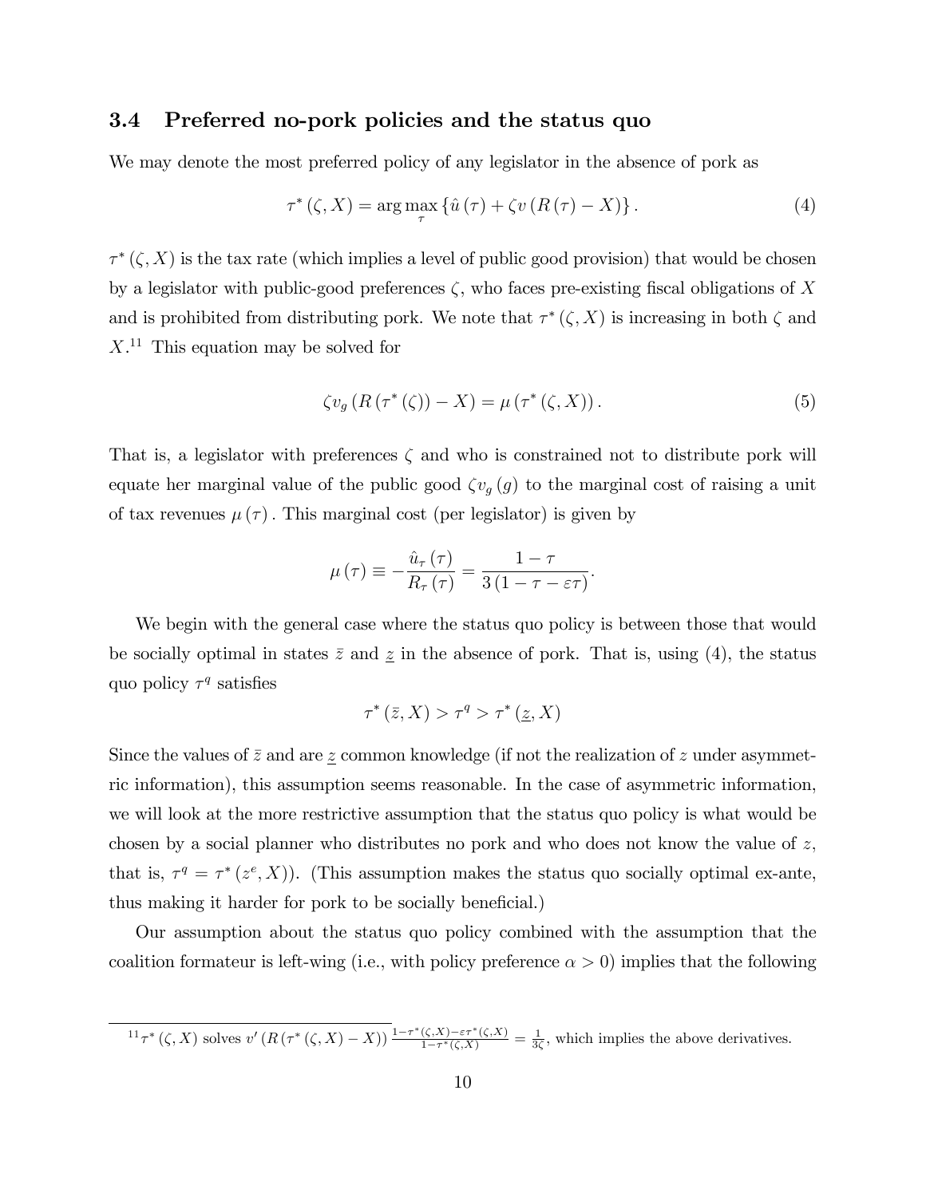### 3.4 Preferred no-pork policies and the status quo

We may denote the most preferred policy of any legislator in the absence of pork as

$$\tau^*(\zeta, X) = \arg\max_{\tau} \{\hat{u}(\tau) + \zeta v(R(\tau) - X)\}. \tag{4}$$

$\tau^*(\zeta, X)$ is the tax rate (which implies a level of public good provision) that would be chosen by a legislator with public-good preferences $\zeta$, who faces pre-existing fiscal obligations of $X$ and is prohibited from distributing pork. We note that $\tau^*(\zeta, X)$ is increasing in both $\zeta$ and $X$.[11] This equation may be solved for

$$\zeta v_g(R(\tau^*(\zeta)) - X) = \mu(\tau^*(\zeta, X)). \tag{5}$$

That is, a legislator with preferences $\zeta$ and who is constrained not to distribute pork will equate her marginal value of the public good $\zeta v_g(g)$ to the marginal cost of raising a unit of tax revenues $\mu(\tau)$. This marginal cost (per legislator) is given by

$$\mu(\tau) \equiv -\frac{\hat{u}_\tau(\tau)}{R_\tau(\tau)} = \frac{1-\tau}{3(1-\tau-\varepsilon\tau)}.$$

We begin with the general case where the status quo policy is between those that would be socially optimal in states $\bar{z}$ and $\underline{z}$ in the absence of pork. That is, using (4), the status quo policy $\tau^q$ satisfies

$$\tau^*(\bar{z}, X) > \tau^q > \tau^*(\underline{z}, X)$$

Since the values of $\bar{z}$ and are $\underline{z}$ common knowledge (if not the realization of $z$ under asymmetric information), this assumption seems reasonable. In the case of asymmetric information, we will look at the more restrictive assumption that the status quo policy is what would be chosen by a social planner who distributes no pork and who does not know the value of $z$, that is, $\tau^q = \tau^*(z^e, X)$). (This assumption makes the status quo socially optimal ex-ante, thus making it harder for pork to be socially beneficial.)

Our assumption about the status quo policy combined with the assumption that the coalition formateur is left-wing (i.e., with policy preference $\alpha > 0$) implies that the following

---

[11] $\tau^*(\zeta, X)$ solves $v'(R(\tau^*(\zeta, X) - X))\frac{1-\tau^*(\zeta,X)-\varepsilon\tau^*(\zeta,X)}{1-\tau^*(\zeta,X)} = \frac{1}{3\zeta}$, which implies the above derivatives.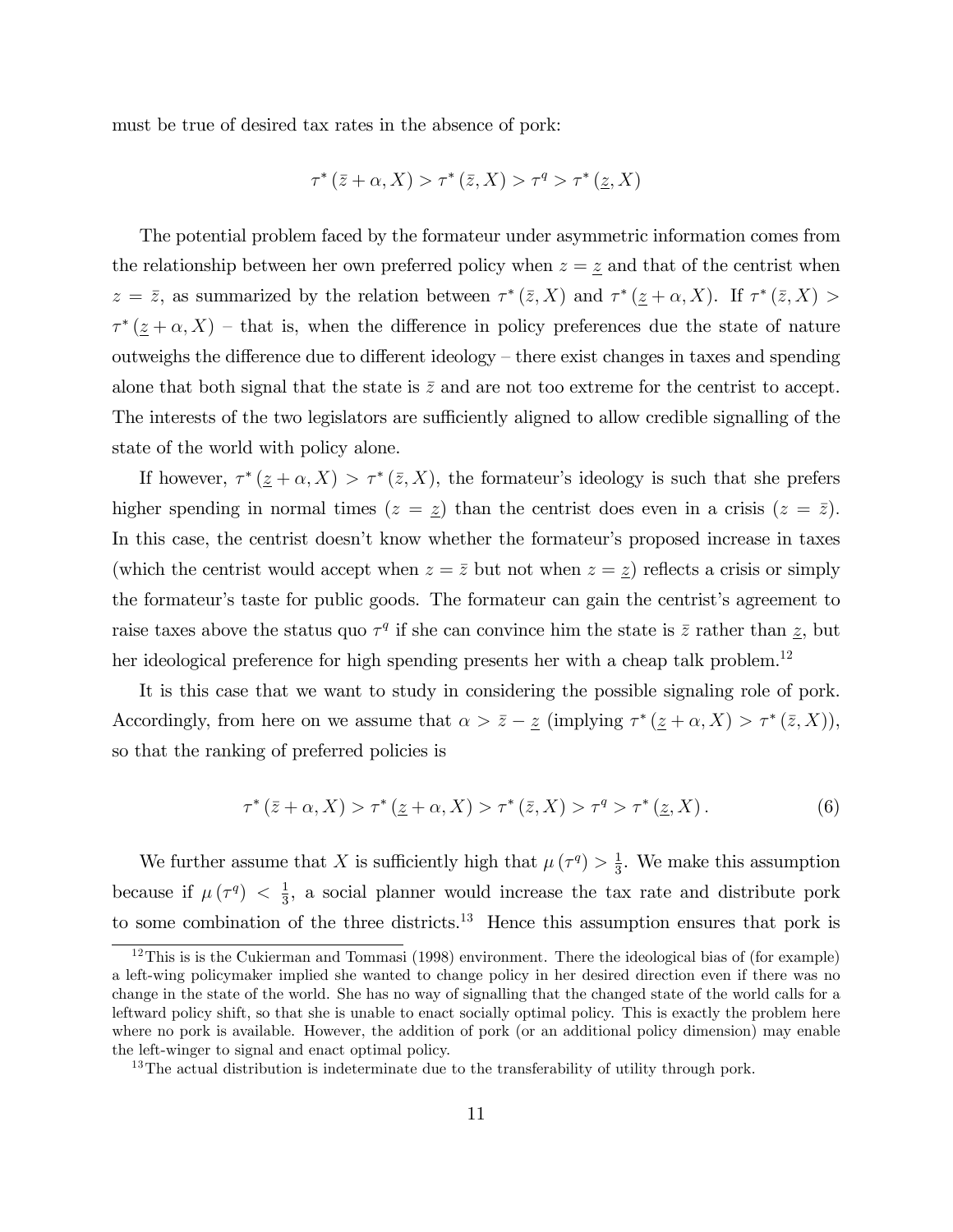must be true of desired tax rates in the absence of pork:

$$\tau^*(\bar{z}+\alpha, X) > \tau^*(\bar{z}, X) > \tau^q > \tau^*(\underline{z}, X)$$

The potential problem faced by the formateur under asymmetric information comes from the relationship between her own preferred policy when $z = \underline{z}$ and that of the centrist when $z = \bar{z}$, as summarized by the relation between $\tau^*(\bar{z}, X)$ and $\tau^*(\underline{z}+\alpha, X)$. If $\tau^*(\bar{z}, X) > \tau^*(\underline{z}+\alpha, X)$ – that is, when the difference in policy preferences due the state of nature outweighs the difference due to different ideology – there exist changes in taxes and spending alone that both signal that the state is $\bar{z}$ and are not too extreme for the centrist to accept. The interests of the two legislators are sufficiently aligned to allow credible signalling of the state of the world with policy alone.

If however, $\tau^*(\underline{z}+\alpha, X) > \tau^*(\bar{z}, X)$, the formateur's ideology is such that she prefers higher spending in normal times ($z = \underline{z}$) than the centrist does even in a crisis ($z = \bar{z}$). In this case, the centrist doesn't know whether the formateur's proposed increase in taxes (which the centrist would accept when $z = \bar{z}$ but not when $z = \underline{z}$) reflects a crisis or simply the formateur's taste for public goods. The formateur can gain the centrist's agreement to raise taxes above the status quo $\tau^q$ if she can convince him the state is $\bar{z}$ rather than $\underline{z}$, but her ideological preference for high spending presents her with a cheap talk problem.[12]

It is this case that we want to study in considering the possible signaling role of pork. Accordingly, from here on we assume that $\alpha > \bar{z} - \underline{z}$ (implying $\tau^*(\underline{z}+\alpha, X) > \tau^*(\bar{z}, X)$), so that the ranking of preferred policies is

$$\tau^*(\bar{z}+\alpha, X) > \tau^*(\underline{z}+\alpha, X) > \tau^*(\bar{z}, X) > \tau^q > \tau^*(\underline{z}, X). \tag{6}$$

We further assume that $X$ is sufficiently high that $\mu(\tau^q) > \frac{1}{3}$. We make this assumption because if $\mu(\tau^q) < \frac{1}{3}$, a social planner would increase the tax rate and distribute pork to some combination of the three districts.[13] Hence this assumption ensures that pork is

[12] This is is the Cukierman and Tommasi (1998) environment. There the ideological bias of (for example) a left-wing policymaker implied she wanted to change policy in her desired direction even if there was no change in the state of the world. She has no way of signalling that the changed state of the world calls for a leftward policy shift, so that she is unable to enact socially optimal policy. This is exactly the problem here where no pork is available. However, the addition of pork (or an additional policy dimension) may enable the left-winger to signal and enact optimal policy.

[13] The actual distribution is indeterminate due to the transferability of utility through pork.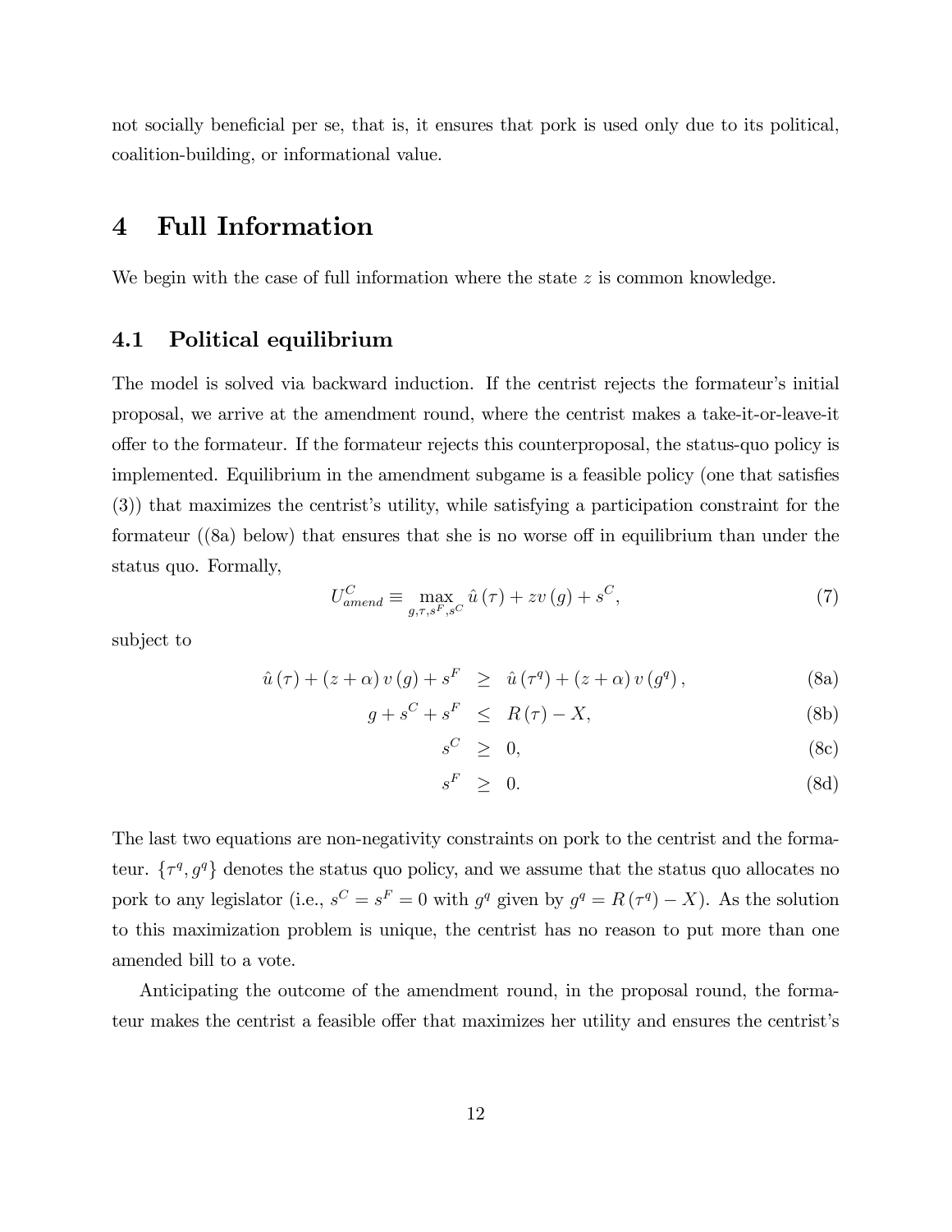not socially beneficial per se, that is, it ensures that pork is used only due to its political, coalition-building, or informational value.

# 4 Full Information

We begin with the case of full information where the state $z$ is common knowledge.

## 4.1 Political equilibrium

The model is solved via backward induction. If the centrist rejects the formateur's initial proposal, we arrive at the amendment round, where the centrist makes a take-it-or-leave-it offer to the formateur. If the formateur rejects this counterproposal, the status-quo policy is implemented. Equilibrium in the amendment subgame is a feasible policy (one that satisfies (3)) that maximizes the centrist's utility, while satisfying a participation constraint for the formateur ((8a) below) that ensures that she is no worse off in equilibrium than under the status quo. Formally,

$$U^C_{amend} \equiv \max_{g,\tau,s^F,s^C} \hat{u}(\tau) + zv(g) + s^C, \tag{7}$$

subject to

$$\hat{u}(\tau) + (z+\alpha)v(g) + s^F \geq \hat{u}(\tau^q) + (z+\alpha)v(g^q), \tag{8a}$$

$$g + s^C + s^F \leq R(\tau) - X, \tag{8b}$$

$$s^C \geq 0, \tag{8c}$$

$$s^F \geq 0. \tag{8d}$$

The last two equations are non-negativity constraints on pork to the centrist and the formateur. $\{\tau^q, g^q\}$ denotes the status quo policy, and we assume that the status quo allocates no pork to any legislator (i.e., $s^C = s^F = 0$ with $g^q$ given by $g^q = R(\tau^q) - X$). As the solution to this maximization problem is unique, the centrist has no reason to put more than one amended bill to a vote.

Anticipating the outcome of the amendment round, in the proposal round, the formateur makes the centrist a feasible offer that maximizes her utility and ensures the centrist's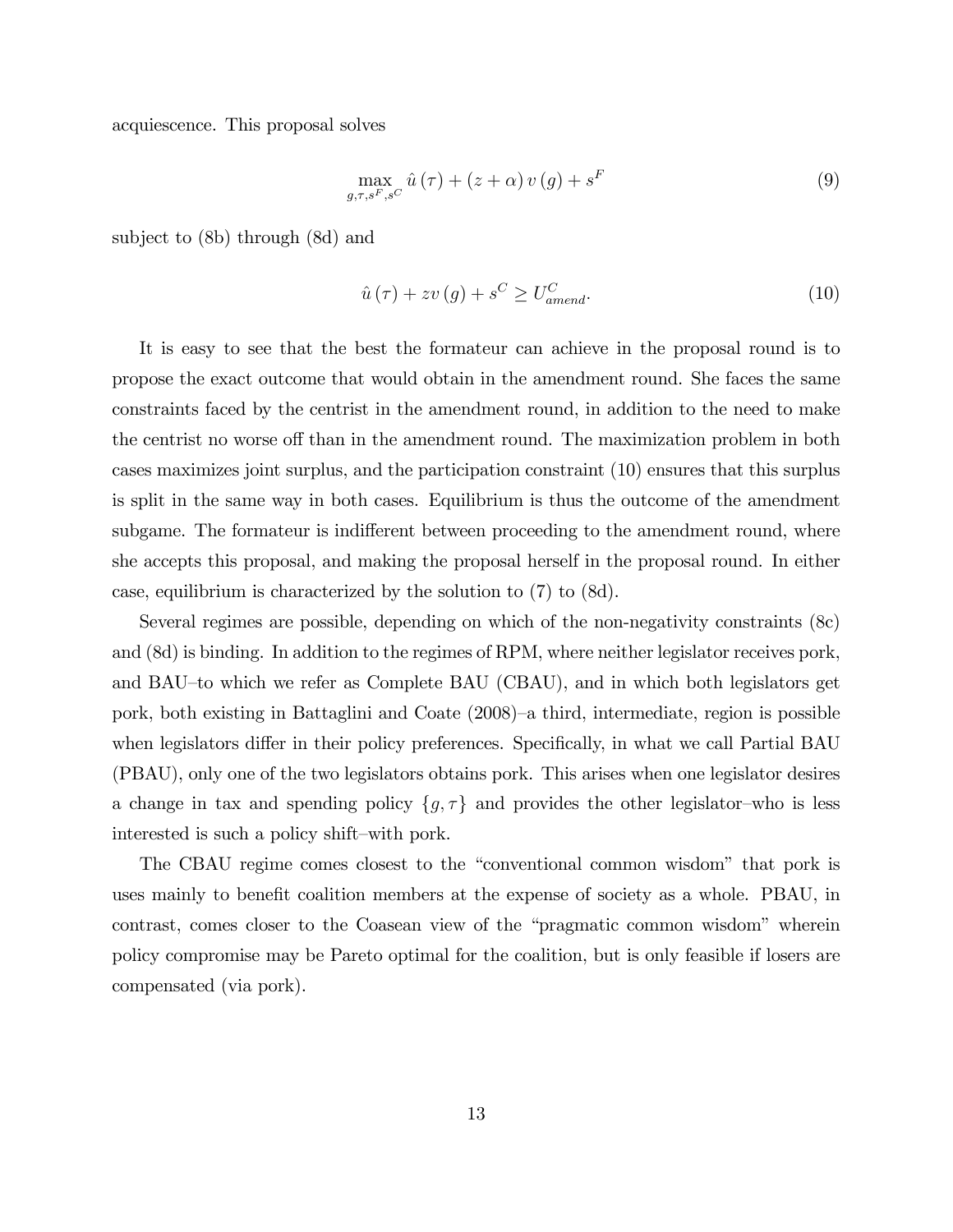acquiescence. This proposal solves

$$\max_{g,\tau,s^F,s^C} \hat{u}(\tau) + (z+\alpha)\, v(g) + s^F \tag{9}$$

subject to (8b) through (8d) and

$$\hat{u}(\tau) + zv(g) + s^C \geq U^C_{amend}. \tag{10}$$

It is easy to see that the best the formateur can achieve in the proposal round is to propose the exact outcome that would obtain in the amendment round. She faces the same constraints faced by the centrist in the amendment round, in addition to the need to make the centrist no worse off than in the amendment round. The maximization problem in both cases maximizes joint surplus, and the participation constraint (10) ensures that this surplus is split in the same way in both cases. Equilibrium is thus the outcome of the amendment subgame. The formateur is indifferent between proceeding to the amendment round, where she accepts this proposal, and making the proposal herself in the proposal round. In either case, equilibrium is characterized by the solution to (7) to (8d).

Several regimes are possible, depending on which of the non-negativity constraints (8c) and (8d) is binding. In addition to the regimes of RPM, where neither legislator receives pork, and BAU–to which we refer as Complete BAU (CBAU), and in which both legislators get pork, both existing in Battaglini and Coate (2008)–a third, intermediate, region is possible when legislators differ in their policy preferences. Specifically, in what we call Partial BAU (PBAU), only one of the two legislators obtains pork. This arises when one legislator desires a change in tax and spending policy $\{g, \tau\}$ and provides the other legislator–who is less interested is such a policy shift–with pork.

The CBAU regime comes closest to the "conventional common wisdom" that pork is uses mainly to benefit coalition members at the expense of society as a whole. PBAU, in contrast, comes closer to the Coasean view of the "pragmatic common wisdom" wherein policy compromise may be Pareto optimal for the coalition, but is only feasible if losers are compensated (via pork).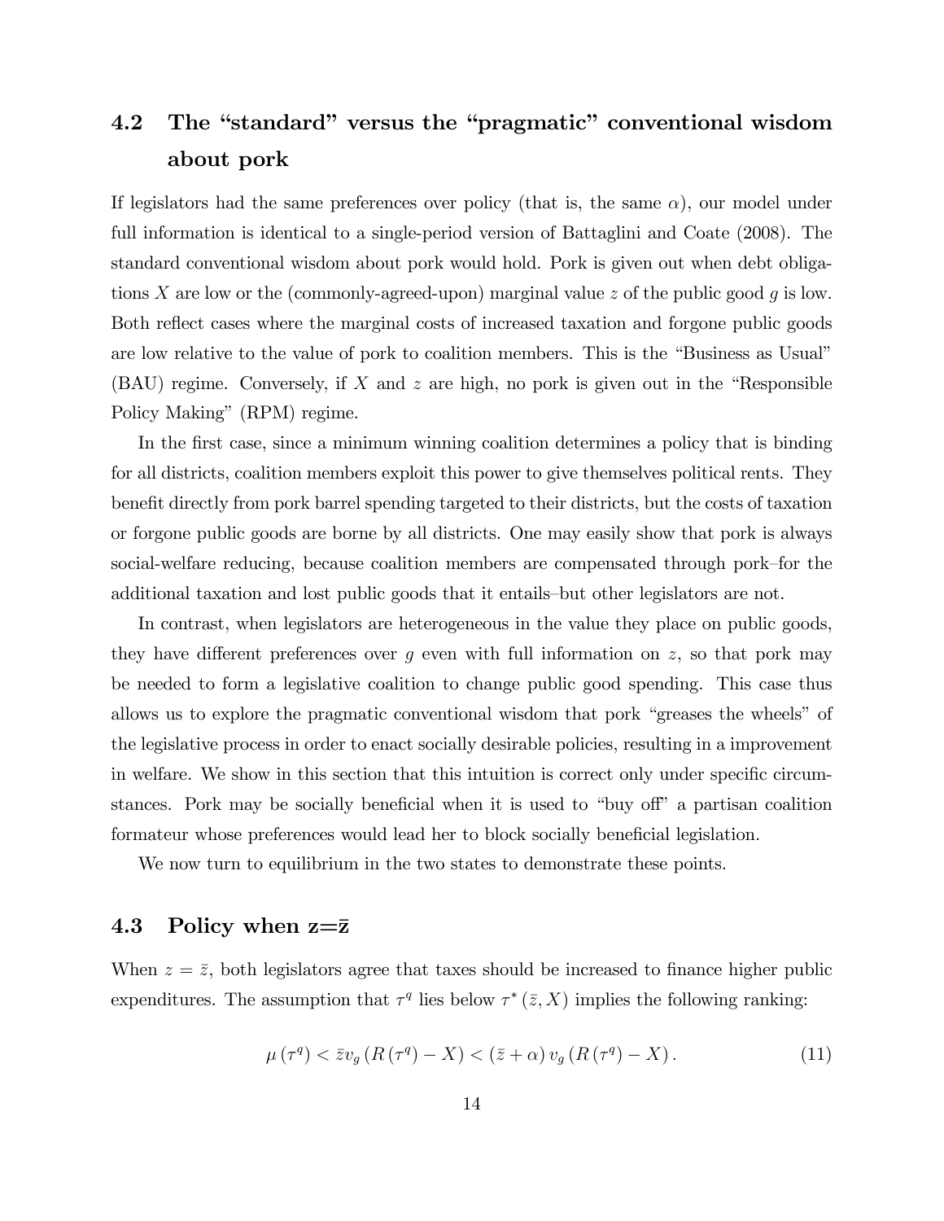## 4.2 The "standard" versus the "pragmatic" conventional wisdom about pork

If legislators had the same preferences over policy (that is, the same $\alpha$), our model under full information is identical to a single-period version of Battaglini and Coate (2008). The standard conventional wisdom about pork would hold. Pork is given out when debt obligations $X$ are low or the (commonly-agreed-upon) marginal value $z$ of the public good $g$ is low. Both reflect cases where the marginal costs of increased taxation and forgone public goods are low relative to the value of pork to coalition members. This is the "Business as Usual" (BAU) regime. Conversely, if $X$ and $z$ are high, no pork is given out in the "Responsible Policy Making" (RPM) regime.

In the first case, since a minimum winning coalition determines a policy that is binding for all districts, coalition members exploit this power to give themselves political rents. They benefit directly from pork barrel spending targeted to their districts, but the costs of taxation or forgone public goods are borne by all districts. One may easily show that pork is always social-welfare reducing, because coalition members are compensated through pork–for the additional taxation and lost public goods that it entails–but other legislators are not.

In contrast, when legislators are heterogeneous in the value they place on public goods, they have different preferences over $g$ even with full information on $z$, so that pork may be needed to form a legislative coalition to change public good spending. This case thus allows us to explore the pragmatic conventional wisdom that pork "greases the wheels" of the legislative process in order to enact socially desirable policies, resulting in a improvement in welfare. We show in this section that this intuition is correct only under specific circumstances. Pork may be socially beneficial when it is used to "buy off" a partisan coalition formateur whose preferences would lead her to block socially beneficial legislation.

We now turn to equilibrium in the two states to demonstrate these points.

## 4.3 Policy when $z=\bar{z}$

When $z = \bar{z}$, both legislators agree that taxes should be increased to finance higher public expenditures. The assumption that $\tau^q$ lies below $\tau^*(\bar{z}, X)$ implies the following ranking:

$$\mu(\tau^q) < \bar{z} v_g (R(\tau^q) - X) < (\bar{z} + \alpha) v_g (R(\tau^q) - X). \tag{11}$$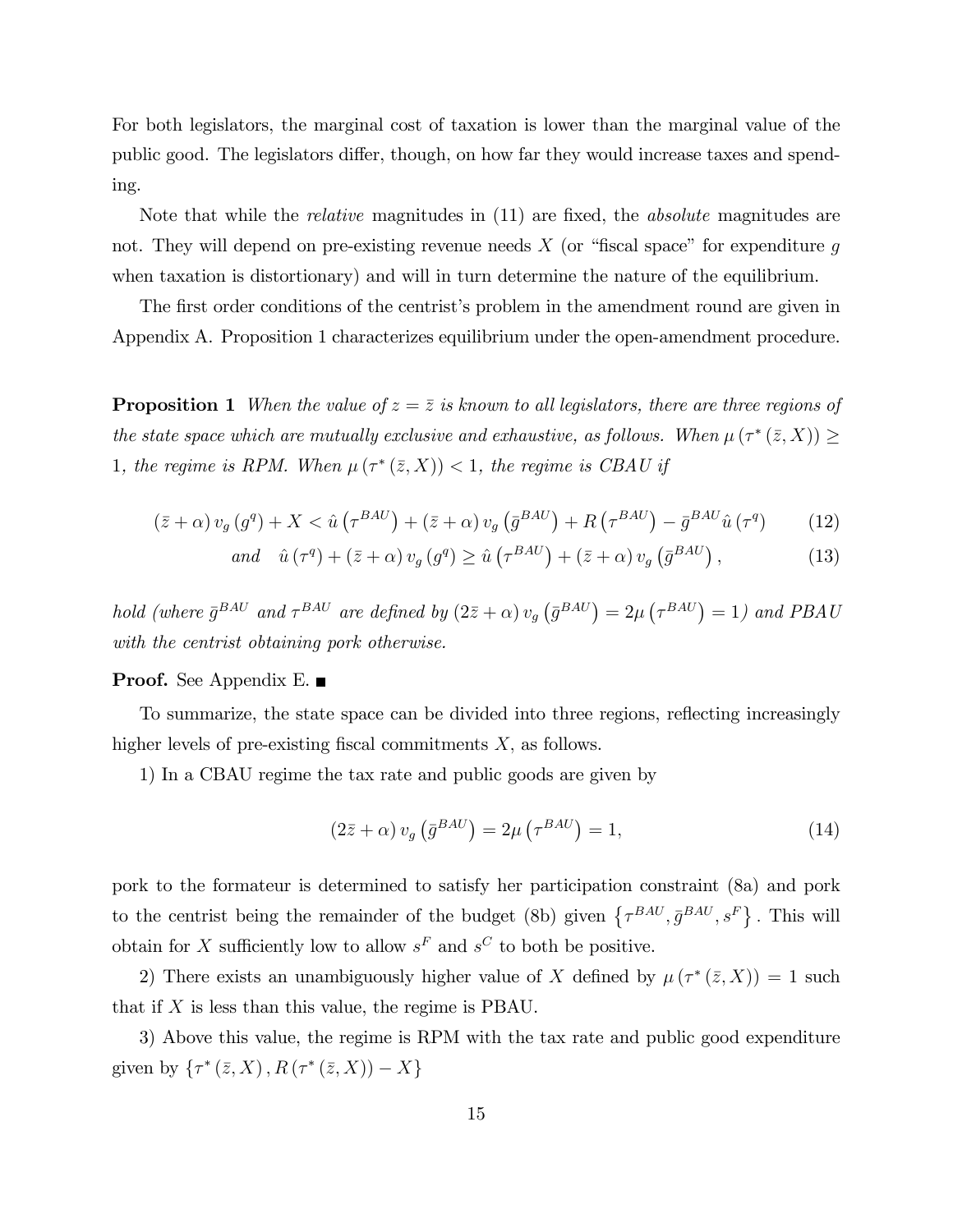For both legislators, the marginal cost of taxation is lower than the marginal value of the public good. The legislators differ, though, on how far they would increase taxes and spending.

Note that while the *relative* magnitudes in (11) are fixed, the *absolute* magnitudes are not. They will depend on pre-existing revenue needs $X$ (or "fiscal space" for expenditure $g$ when taxation is distortionary) and will in turn determine the nature of the equilibrium.

The first order conditions of the centrist's problem in the amendment round are given in Appendix A. Proposition 1 characterizes equilibrium under the open-amendment procedure.

**Proposition 1** *When the value of $z = \bar{z}$ is known to all legislators, there are three regions of the state space which are mutually exclusive and exhaustive, as follows. When $\mu(\tau^*(\bar{z}, X)) \geq 1$, the regime is RPM. When $\mu(\tau^*(\bar{z}, X)) < 1$, the regime is CBAU if*

$$(\bar{z}+\alpha) v_g(g^q) + X < \hat{u}(\tau^{BAU}) + (\bar{z}+\alpha) v_g(\bar{g}^{BAU}) + R(\tau^{BAU}) - \bar{g}^{BAU} \hat{u}(\tau^q) \tag{12}$$

$$\text{and} \quad \hat{u}(\tau^q) + (\bar{z}+\alpha) v_g(g^q) \geq \hat{u}(\tau^{BAU}) + (\bar{z}+\alpha) v_g(\bar{g}^{BAU}), \tag{13}$$

*hold (where $\bar{g}^{BAU}$ and $\tau^{BAU}$ are defined by $(2\bar{z}+\alpha) v_g(\bar{g}^{BAU}) = 2\mu(\tau^{BAU}) = 1$) and PBAU with the centrist obtaining pork otherwise.*

**Proof.** See Appendix E. ■

To summarize, the state space can be divided into three regions, reflecting increasingly higher levels of pre-existing fiscal commitments $X$, as follows.

1) In a CBAU regime the tax rate and public goods are given by

$$(2\bar{z}+\alpha) v_g(\bar{g}^{BAU}) = 2\mu(\tau^{BAU}) = 1, \tag{14}$$

pork to the formateur is determined to satisfy her participation constraint (8a) and pork to the centrist being the remainder of the budget (8b) given $\{\tau^{BAU}, \bar{g}^{BAU}, s^F\}$. This will obtain for $X$ sufficiently low to allow $s^F$ and $s^C$ to both be positive.

2) There exists an unambiguously higher value of $X$ defined by $\mu(\tau^*(\bar{z}, X)) = 1$ such that if $X$ is less than this value, the regime is PBAU.

3) Above this value, the regime is RPM with the tax rate and public good expenditure given by $\{\tau^*(\bar{z}, X), R(\tau^*(\bar{z}, X)) - X\}$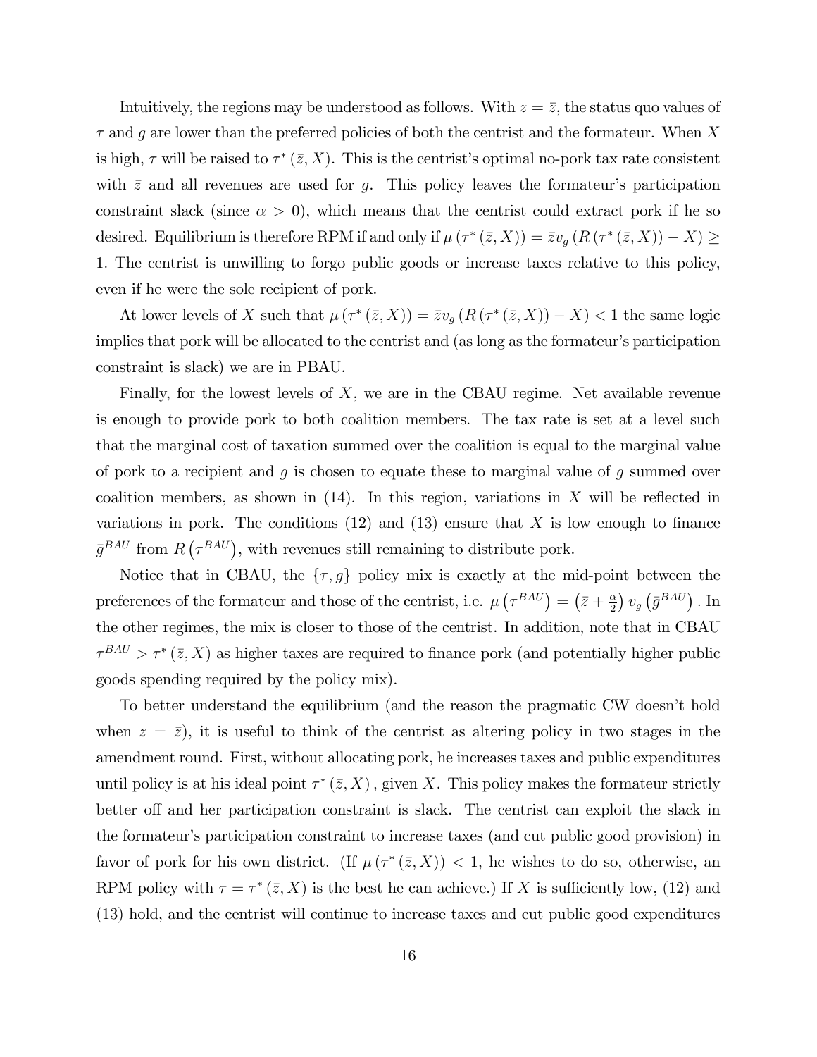Intuitively, the regions may be understood as follows. With $z = \bar{z}$, the status quo values of $\tau$ and $g$ are lower than the preferred policies of both the centrist and the formateur. When $X$ is high, $\tau$ will be raised to $\tau^*(\bar{z}, X)$. This is the centrist's optimal no-pork tax rate consistent with $\bar{z}$ and all revenues are used for $g$. This policy leaves the formateur's participation constraint slack (since $\alpha > 0$), which means that the centrist could extract pork if he so desired. Equilibrium is therefore RPM if and only if $\mu(\tau^*(\bar{z}, X)) = \bar{z}v_g(R(\tau^*(\bar{z}, X)) - X) \geq 1$. The centrist is unwilling to forgo public goods or increase taxes relative to this policy, even if he were the sole recipient of pork.

At lower levels of $X$ such that $\mu(\tau^*(\bar{z}, X)) = \bar{z}v_g(R(\tau^*(\bar{z}, X)) - X) < 1$ the same logic implies that pork will be allocated to the centrist and (as long as the formateur's participation constraint is slack) we are in PBAU.

Finally, for the lowest levels of $X$, we are in the CBAU regime. Net available revenue is enough to provide pork to both coalition members. The tax rate is set at a level such that the marginal cost of taxation summed over the coalition is equal to the marginal value of pork to a recipient and $g$ is chosen to equate these to marginal value of $g$ summed over coalition members, as shown in (14). In this region, variations in $X$ will be reflected in variations in pork. The conditions (12) and (13) ensure that $X$ is low enough to finance $\bar{g}^{BAU}$ from $R(\tau^{BAU})$, with revenues still remaining to distribute pork.

Notice that in CBAU, the $\{\tau, g\}$ policy mix is exactly at the mid-point between the preferences of the formateur and those of the centrist, i.e. $\mu(\tau^{BAU}) = \left(\bar{z} + \frac{\alpha}{2}\right) v_g(\bar{g}^{BAU})$. In the other regimes, the mix is closer to those of the centrist. In addition, note that in CBAU $\tau^{BAU} > \tau^*(\bar{z}, X)$ as higher taxes are required to finance pork (and potentially higher public goods spending required by the policy mix).

To better understand the equilibrium (and the reason the pragmatic CW doesn't hold when $z = \bar{z}$), it is useful to think of the centrist as altering policy in two stages in the amendment round. First, without allocating pork, he increases taxes and public expenditures until policy is at his ideal point $\tau^*(\bar{z}, X)$, given $X$. This policy makes the formateur strictly better off and her participation constraint is slack. The centrist can exploit the slack in the formateur's participation constraint to increase taxes (and cut public good provision) in favor of pork for his own district. (If $\mu(\tau^*(\bar{z}, X)) < 1$, he wishes to do so, otherwise, an RPM policy with $\tau = \tau^*(\bar{z}, X)$ is the best he can achieve.) If $X$ is sufficiently low, (12) and (13) hold, and the centrist will continue to increase taxes and cut public good expenditures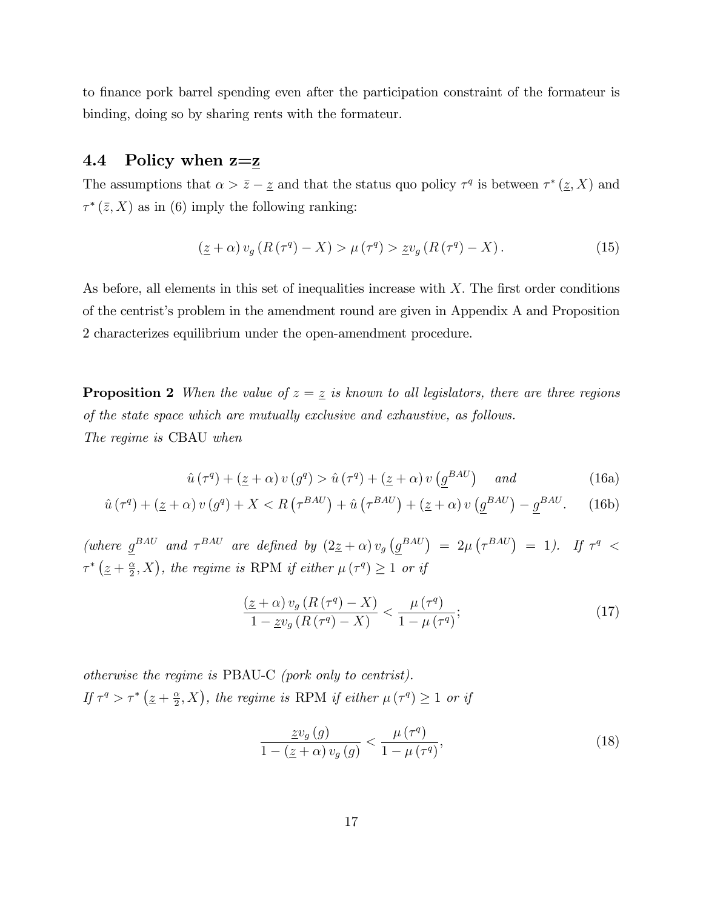to finance pork barrel spending even after the participation constraint of the formateur is binding, doing so by sharing rents with the formateur.

### 4.4 Policy when z=$\underline{z}$

The assumptions that $\alpha > \bar{z} - \underline{z}$ and that the status quo policy $\tau^q$ is between $\tau^*(\underline{z}, X)$ and $\tau^*(\bar{z}, X)$ as in (6) imply the following ranking:

$$(\underline{z} + \alpha) v_g (R(\tau^q) - X) > \mu(\tau^q) > \underline{z} v_g (R(\tau^q) - X). \tag{15}$$

As before, all elements in this set of inequalities increase with $X$. The first order conditions of the centrist's problem in the amendment round are given in Appendix A and Proposition 2 characterizes equilibrium under the open-amendment procedure.

**Proposition 2** *When the value of $z = \underline{z}$ is known to all legislators, there are three regions of the state space which are mutually exclusive and exhaustive, as follows.*
*The regime is* CBAU *when*

$$\hat{u}(\tau^q) + (\underline{z} + \alpha) v(g^q) > \hat{u}(\tau^q) + (\underline{z} + \alpha) v(\underline{g}^{BAU}) \quad and \tag{16a}$$

$$\hat{u}(\tau^q) + (\underline{z} + \alpha) v(g^q) + X < R(\tau^{BAU}) + \hat{u}(\tau^{BAU}) + (\underline{z} + \alpha) v(\underline{g}^{BAU}) - \underline{g}^{BAU}. \tag{16b}$$

*(where $\underline{g}^{BAU}$ and $\tau^{BAU}$ are defined by $(2\underline{z} + \alpha) v_g(\underline{g}^{BAU}) = 2\mu(\tau^{BAU}) = 1$). If $\tau^q < \tau^*(\underline{z} + \frac{\alpha}{2}, X)$, the regime is* RPM *if either $\mu(\tau^q) \geq 1$ or if*

$$\frac{(\underline{z} + \alpha) v_g (R(\tau^q) - X)}{1 - \underline{z} v_g (R(\tau^q) - X)} < \frac{\mu(\tau^q)}{1 - \mu(\tau^q)}; \tag{17}$$

*otherwise the regime is* PBAU-C *(pork only to centrist).*
*If $\tau^q > \tau^*(\underline{z} + \frac{\alpha}{2}, X)$, the regime is* RPM *if either $\mu(\tau^q) \geq 1$ or if*

$$\frac{\underline{z} v_g(g)}{1 - (\underline{z} + \alpha) v_g(g)} < \frac{\mu(\tau^q)}{1 - \mu(\tau^q)}, \tag{18}$$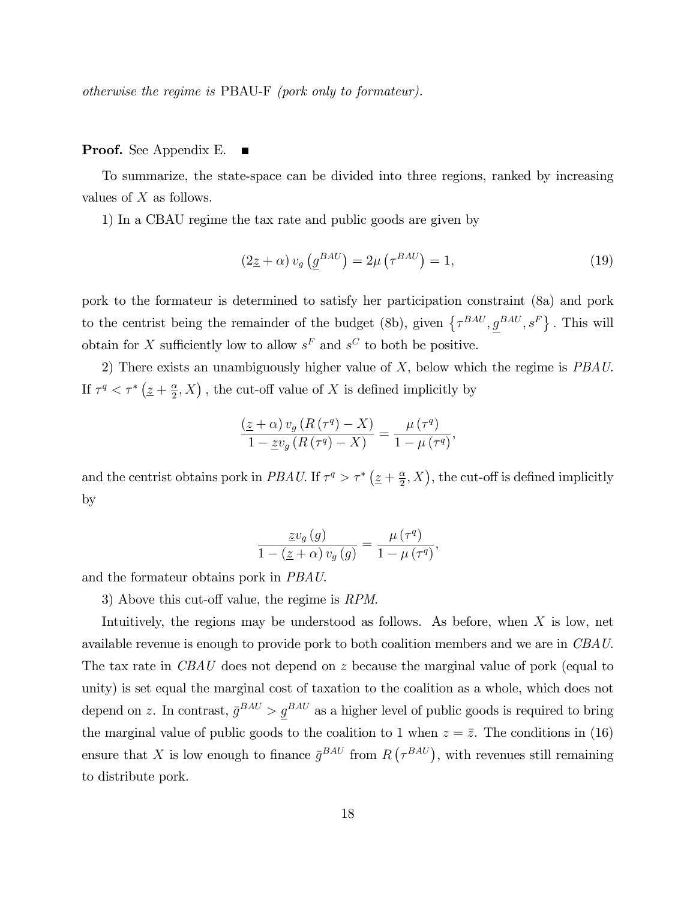*otherwise the regime is* PBAU-F *(pork only to formateur).*

**Proof.** See Appendix E. ■

To summarize, the state-space can be divided into three regions, ranked by increasing values of $X$ as follows.

1) In a CBAU regime the tax rate and public goods are given by

$$(2\underline{z} + \alpha) v_g \left(\underline{g}^{BAU}\right) = 2\mu \left(\tau^{BAU}\right) = 1, \tag{19}$$

pork to the formateur is determined to satisfy her participation constraint (8a) and pork to the centrist being the remainder of the budget (8b), given $\left\{\tau^{BAU}, \underline{g}^{BAU}, s^F\right\}$. This will obtain for $X$ sufficiently low to allow $s^F$ and $s^C$ to both be positive.

2) There exists an unambiguously higher value of $X$, below which the regime is *PBAU*. If $\tau^q < \tau^*\left(\underline{z} + \frac{\alpha}{2}, X\right)$, the cut-off value of $X$ is defined implicitly by

$$\frac{(\underline{z} + \alpha) v_g \left(R\left(\tau^q\right) - X\right)}{1 - \underline{z} v_g \left(R\left(\tau^q\right) - X\right)} = \frac{\mu\left(\tau^q\right)}{1 - \mu\left(\tau^q\right)},$$

and the centrist obtains pork in *PBAU*. If $\tau^q > \tau^*\left(\underline{z} + \frac{\alpha}{2}, X\right)$, the cut-off is defined implicitly by

$$\frac{\underline{z} v_g\left(g\right)}{1 - \left(\underline{z} + \alpha\right) v_g\left(g\right)} = \frac{\mu\left(\tau^q\right)}{1 - \mu\left(\tau^q\right)},$$

and the formateur obtains pork in *PBAU*.

3) Above this cut-off value, the regime is *RPM*.

Intuitively, the regions may be understood as follows. As before, when $X$ is low, net available revenue is enough to provide pork to both coalition members and we are in *CBAU*. The tax rate in *CBAU* does not depend on $z$ because the marginal value of pork (equal to unity) is set equal the marginal cost of taxation to the coalition as a whole, which does not depend on $z$. In contrast, $\bar{g}^{BAU} > \underline{g}^{BAU}$ as a higher level of public goods is required to bring the marginal value of public goods to the coalition to 1 when $z = \bar{z}$. The conditions in (16) ensure that $X$ is low enough to finance $\bar{g}^{BAU}$ from $R\left(\tau^{BAU}\right)$, with revenues still remaining to distribute pork.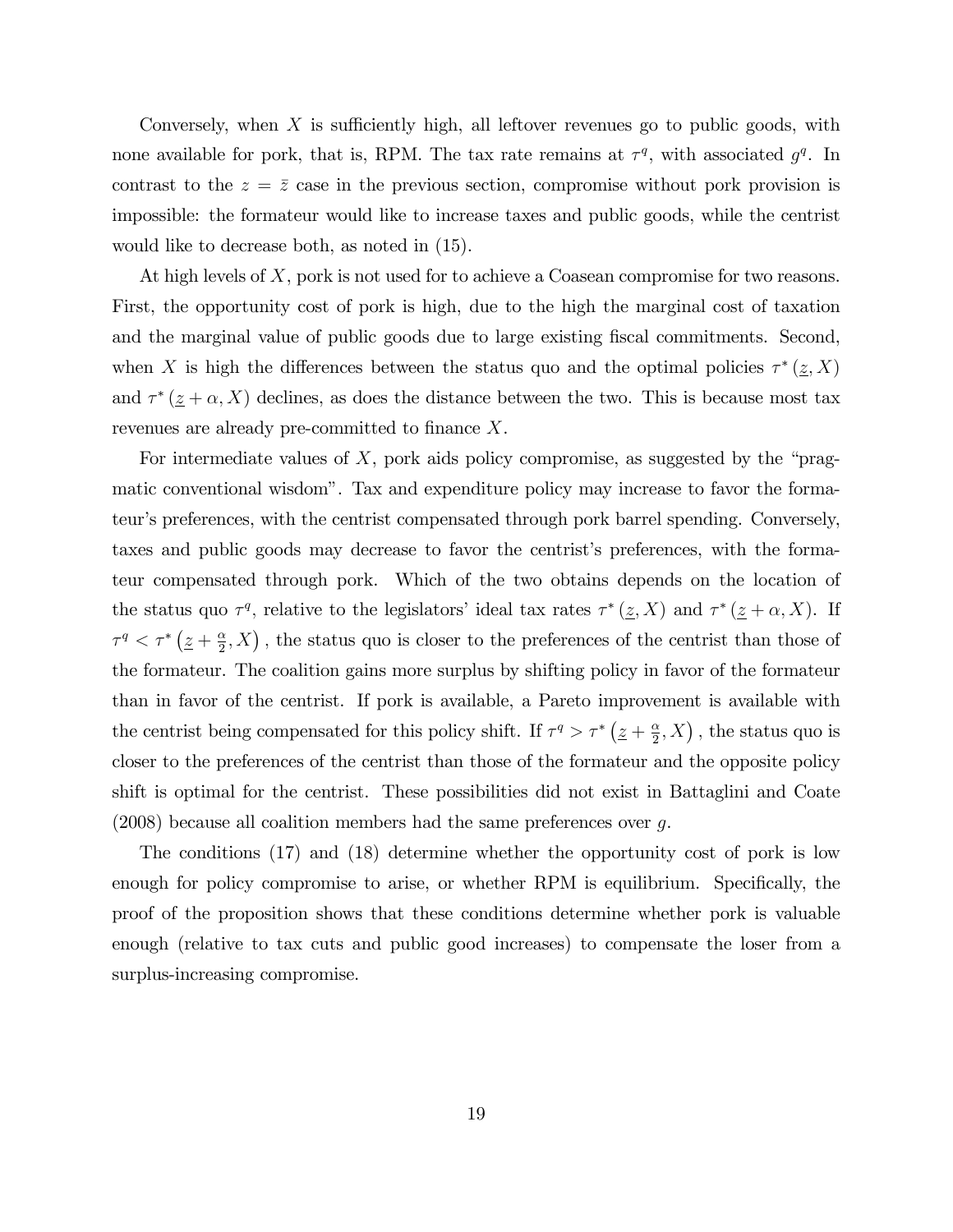Conversely, when $X$ is sufficiently high, all leftover revenues go to public goods, with none available for pork, that is, RPM. The tax rate remains at $\tau^q$, with associated $g^q$. In contrast to the $z = \bar{z}$ case in the previous section, compromise without pork provision is impossible: the formateur would like to increase taxes and public goods, while the centrist would like to decrease both, as noted in (15).

At high levels of $X$, pork is not used for to achieve a Coasean compromise for two reasons. First, the opportunity cost of pork is high, due to the high the marginal cost of taxation and the marginal value of public goods due to large existing fiscal commitments. Second, when $X$ is high the differences between the status quo and the optimal policies $\tau^*(\underline{z}, X)$ and $\tau^*(\underline{z} + \alpha, X)$ declines, as does the distance between the two. This is because most tax revenues are already pre-committed to finance $X$.

For intermediate values of $X$, pork aids policy compromise, as suggested by the "pragmatic conventional wisdom". Tax and expenditure policy may increase to favor the formateur's preferences, with the centrist compensated through pork barrel spending. Conversely, taxes and public goods may decrease to favor the centrist's preferences, with the formateur compensated through pork. Which of the two obtains depends on the location of the status quo $\tau^q$, relative to the legislators' ideal tax rates $\tau^*(\underline{z}, X)$ and $\tau^*(\underline{z} + \alpha, X)$. If $\tau^q < \tau^*\left(\underline{z} + \frac{\alpha}{2}, X\right)$, the status quo is closer to the preferences of the centrist than those of the formateur. The coalition gains more surplus by shifting policy in favor of the formateur than in favor of the centrist. If pork is available, a Pareto improvement is available with the centrist being compensated for this policy shift. If $\tau^q > \tau^*\left(\underline{z} + \frac{\alpha}{2}, X\right)$, the status quo is closer to the preferences of the centrist than those of the formateur and the opposite policy shift is optimal for the centrist. These possibilities did not exist in Battaglini and Coate (2008) because all coalition members had the same preferences over $g$.

The conditions (17) and (18) determine whether the opportunity cost of pork is low enough for policy compromise to arise, or whether RPM is equilibrium. Specifically, the proof of the proposition shows that these conditions determine whether pork is valuable enough (relative to tax cuts and public good increases) to compensate the loser from a surplus-increasing compromise.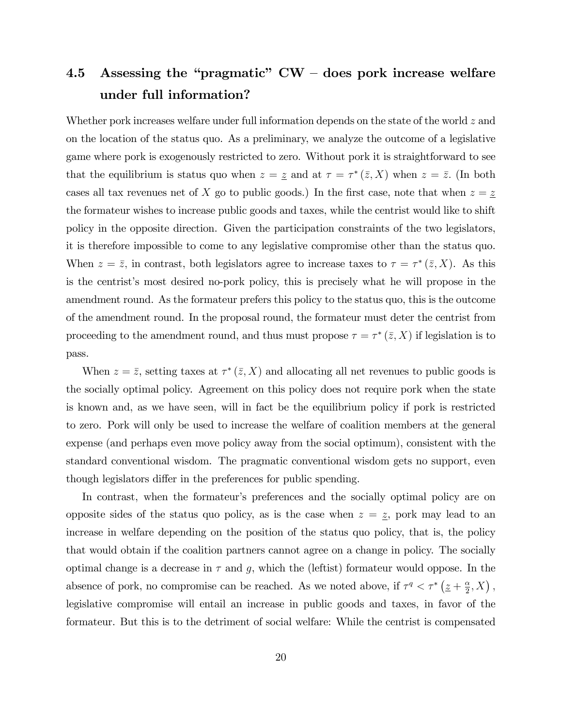## 4.5 Assessing the "pragmatic" CW – does pork increase welfare under full information?

Whether pork increases welfare under full information depends on the state of the world $z$ and on the location of the status quo. As a preliminary, we analyze the outcome of a legislative game where pork is exogenously restricted to zero. Without pork it is straightforward to see that the equilibrium is status quo when $z = \underline{z}$ and at $\tau = \tau^*(\bar{z}, X)$ when $z = \bar{z}$. (In both cases all tax revenues net of $X$ go to public goods.) In the first case, note that when $z = \underline{z}$ the formateur wishes to increase public goods and taxes, while the centrist would like to shift policy in the opposite direction. Given the participation constraints of the two legislators, it is therefore impossible to come to any legislative compromise other than the status quo. When $z = \bar{z}$, in contrast, both legislators agree to increase taxes to $\tau = \tau^*(\bar{z}, X)$. As this is the centrist's most desired no-pork policy, this is precisely what he will propose in the amendment round. As the formateur prefers this policy to the status quo, this is the outcome of the amendment round. In the proposal round, the formateur must deter the centrist from proceeding to the amendment round, and thus must propose $\tau = \tau^*(\bar{z}, X)$ if legislation is to pass.

When $z = \bar{z}$, setting taxes at $\tau^*(\bar{z}, X)$ and allocating all net revenues to public goods is the socially optimal policy. Agreement on this policy does not require pork when the state is known and, as we have seen, will in fact be the equilibrium policy if pork is restricted to zero. Pork will only be used to increase the welfare of coalition members at the general expense (and perhaps even move policy away from the social optimum), consistent with the standard conventional wisdom. The pragmatic conventional wisdom gets no support, even though legislators differ in the preferences for public spending.

In contrast, when the formateur's preferences and the socially optimal policy are on opposite sides of the status quo policy, as is the case when $z = \underline{z}$, pork may lead to an increase in welfare depending on the position of the status quo policy, that is, the policy that would obtain if the coalition partners cannot agree on a change in policy. The socially optimal change is a decrease in $\tau$ and $g$, which the (leftist) formateur would oppose. In the absence of pork, no compromise can be reached. As we noted above, if $\tau^q < \tau^*\left(\underline{z} + \frac{\alpha}{2}, X\right)$, legislative compromise will entail an increase in public goods and taxes, in favor of the formateur. But this is to the detriment of social welfare: While the centrist is compensated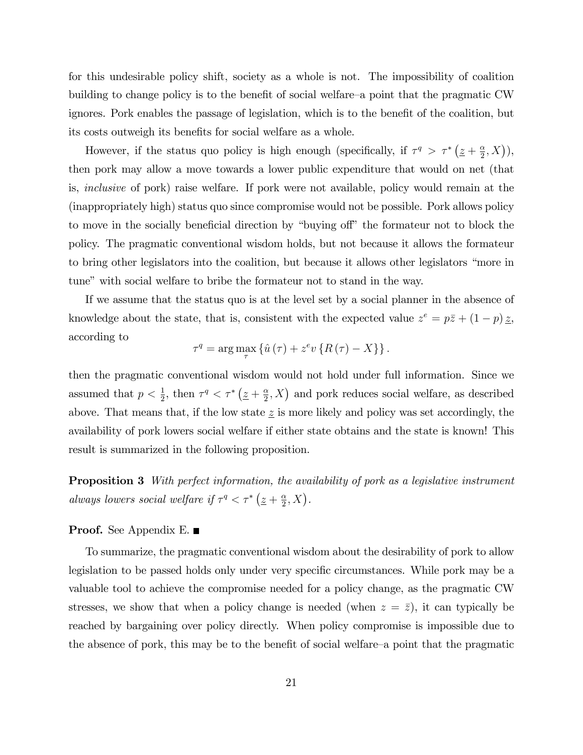for this undesirable policy shift, society as a whole is not. The impossibility of coalition building to change policy is to the benefit of social welfare–a point that the pragmatic CW ignores. Pork enables the passage of legislation, which is to the benefit of the coalition, but its costs outweigh its benefits for social welfare as a whole.

However, if the status quo policy is high enough (specifically, if $\tau^q > \tau^*\left(\underline{z} + \frac{\alpha}{2}, X\right)$), then pork may allow a move towards a lower public expenditure that would on net (that is, *inclusive* of pork) raise welfare. If pork were not available, policy would remain at the (inappropriately high) status quo since compromise would not be possible. Pork allows policy to move in the socially beneficial direction by "buying off" the formateur not to block the policy. The pragmatic conventional wisdom holds, but not because it allows the formateur to bring other legislators into the coalition, but because it allows other legislators "more in tune" with social welfare to bribe the formateur not to stand in the way.

If we assume that the status quo is at the level set by a social planner in the absence of knowledge about the state, that is, consistent with the expected value $z^e = p\bar{z} + (1-p)\underline{z}$, according to

$$\tau^q = \arg\max_{\tau} \left\{\hat{u}(\tau) + z^e v \left\{R(\tau) - X\right\}\right\}.$$

then the pragmatic conventional wisdom would not hold under full information. Since we assumed that $p < \frac{1}{2}$, then $\tau^q < \tau^*\left(\underline{z} + \frac{\alpha}{2}, X\right)$ and pork reduces social welfare, as described above. That means that, if the low state $\underline{z}$ is more likely and policy was set accordingly, the availability of pork lowers social welfare if either state obtains and the state is known! This result is summarized in the following proposition.

**Proposition 3** *With perfect information, the availability of pork as a legislative instrument always lowers social welfare if* $\tau^q < \tau^*\left(\underline{z} + \frac{\alpha}{2}, X\right)$.

**Proof.** See Appendix E. ■

To summarize, the pragmatic conventional wisdom about the desirability of pork to allow legislation to be passed holds only under very specific circumstances. While pork may be a valuable tool to achieve the compromise needed for a policy change, as the pragmatic CW stresses, we show that when a policy change is needed (when $z = \bar{z}$), it can typically be reached by bargaining over policy directly. When policy compromise is impossible due to the absence of pork, this may be to the benefit of social welfare–a point that the pragmatic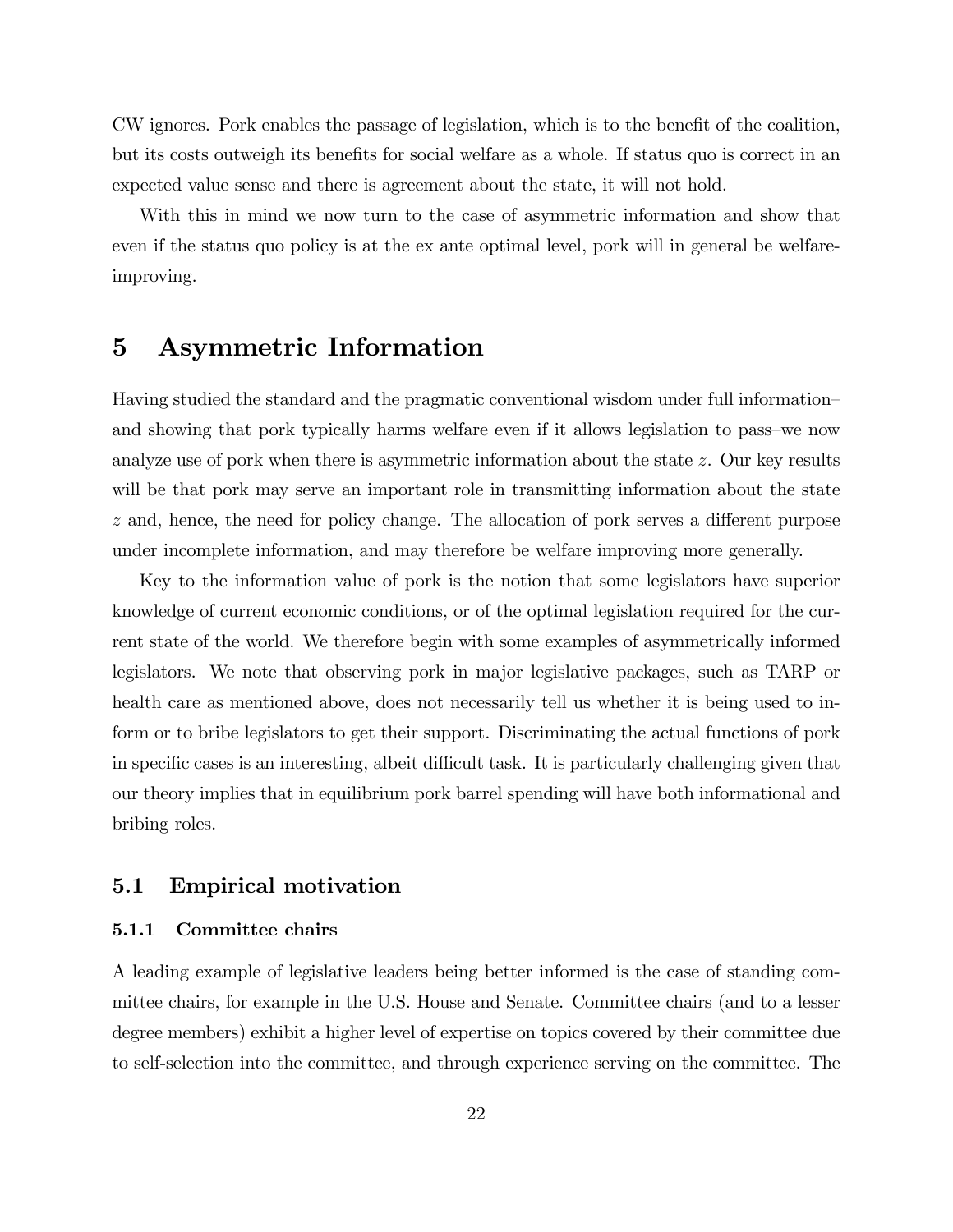CW ignores. Pork enables the passage of legislation, which is to the benefit of the coalition, but its costs outweigh its benefits for social welfare as a whole. If status quo is correct in an expected value sense and there is agreement about the state, it will not hold.

With this in mind we now turn to the case of asymmetric information and show that even if the status quo policy is at the ex ante optimal level, pork will in general be welfare-improving.

# 5 Asymmetric Information

Having studied the standard and the pragmatic conventional wisdom under full information–and showing that pork typically harms welfare even if it allows legislation to pass–we now analyze use of pork when there is asymmetric information about the state $z$. Our key results will be that pork may serve an important role in transmitting information about the state $z$ and, hence, the need for policy change. The allocation of pork serves a different purpose under incomplete information, and may therefore be welfare improving more generally.

Key to the information value of pork is the notion that some legislators have superior knowledge of current economic conditions, or of the optimal legislation required for the current state of the world. We therefore begin with some examples of asymmetrically informed legislators. We note that observing pork in major legislative packages, such as TARP or health care as mentioned above, does not necessarily tell us whether it is being used to inform or to bribe legislators to get their support. Discriminating the actual functions of pork in specific cases is an interesting, albeit difficult task. It is particularly challenging given that our theory implies that in equilibrium pork barrel spending will have both informational and bribing roles.

## 5.1 Empirical motivation

### 5.1.1 Committee chairs

A leading example of legislative leaders being better informed is the case of standing committee chairs, for example in the U.S. House and Senate. Committee chairs (and to a lesser degree members) exhibit a higher level of expertise on topics covered by their committee due to self-selection into the committee, and through experience serving on the committee. The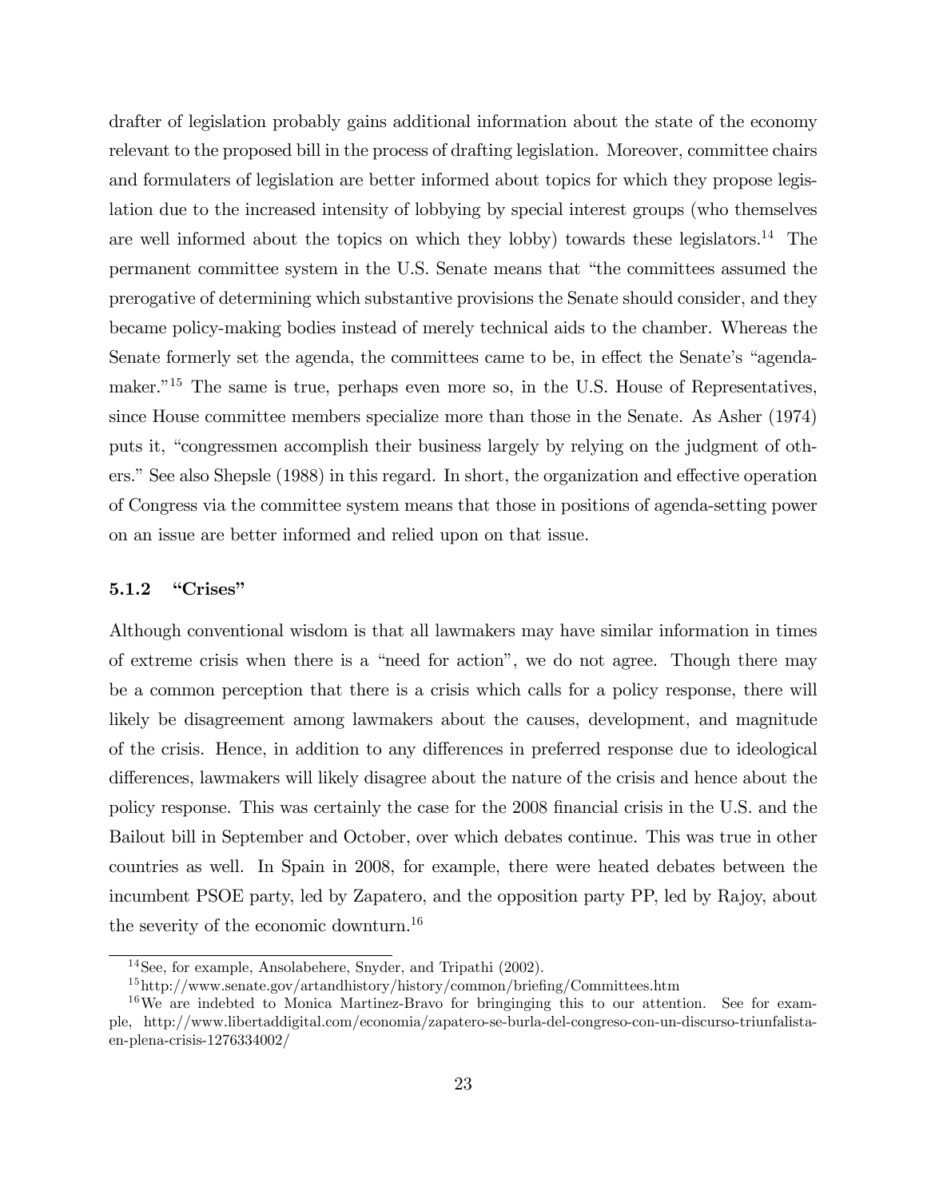drafter of legislation probably gains additional information about the state of the economy relevant to the proposed bill in the process of drafting legislation. Moreover, committee chairs and formulaters of legislation are better informed about topics for which they propose legislation due to the increased intensity of lobbying by special interest groups (who themselves are well informed about the topics on which they lobby) towards these legislators.[14] The permanent committee system in the U.S. Senate means that "the committees assumed the prerogative of determining which substantive provisions the Senate should consider, and they became policy-making bodies instead of merely technical aids to the chamber. Whereas the Senate formerly set the agenda, the committees came to be, in effect the Senate's "agenda-maker."[15] The same is true, perhaps even more so, in the U.S. House of Representatives, since House committee members specialize more than those in the Senate. As Asher (1974) puts it, "congressmen accomplish their business largely by relying on the judgment of others." See also Shepsle (1988) in this regard. In short, the organization and effective operation of Congress via the committee system means that those in positions of agenda-setting power on an issue are better informed and relied upon on that issue.

### 5.1.2 "Crises"

Although conventional wisdom is that all lawmakers may have similar information in times of extreme crisis when there is a "need for action", we do not agree. Though there may be a common perception that there is a crisis which calls for a policy response, there will likely be disagreement among lawmakers about the causes, development, and magnitude of the crisis. Hence, in addition to any differences in preferred response due to ideological differences, lawmakers will likely disagree about the nature of the crisis and hence about the policy response. This was certainly the case for the 2008 financial crisis in the U.S. and the Bailout bill in September and October, over which debates continue. This was true in other countries as well. In Spain in 2008, for example, there were heated debates between the incumbent PSOE party, led by Zapatero, and the opposition party PP, led by Rajoy, about the severity of the economic downturn.[16]

[14] See, for example, Ansolabehere, Snyder, and Tripathi (2002).

[15] http://www.senate.gov/artandhistory/history/common/briefing/Committees.htm

[16] We are indebted to Monica Martinez-Bravo for bringinging this to our attention. See for example, http://www.libertaddigital.com/economia/zapatero-se-burla-del-congreso-con-un-discurso-triunfalista-en-plena-crisis-1276334002/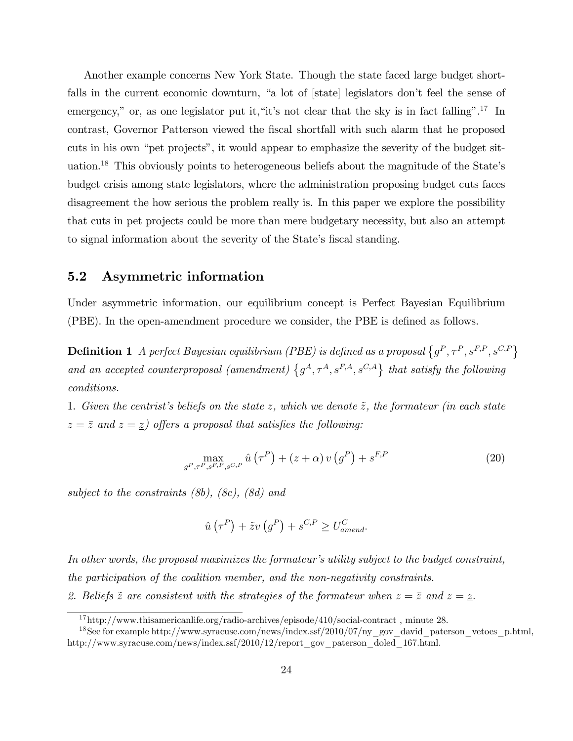Another example concerns New York State. Though the state faced large budget shortfalls in the current economic downturn, "a lot of [state] legislators don't feel the sense of emergency," or, as one legislator put it, "it's not clear that the sky is in fact falling".[17] In contrast, Governor Patterson viewed the fiscal shortfall with such alarm that he proposed cuts in his own "pet projects", it would appear to emphasize the severity of the budget situation.[18] This obviously points to heterogeneous beliefs about the magnitude of the State's budget crisis among state legislators, where the administration proposing budget cuts faces disagreement the how serious the problem really is. In this paper we explore the possibility that cuts in pet projects could be more than mere budgetary necessity, but also an attempt to signal information about the severity of the State's fiscal standing.

## 5.2 Asymmetric information

Under asymmetric information, our equilibrium concept is Perfect Bayesian Equilibrium (PBE). In the open-amendment procedure we consider, the PBE is defined as follows.

**Definition 1** *A perfect Bayesian equilibrium (PBE) is defined as a proposal* $\{g^P, \tau^P, s^{F,P}, s^{C,P}\}$ *and an accepted counterproposal (amendment)* $\{g^A, \tau^A, s^{F,A}, s^{C,A}\}$ *that satisfy the following conditions.*

*1. Given the centrist's beliefs on the state* $z$*, which we denote* $\tilde{z}$*, the formateur (in each state* $z = \bar{z}$ *and* $z = \underline{z}$*) offers a proposal that satisfies the following:*

$$\max_{g^P, \tau^P, s^{F,P}, s^{C,P}} \hat{u}\left(\tau^P\right) + (z + \alpha) v\left(g^P\right) + s^{F,P} \tag{20}$$

*subject to the constraints (8b), (8c), (8d) and*

$$\hat{u}\left(\tau^P\right) + \tilde{z} v\left(g^P\right) + s^{C,P} \geq U^C_{amend}.$$

*In other words, the proposal maximizes the formateur's utility subject to the budget constraint, the participation of the coalition member, and the non-negativity constraints.*

*2. Beliefs* $\tilde{z}$ *are consistent with the strategies of the formateur when* $z = \bar{z}$ *and* $z = \underline{z}$*.*

[17] http://www.thisamericanlife.org/radio-archives/episode/410/social-contract , minute 28.

[18] See for example http://www.syracuse.com/news/index.ssf/2010/07/ny_gov_david_paterson_vetoes_p.html, http://www.syracuse.com/news/index.ssf/2010/12/report_gov_paterson_doled_167.html.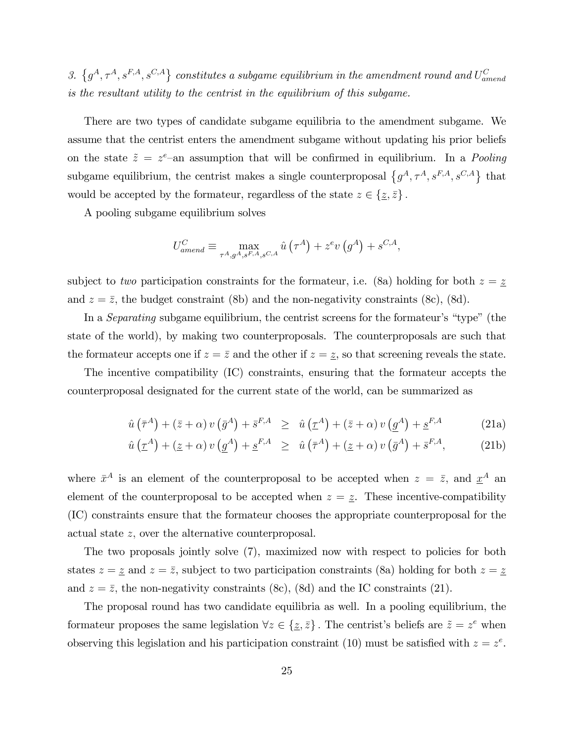*3.* $\left\{g^A, \tau^A, s^{F,A}, s^{C,A}\right\}$ *constitutes a subgame equilibrium in the amendment round and* $U^C_{amend}$ *is the resultant utility to the centrist in the equilibrium of this subgame.*

There are two types of candidate subgame equilibria to the amendment subgame. We assume that the centrist enters the amendment subgame without updating his prior beliefs on the state $\tilde{z} = z^e$–an assumption that will be confirmed in equilibrium. In a *Pooling* subgame equilibrium, the centrist makes a single counterproposal $\left\{g^A, \tau^A, s^{F,A}, s^{C,A}\right\}$ that would be accepted by the formateur, regardless of the state $z \in \{\underline{z}, \bar{z}\}$.

A pooling subgame equilibrium solves

$$U^C_{amend} \equiv \max_{\tau^A, g^A, s^{F,A}, s^{C,A}} \hat{u}\left(\tau^A\right) + z^e v\left(g^A\right) + s^{C,A},$$

subject to *two* participation constraints for the formateur, i.e. (8a) holding for both $z = \underline{z}$ and $z = \bar{z}$, the budget constraint (8b) and the non-negativity constraints (8c), (8d).

In a *Separating* subgame equilibrium, the centrist screens for the formateur's "type" (the state of the world), by making two counterproposals. The counterproposals are such that the formateur accepts one if $z = \bar{z}$ and the other if $z = \underline{z}$, so that screening reveals the state.

The incentive compatibility (IC) constraints, ensuring that the formateur accepts the counterproposal designated for the current state of the world, can be summarized as

$$\hat{u}\left(\bar{\tau}^A\right) + (\bar{z} + \alpha) v\left(\bar{g}^A\right) + \bar{s}^{F,A} \geq \hat{u}\left(\underline{\tau}^A\right) + (\bar{z} + \alpha) v\left(\underline{g}^A\right) + \underline{s}^{F,A} \tag{21a}$$

$$\hat{u}\left(\underline{\tau}^A\right) + (\underline{z} + \alpha) v\left(\underline{g}^A\right) + \underline{s}^{F,A} \geq \hat{u}\left(\bar{\tau}^A\right) + (\underline{z} + \alpha) v\left(\bar{g}^A\right) + \bar{s}^{F,A}, \tag{21b}$$

where $\bar{x}^A$ is an element of the counterproposal to be accepted when $z = \bar{z}$, and $\underline{x}^A$ an element of the counterproposal to be accepted when $z = \underline{z}$. These incentive-compatibility (IC) constraints ensure that the formateur chooses the appropriate counterproposal for the actual state $z$, over the alternative counterproposal.

The two proposals jointly solve (7), maximized now with respect to policies for both states $z = \underline{z}$ and $z = \bar{z}$, subject to two participation constraints (8a) holding for both $z = \underline{z}$ and $z = \bar{z}$, the non-negativity constraints (8c), (8d) and the IC constraints (21).

The proposal round has two candidate equilibria as well. In a pooling equilibrium, the formateur proposes the same legislation $\forall z \in \{\underline{z}, \bar{z}\}$. The centrist's beliefs are $\tilde{z} = z^e$ when observing this legislation and his participation constraint (10) must be satisfied with $z = z^e$.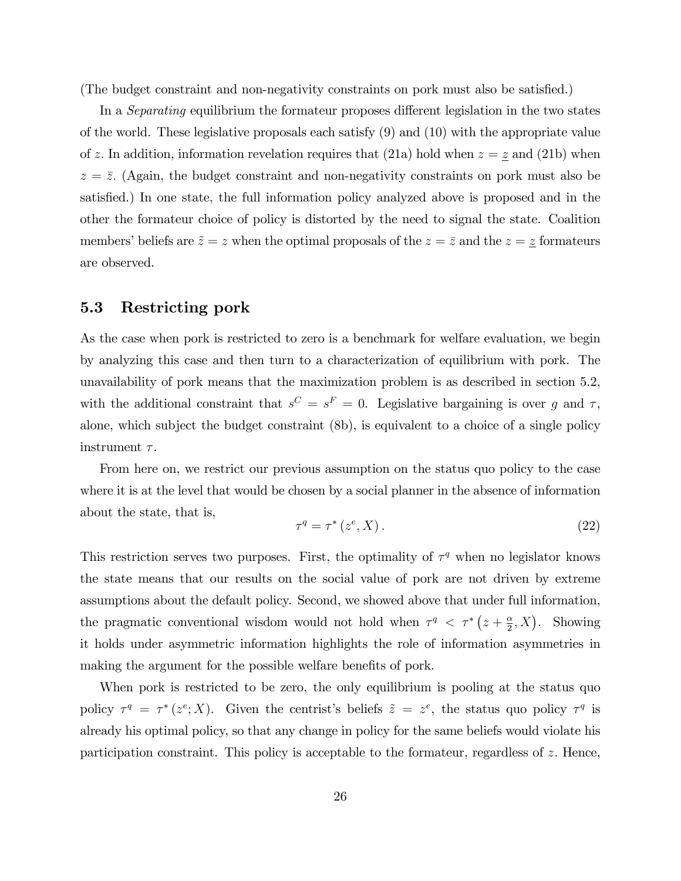(The budget constraint and non-negativity constraints on pork must also be satisfied.)

In a *Separating* equilibrium the formateur proposes different legislation in the two states of the world. These legislative proposals each satisfy (9) and (10) with the appropriate value of $z$. In addition, information revelation requires that (21a) hold when $z = \underline{z}$ and (21b) when $z = \bar{z}$. (Again, the budget constraint and non-negativity constraints on pork must also be satisfied.) In one state, the full information policy analyzed above is proposed and in the other the formateur choice of policy is distorted by the need to signal the state. Coalition members' beliefs are $\tilde{z} = z$ when the optimal proposals of the $z = \bar{z}$ and the $z = \underline{z}$ formateurs are observed.

## 5.3 Restricting pork

As the case when pork is restricted to zero is a benchmark for welfare evaluation, we begin by analyzing this case and then turn to a characterization of equilibrium with pork. The unavailability of pork means that the maximization problem is as described in section 5.2, with the additional constraint that $s^C = s^F = 0$. Legislative bargaining is over $g$ and $\tau$, alone, which subject the budget constraint (8b), is equivalent to a choice of a single policy instrument $\tau$.

From here on, we restrict our previous assumption on the status quo policy to the case where it is at the level that would be chosen by a social planner in the absence of information about the state, that is,

$$\tau^q = \tau^* \left(z^e, X\right). \tag{22}$$

This restriction serves two purposes. First, the optimality of $\tau^q$ when no legislator knows the state means that our results on the social value of pork are not driven by extreme assumptions about the default policy. Second, we showed above that under full information, the pragmatic conventional wisdom would not hold when $\tau^q < \tau^* \left(z + \frac{\alpha}{2}, X\right)$. Showing it holds under asymmetric information highlights the role of information asymmetries in making the argument for the possible welfare benefits of pork.

When pork is restricted to be zero, the only equilibrium is pooling at the status quo policy $\tau^q = \tau^* \left(z^e; X\right)$. Given the centrist's beliefs $\tilde{z} = z^e$, the status quo policy $\tau^q$ is already his optimal policy, so that any change in policy for the same beliefs would violate his participation constraint. This policy is acceptable to the formateur, regardless of $z$. Hence,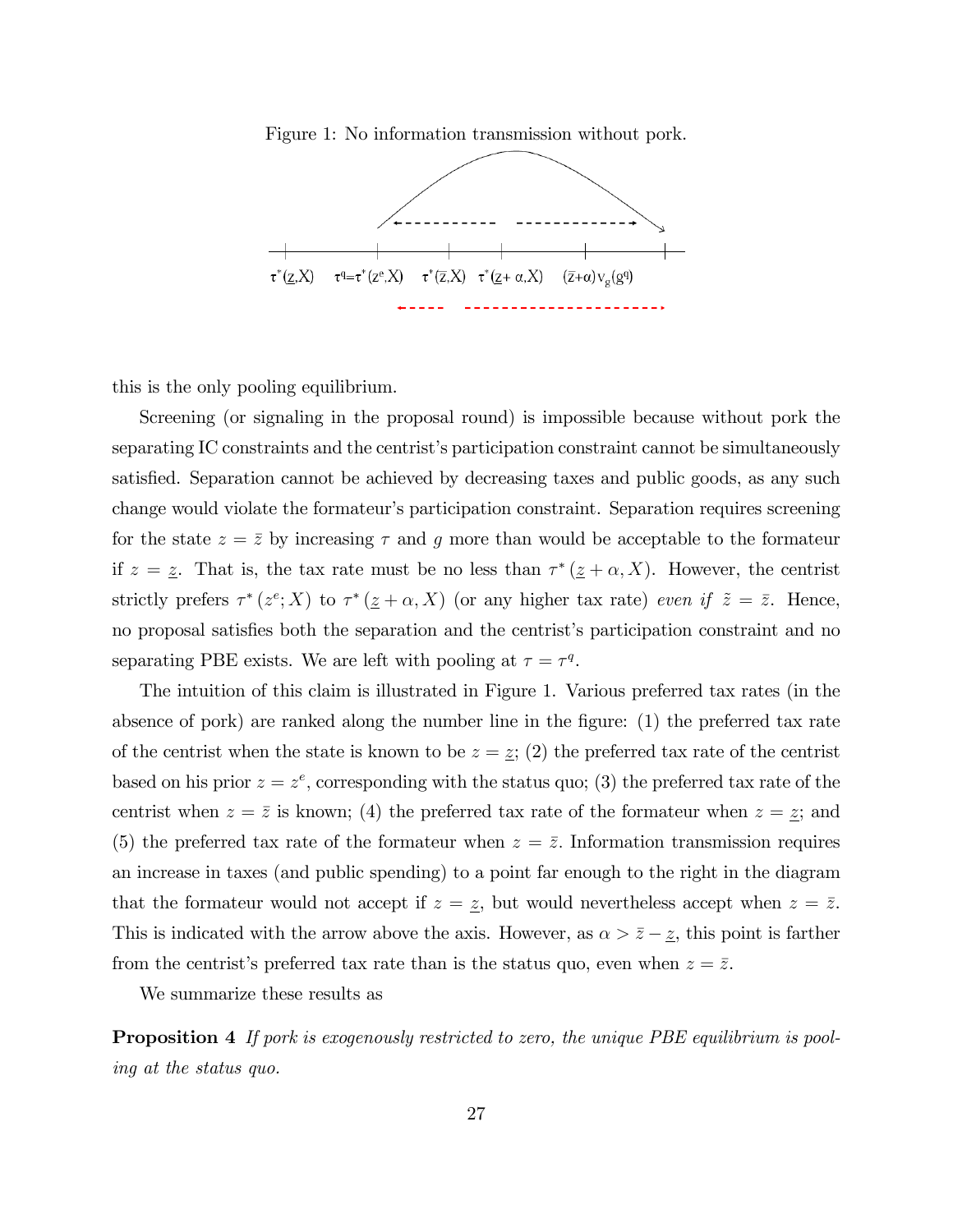Figure 1: No information transmission without pork.

this is the only pooling equilibrium.

Screening (or signaling in the proposal round) is impossible because without pork the separating IC constraints and the centrist's participation constraint cannot be simultaneously satisfied. Separation cannot be achieved by decreasing taxes and public goods, as any such change would violate the formateur's participation constraint. Separation requires screening for the state $z = \bar{z}$ by increasing $\tau$ and $g$ more than would be acceptable to the formateur if $z = \underline{z}$. That is, the tax rate must be no less than $\tau^* (\underline{z} + \alpha, X)$. However, the centrist strictly prefers $\tau^* (z^e; X)$ to $\tau^* (\underline{z} + \alpha, X)$ (or any higher tax rate) *even if* $\tilde{z} = \bar{z}$. Hence, no proposal satisfies both the separation and the centrist's participation constraint and no separating PBE exists. We are left with pooling at $\tau = \tau^q$.

The intuition of this claim is illustrated in Figure 1. Various preferred tax rates (in the absence of pork) are ranked along the number line in the figure: (1) the preferred tax rate of the centrist when the state is known to be $z = \underline{z}$; (2) the preferred tax rate of the centrist based on his prior $z = z^e$, corresponding with the status quo; (3) the preferred tax rate of the centrist when $z = \bar{z}$ is known; (4) the preferred tax rate of the formateur when $z = \underline{z}$; and (5) the preferred tax rate of the formateur when $z = \bar{z}$. Information transmission requires an increase in taxes (and public spending) to a point far enough to the right in the diagram that the formateur would not accept if $z = \underline{z}$, but would nevertheless accept when $z = \bar{z}$. This is indicated with the arrow above the axis. However, as $\alpha > \bar{z} - \underline{z}$, this point is farther from the centrist's preferred tax rate than is the status quo, even when $z = \bar{z}$.

We summarize these results as

**Proposition 4** *If pork is exogenously restricted to zero, the unique PBE equilibrium is pooling at the status quo.*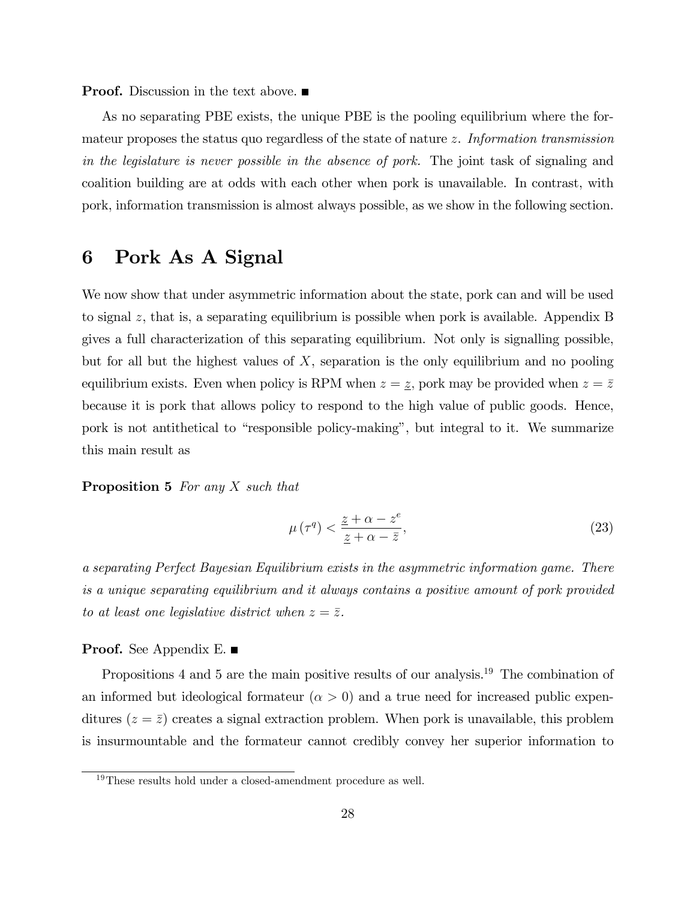**Proof.** Discussion in the text above. ■

As no separating PBE exists, the unique PBE is the pooling equilibrium where the formateur proposes the status quo regardless of the state of nature $z$. *Information transmission in the legislature is never possible in the absence of pork.* The joint task of signaling and coalition building are at odds with each other when pork is unavailable. In contrast, with pork, information transmission is almost always possible, as we show in the following section.

# 6 Pork As A Signal

We now show that under asymmetric information about the state, pork can and will be used to signal $z$, that is, a separating equilibrium is possible when pork is available. Appendix B gives a full characterization of this separating equilibrium. Not only is signalling possible, but for all but the highest values of $X$, separation is the only equilibrium and no pooling equilibrium exists. Even when policy is RPM when $z = \underline{z}$, pork may be provided when $z = \bar{z}$ because it is pork that allows policy to respond to the high value of public goods. Hence, pork is not antithetical to "responsible policy-making", but integral to it. We summarize this main result as

**Proposition 5** *For any $X$ such that*

$$\mu(\tau^q) < \frac{\underline{z} + \alpha - z^e}{\underline{z} + \alpha - \bar{z}}, \tag{23}$$

*a separating Perfect Bayesian Equilibrium exists in the asymmetric information game. There is a unique separating equilibrium and it always contains a positive amount of pork provided to at least one legislative district when $z = \bar{z}$.*

**Proof.** See Appendix E. ■

Propositions 4 and 5 are the main positive results of our analysis.[19] The combination of an informed but ideological formateur ($\alpha > 0$) and a true need for increased public expenditures ($z = \bar{z}$) creates a signal extraction problem. When pork is unavailable, this problem is insurmountable and the formateur cannot credibly convey her superior information to

[19] These results hold under a closed-amendment procedure as well.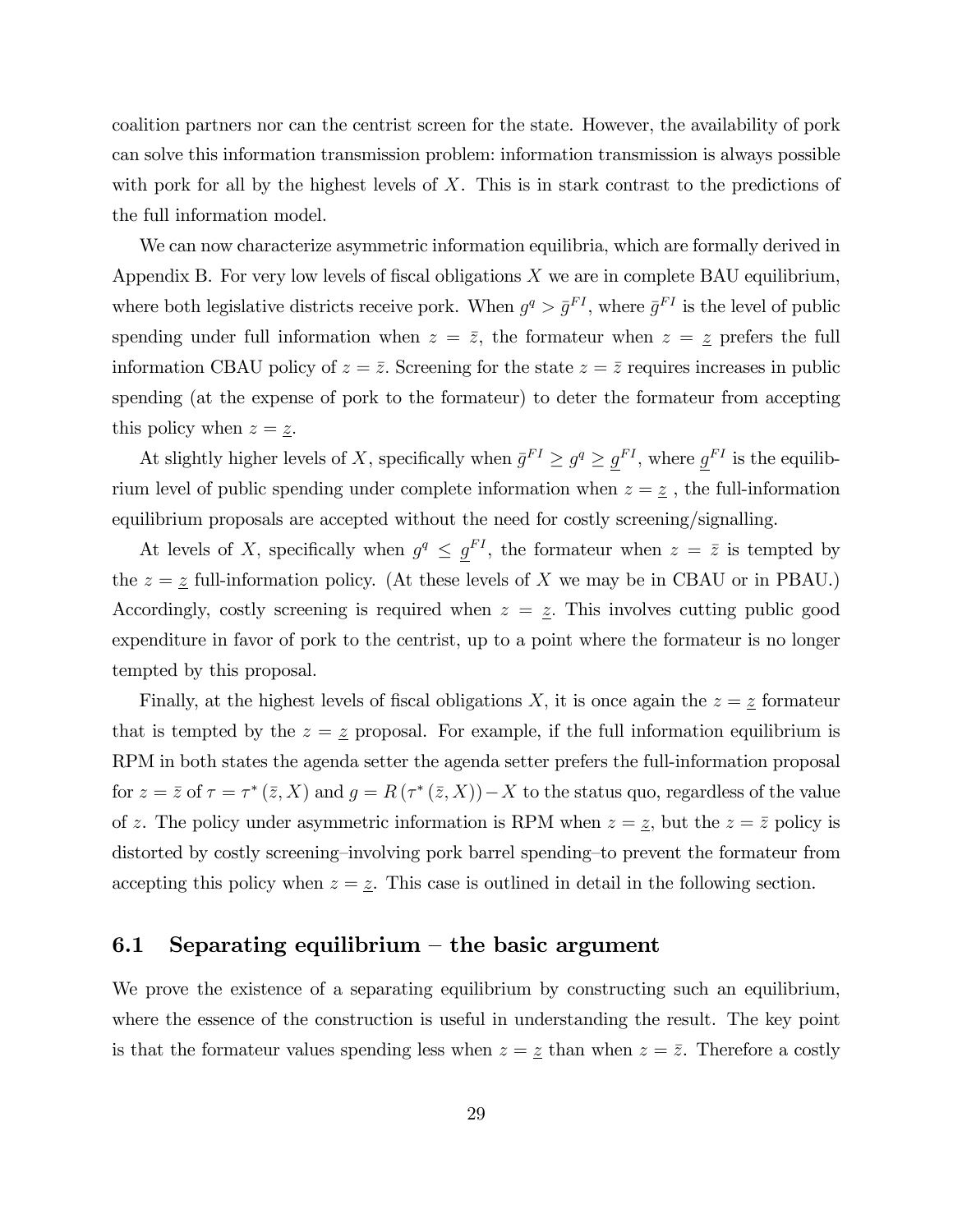coalition partners nor can the centrist screen for the state. However, the availability of pork can solve this information transmission problem: information transmission is always possible with pork for all by the highest levels of $X$. This is in stark contrast to the predictions of the full information model.

We can now characterize asymmetric information equilibria, which are formally derived in Appendix B. For very low levels of fiscal obligations $X$ we are in complete BAU equilibrium, where both legislative districts receive pork. When $g^q > \bar{g}^{FI}$, where $\bar{g}^{FI}$ is the level of public spending under full information when $z = \bar{z}$, the formateur when $z = \underline{z}$ prefers the full information CBAU policy of $z = \bar{z}$. Screening for the state $z = \bar{z}$ requires increases in public spending (at the expense of pork to the formateur) to deter the formateur from accepting this policy when $z = \underline{z}$.

At slightly higher levels of $X$, specifically when $\bar{g}^{FI} \geq g^q \geq \underline{g}^{FI}$, where $\underline{g}^{FI}$ is the equilibrium level of public spending under complete information when $z = \underline{z}$ , the full-information equilibrium proposals are accepted without the need for costly screening/signalling.

At levels of $X$, specifically when $g^q \leq \underline{g}^{FI}$, the formateur when $z = \bar{z}$ is tempted by the $z = \underline{z}$ full-information policy. (At these levels of $X$ we may be in CBAU or in PBAU.) Accordingly, costly screening is required when $z = \underline{z}$. This involves cutting public good expenditure in favor of pork to the centrist, up to a point where the formateur is no longer tempted by this proposal.

Finally, at the highest levels of fiscal obligations $X$, it is once again the $z = \underline{z}$ formateur that is tempted by the $z = \underline{z}$ proposal. For example, if the full information equilibrium is RPM in both states the agenda setter the agenda setter prefers the full-information proposal for $z = \bar{z}$ of $\tau = \tau^* (\bar{z}, X)$ and $g = R(\tau^* (\bar{z}, X)) - X$ to the status quo, regardless of the value of $z$. The policy under asymmetric information is RPM when $z = \underline{z}$, but the $z = \bar{z}$ policy is distorted by costly screening–involving pork barrel spending–to prevent the formateur from accepting this policy when $z = \underline{z}$. This case is outlined in detail in the following section.

## 6.1 Separating equilibrium – the basic argument

We prove the existence of a separating equilibrium by constructing such an equilibrium, where the essence of the construction is useful in understanding the result. The key point is that the formateur values spending less when $z = \underline{z}$ than when $z = \bar{z}$. Therefore a costly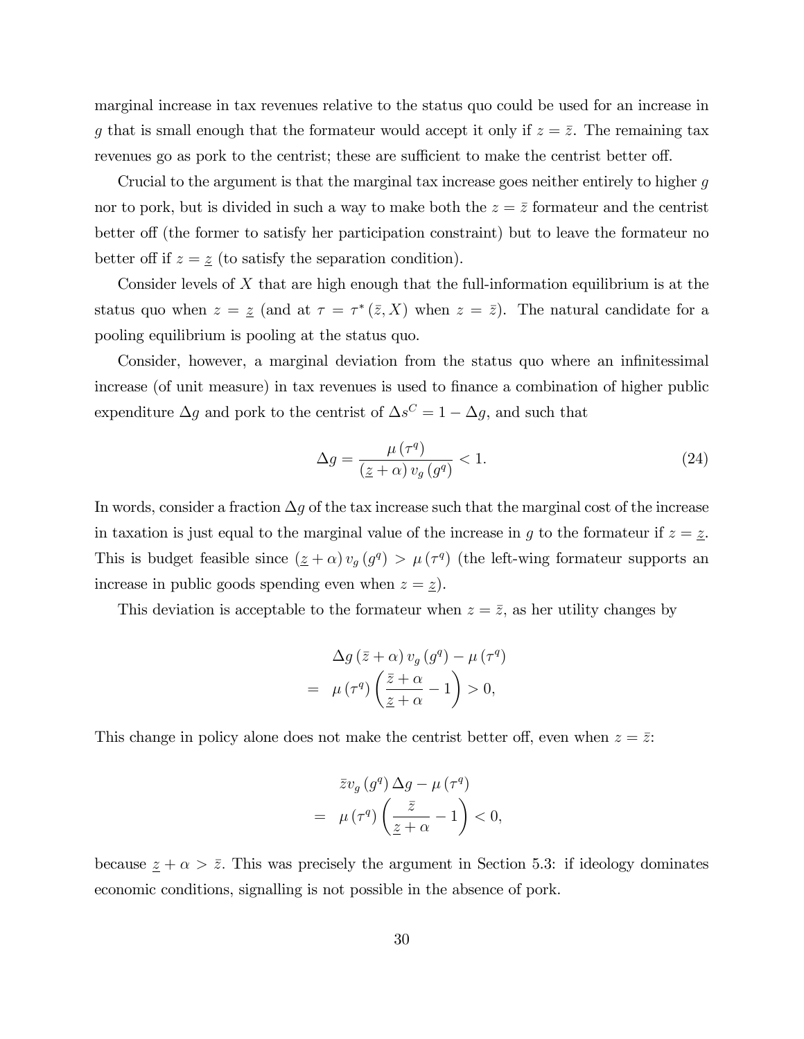marginal increase in tax revenues relative to the status quo could be used for an increase in $g$ that is small enough that the formateur would accept it only if $z = \bar{z}$. The remaining tax revenues go as pork to the centrist; these are sufficient to make the centrist better off.

Crucial to the argument is that the marginal tax increase goes neither entirely to higher $g$ nor to pork, but is divided in such a way to make both the $z = \bar{z}$ formateur and the centrist better off (the former to satisfy her participation constraint) but to leave the formateur no better off if $z = \underline{z}$ (to satisfy the separation condition).

Consider levels of $X$ that are high enough that the full-information equilibrium is at the status quo when $z = \underline{z}$ (and at $\tau = \tau^*(\bar{z}, X)$ when $z = \bar{z}$). The natural candidate for a pooling equilibrium is pooling at the status quo.

Consider, however, a marginal deviation from the status quo where an infinitesimal increase (of unit measure) in tax revenues is used to finance a combination of higher public expenditure $\Delta g$ and pork to the centrist of $\Delta s^C = 1 - \Delta g$, and such that

$$\Delta g = \frac{\mu(\tau^q)}{(\underline{z} + \alpha) v_g(g^q)} < 1. \tag{24}$$

In words, consider a fraction $\Delta g$ of the tax increase such that the marginal cost of the increase in taxation is just equal to the marginal value of the increase in $g$ to the formateur if $z = \underline{z}$. This is budget feasible since $(\underline{z} + \alpha) v_g(g^q) > \mu(\tau^q)$ (the left-wing formateur supports an increase in public goods spending even when $z = \underline{z}$).

This deviation is acceptable to the formateur when $z = \bar{z}$, as her utility changes by

$$\begin{aligned} &\Delta g (\bar{z} + \alpha) v_g(g^q) - \mu(\tau^q) \\ = \quad &\mu(\tau^q) \left( \frac{\bar{z} + \alpha}{\underline{z} + \alpha} - 1 \right) > 0, \end{aligned}$$

This change in policy alone does not make the centrist better off, even when $z = \bar{z}$:

$$\begin{aligned} &\bar{z} v_g(g^q) \Delta g - \mu(\tau^q) \\ = \quad &\mu(\tau^q) \left( \frac{\bar{z}}{\underline{z} + \alpha} - 1 \right) < 0, \end{aligned}$$

because $\underline{z} + \alpha > \bar{z}$. This was precisely the argument in Section 5.3: if ideology dominates economic conditions, signalling is not possible in the absence of pork.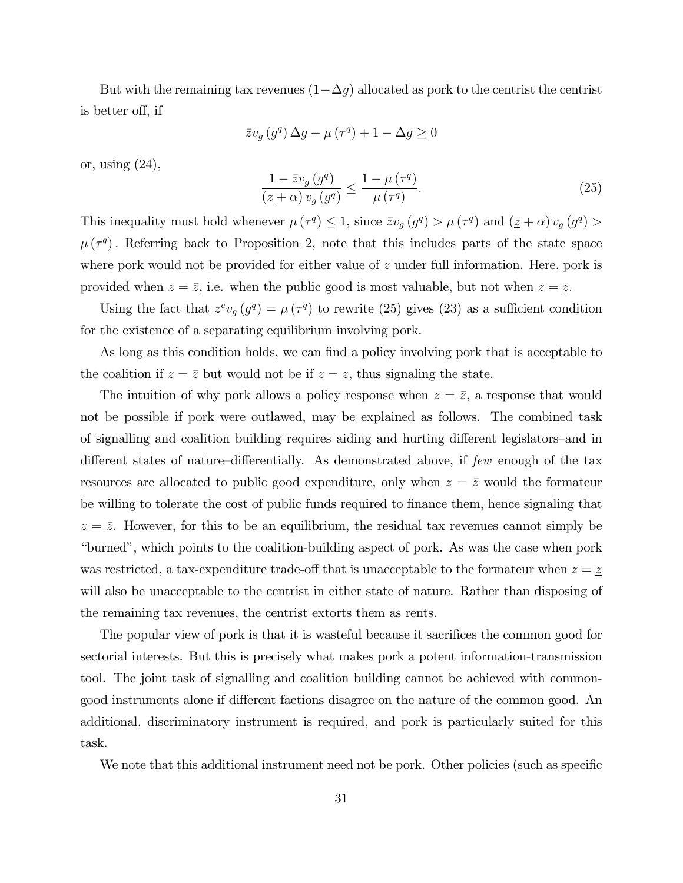But with the remaining tax revenues $(1-\Delta g)$ allocated as pork to the centrist the centrist is better off, if

$$\bar{z} v_g (g^q) \Delta g - \mu (\tau^q) + 1 - \Delta g \geq 0$$

or, using (24),

$$\frac{1 - \bar{z} v_g (g^q)}{(\underline{z} + \alpha) v_g (g^q)} \leq \frac{1 - \mu (\tau^q)}{\mu (\tau^q)}. \tag{25}$$

This inequality must hold whenever $\mu (\tau^q) \leq 1$, since $\bar{z} v_g (g^q) > \mu (\tau^q)$ and $(\underline{z} + \alpha) v_g (g^q) > \mu (\tau^q)$. Referring back to Proposition 2, note that this includes parts of the state space where pork would not be provided for either value of $z$ under full information. Here, pork is provided when $z = \bar{z}$, i.e. when the public good is most valuable, but not when $z = \underline{z}$.

Using the fact that $z^e v_g (g^q) = \mu (\tau^q)$ to rewrite (25) gives (23) as a sufficient condition for the existence of a separating equilibrium involving pork.

As long as this condition holds, we can find a policy involving pork that is acceptable to the coalition if $z = \bar{z}$ but would not be if $z = \underline{z}$, thus signaling the state.

The intuition of why pork allows a policy response when $z = \bar{z}$, a response that would not be possible if pork were outlawed, may be explained as follows. The combined task of signalling and coalition building requires aiding and hurting different legislators–and in different states of nature–differentially. As demonstrated above, if *few* enough of the tax resources are allocated to public good expenditure, only when $z = \bar{z}$ would the formateur be willing to tolerate the cost of public funds required to finance them, hence signaling that $z = \bar{z}$. However, for this to be an equilibrium, the residual tax revenues cannot simply be "burned", which points to the coalition-building aspect of pork. As was the case when pork was restricted, a tax-expenditure trade-off that is unacceptable to the formateur when $z = \underline{z}$ will also be unacceptable to the centrist in either state of nature. Rather than disposing of the remaining tax revenues, the centrist extorts them as rents.

The popular view of pork is that it is wasteful because it sacrifices the common good for sectorial interests. But this is precisely what makes pork a potent information-transmission tool. The joint task of signalling and coalition building cannot be achieved with common-good instruments alone if different factions disagree on the nature of the common good. An additional, discriminatory instrument is required, and pork is particularly suited for this task.

We note that this additional instrument need not be pork. Other policies (such as specific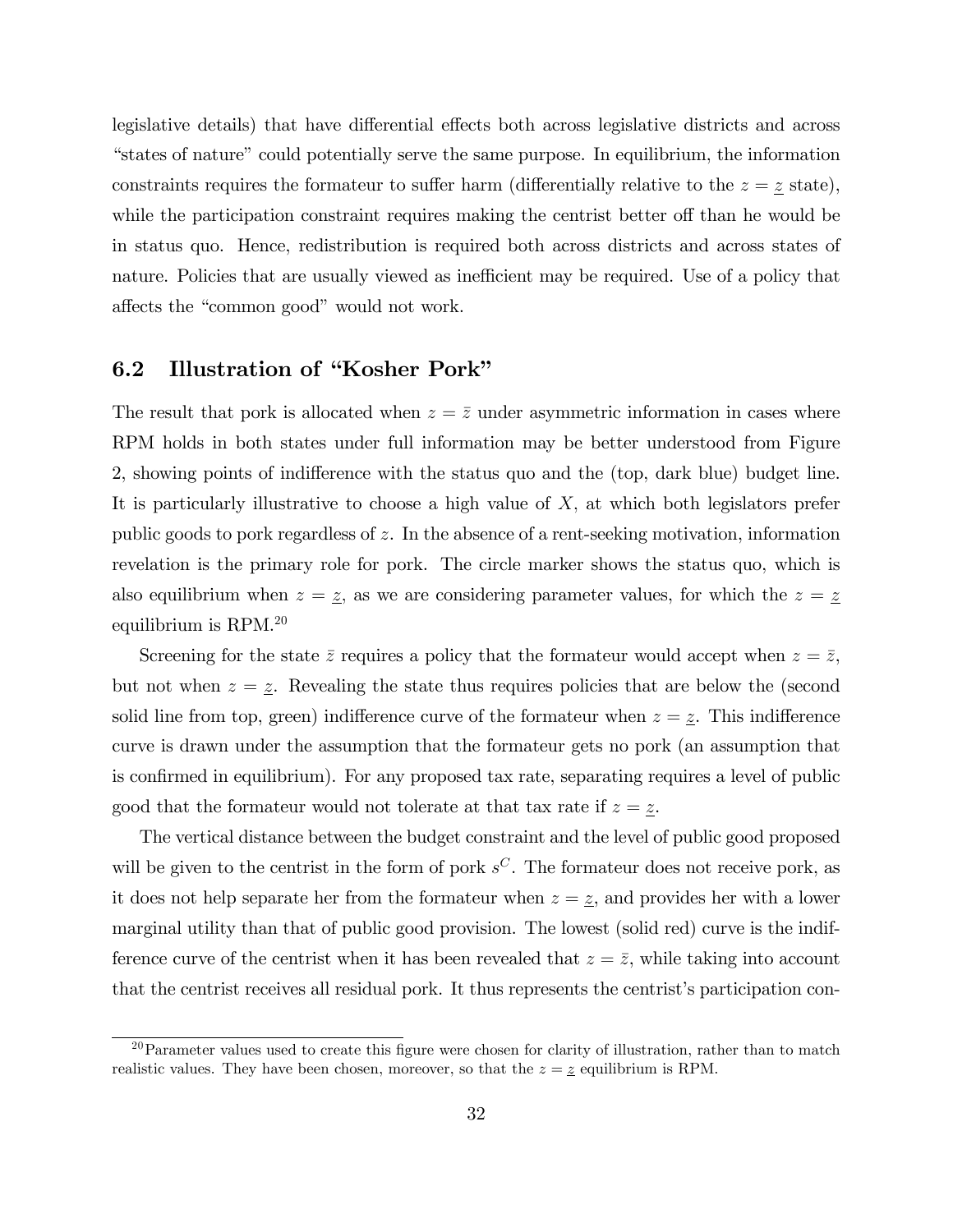legislative details) that have differential effects both across legislative districts and across "states of nature" could potentially serve the same purpose. In equilibrium, the information constraints requires the formateur to suffer harm (differentially relative to the $z = \underline{z}$ state), while the participation constraint requires making the centrist better off than he would be in status quo. Hence, redistribution is required both across districts and across states of nature. Policies that are usually viewed as inefficient may be required. Use of a policy that affects the "common good" would not work.

## 6.2 Illustration of "Kosher Pork"

The result that pork is allocated when $z = \bar{z}$ under asymmetric information in cases where RPM holds in both states under full information may be better understood from Figure 2, showing points of indifference with the status quo and the (top, dark blue) budget line. It is particularly illustrative to choose a high value of $X$, at which both legislators prefer public goods to pork regardless of $z$. In the absence of a rent-seeking motivation, information revelation is the primary role for pork. The circle marker shows the status quo, which is also equilibrium when $z = \underline{z}$, as we are considering parameter values, for which the $z = \underline{z}$ equilibrium is RPM.[20]

Screening for the state $\bar{z}$ requires a policy that the formateur would accept when $z = \bar{z}$, but not when $z = \underline{z}$. Revealing the state thus requires policies that are below the (second solid line from top, green) indifference curve of the formateur when $z = \underline{z}$. This indifference curve is drawn under the assumption that the formateur gets no pork (an assumption that is confirmed in equilibrium). For any proposed tax rate, separating requires a level of public good that the formateur would not tolerate at that tax rate if $z = \underline{z}$.

The vertical distance between the budget constraint and the level of public good proposed will be given to the centrist in the form of pork $s^C$. The formateur does not receive pork, as it does not help separate her from the formateur when $z = \underline{z}$, and provides her with a lower marginal utility than that of public good provision. The lowest (solid red) curve is the indifference curve of the centrist when it has been revealed that $z = \bar{z}$, while taking into account that the centrist receives all residual pork. It thus represents the centrist's participation con-

[20] Parameter values used to create this figure were chosen for clarity of illustration, rather than to match realistic values. They have been chosen, moreover, so that the $z = \underline{z}$ equilibrium is RPM.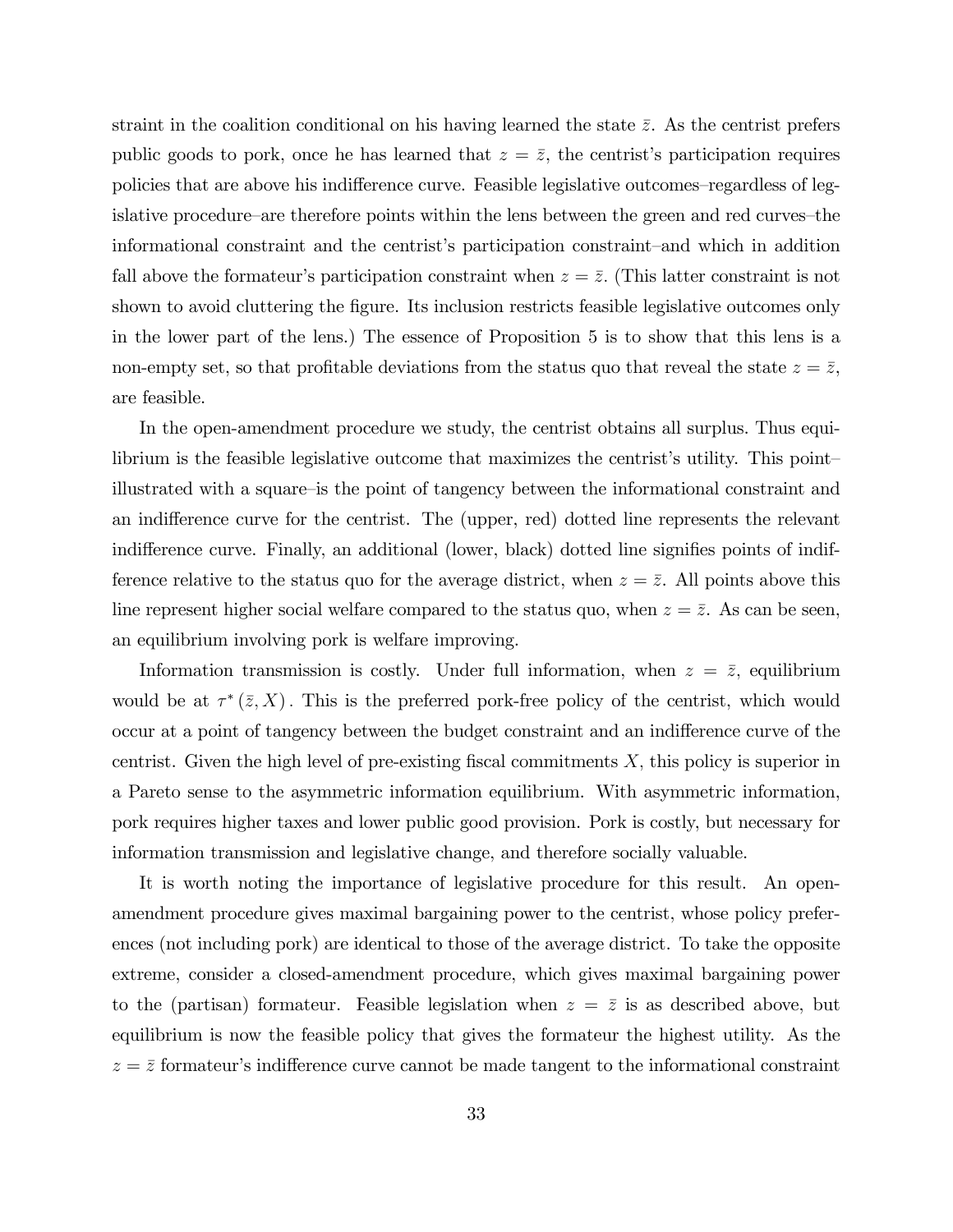straint in the coalition conditional on his having learned the state $\bar{z}$. As the centrist prefers public goods to pork, once he has learned that $z = \bar{z}$, the centrist's participation requires policies that are above his indifference curve. Feasible legislative outcomes–regardless of legislative procedure–are therefore points within the lens between the green and red curves–the informational constraint and the centrist's participation constraint–and which in addition fall above the formateur's participation constraint when $z = \bar{z}$. (This latter constraint is not shown to avoid cluttering the figure. Its inclusion restricts feasible legislative outcomes only in the lower part of the lens.) The essence of Proposition 5 is to show that this lens is a non-empty set, so that profitable deviations from the status quo that reveal the state $z = \bar{z}$, are feasible.

In the open-amendment procedure we study, the centrist obtains all surplus. Thus equilibrium is the feasible legislative outcome that maximizes the centrist's utility. This point–illustrated with a square–is the point of tangency between the informational constraint and an indifference curve for the centrist. The (upper, red) dotted line represents the relevant indifference curve. Finally, an additional (lower, black) dotted line signifies points of indifference relative to the status quo for the average district, when $z = \bar{z}$. All points above this line represent higher social welfare compared to the status quo, when $z = \bar{z}$. As can be seen, an equilibrium involving pork is welfare improving.

Information transmission is costly. Under full information, when $z = \bar{z}$, equilibrium would be at $\tau^*(\bar{z}, X)$. This is the preferred pork-free policy of the centrist, which would occur at a point of tangency between the budget constraint and an indifference curve of the centrist. Given the high level of pre-existing fiscal commitments $X$, this policy is superior in a Pareto sense to the asymmetric information equilibrium. With asymmetric information, pork requires higher taxes and lower public good provision. Pork is costly, but necessary for information transmission and legislative change, and therefore socially valuable.

It is worth noting the importance of legislative procedure for this result. An open-amendment procedure gives maximal bargaining power to the centrist, whose policy preferences (not including pork) are identical to those of the average district. To take the opposite extreme, consider a closed-amendment procedure, which gives maximal bargaining power to the (partisan) formateur. Feasible legislation when $z = \bar{z}$ is as described above, but equilibrium is now the feasible policy that gives the formateur the highest utility. As the $z = \bar{z}$ formateur's indifference curve cannot be made tangent to the informational constraint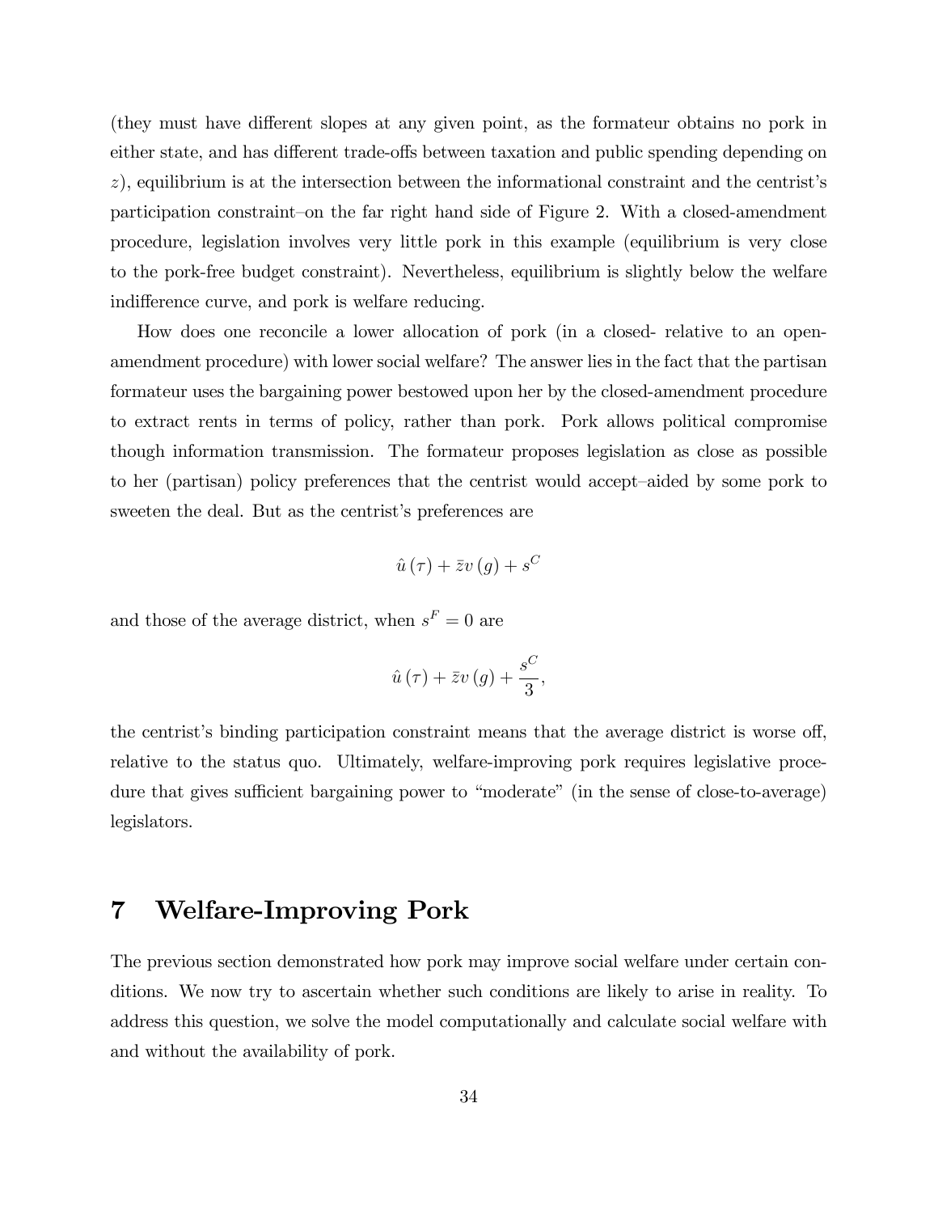(they must have different slopes at any given point, as the formateur obtains no pork in either state, and has different trade-offs between taxation and public spending depending on $z$), equilibrium is at the intersection between the informational constraint and the centrist's participation constraint–on the far right hand side of Figure 2. With a closed-amendment procedure, legislation involves very little pork in this example (equilibrium is very close to the pork-free budget constraint). Nevertheless, equilibrium is slightly below the welfare indifference curve, and pork is welfare reducing.

How does one reconcile a lower allocation of pork (in a closed- relative to an open-amendment procedure) with lower social welfare? The answer lies in the fact that the partisan formateur uses the bargaining power bestowed upon her by the closed-amendment procedure to extract rents in terms of policy, rather than pork. Pork allows political compromise though information transmission. The formateur proposes legislation as close as possible to her (partisan) policy preferences that the centrist would accept–aided by some pork to sweeten the deal. But as the centrist's preferences are

$$\hat{u}(\tau) + \bar{z}v(g) + s^C$$

and those of the average district, when $s^F = 0$ are

$$\hat{u}(\tau) + \bar{z}v(g) + \frac{s^C}{3},$$

the centrist's binding participation constraint means that the average district is worse off, relative to the status quo. Ultimately, welfare-improving pork requires legislative procedure that gives sufficient bargaining power to "moderate" (in the sense of close-to-average) legislators.

# 7 Welfare-Improving Pork

The previous section demonstrated how pork may improve social welfare under certain conditions. We now try to ascertain whether such conditions are likely to arise in reality. To address this question, we solve the model computationally and calculate social welfare with and without the availability of pork.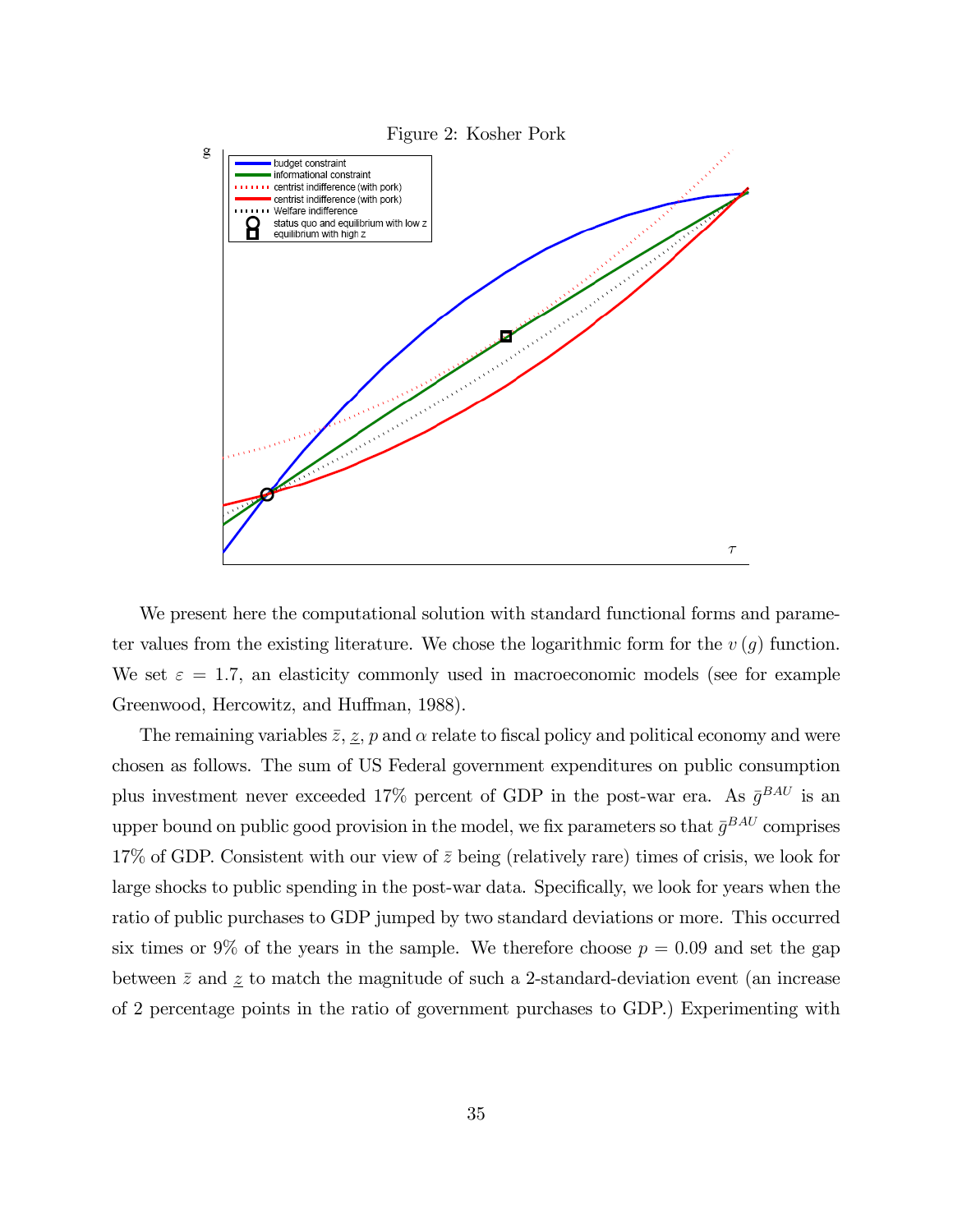Figure 2: Kosher Pork

We present here the computational solution with standard functional forms and parameter values from the existing literature. We chose the logarithmic form for the $v(g)$ function. We set $\varepsilon = 1.7$, an elasticity commonly used in macroeconomic models (see for example Greenwood, Hercowitz, and Huffman, 1988).

The remaining variables $\bar{z}$, $\underline{z}$, $p$ and $\alpha$ relate to fiscal policy and political economy and were chosen as follows. The sum of US Federal government expenditures on public consumption plus investment never exceeded 17% percent of GDP in the post-war era. As $\bar{g}^{BAU}$ is an upper bound on public good provision in the model, we fix parameters so that $\bar{g}^{BAU}$ comprises 17% of GDP. Consistent with our view of $\bar{z}$ being (relatively rare) times of crisis, we look for large shocks to public spending in the post-war data. Specifically, we look for years when the ratio of public purchases to GDP jumped by two standard deviations or more. This occurred six times or 9% of the years in the sample. We therefore choose $p = 0.09$ and set the gap between $\bar{z}$ and $\underline{z}$ to match the magnitude of such a 2-standard-deviation event (an increase of 2 percentage points in the ratio of government purchases to GDP.) Experimenting with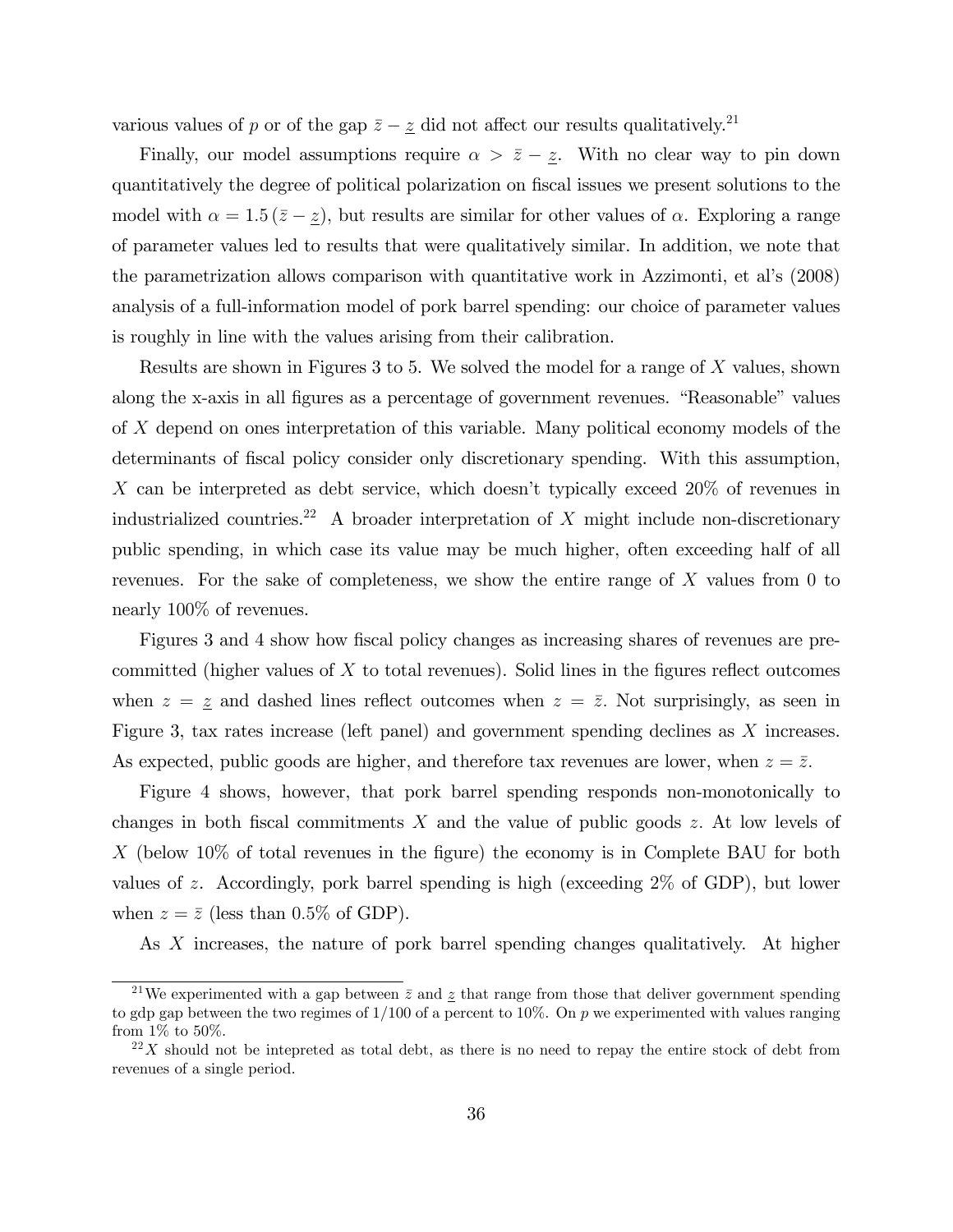various values of $p$ or of the gap $\bar{z} - \underline{z}$ did not affect our results qualitatively.[21]

Finally, our model assumptions require $\alpha > \bar{z} - \underline{z}$. With no clear way to pin down quantitatively the degree of political polarization on fiscal issues we present solutions to the model with $\alpha = 1.5\,(\bar{z} - \underline{z})$, but results are similar for other values of $\alpha$. Exploring a range of parameter values led to results that were qualitatively similar. In addition, we note that the parametrization allows comparison with quantitative work in Azzimonti, et al's (2008) analysis of a full-information model of pork barrel spending: our choice of parameter values is roughly in line with the values arising from their calibration.

Results are shown in Figures 3 to 5. We solved the model for a range of $X$ values, shown along the x-axis in all figures as a percentage of government revenues. "Reasonable" values of $X$ depend on ones interpretation of this variable. Many political economy models of the determinants of fiscal policy consider only discretionary spending. With this assumption, $X$ can be interpreted as debt service, which doesn't typically exceed 20% of revenues in industrialized countries.[22] A broader interpretation of $X$ might include non-discretionary public spending, in which case its value may be much higher, often exceeding half of all revenues. For the sake of completeness, we show the entire range of $X$ values from 0 to nearly 100% of revenues.

Figures 3 and 4 show how fiscal policy changes as increasing shares of revenues are precommitted (higher values of $X$ to total revenues). Solid lines in the figures reflect outcomes when $z = \underline{z}$ and dashed lines reflect outcomes when $z = \bar{z}$. Not surprisingly, as seen in Figure 3, tax rates increase (left panel) and government spending declines as $X$ increases. As expected, public goods are higher, and therefore tax revenues are lower, when $z = \bar{z}$.

Figure 4 shows, however, that pork barrel spending responds non-monotonically to changes in both fiscal commitments $X$ and the value of public goods $z$. At low levels of $X$ (below 10% of total revenues in the figure) the economy is in Complete BAU for both values of $z$. Accordingly, pork barrel spending is high (exceeding 2% of GDP), but lower when $z = \bar{z}$ (less than 0.5% of GDP).

As $X$ increases, the nature of pork barrel spending changes qualitatively. At higher

[21] We experimented with a gap between $\bar{z}$ and $\underline{z}$ that range from those that deliver government spending to gdp gap between the two regimes of 1/100 of a percent to 10%. On $p$ we experimented with values ranging from 1% to 50%.

[22] $X$ should not be intepreted as total debt, as there is no need to repay the entire stock of debt from revenues of a single period.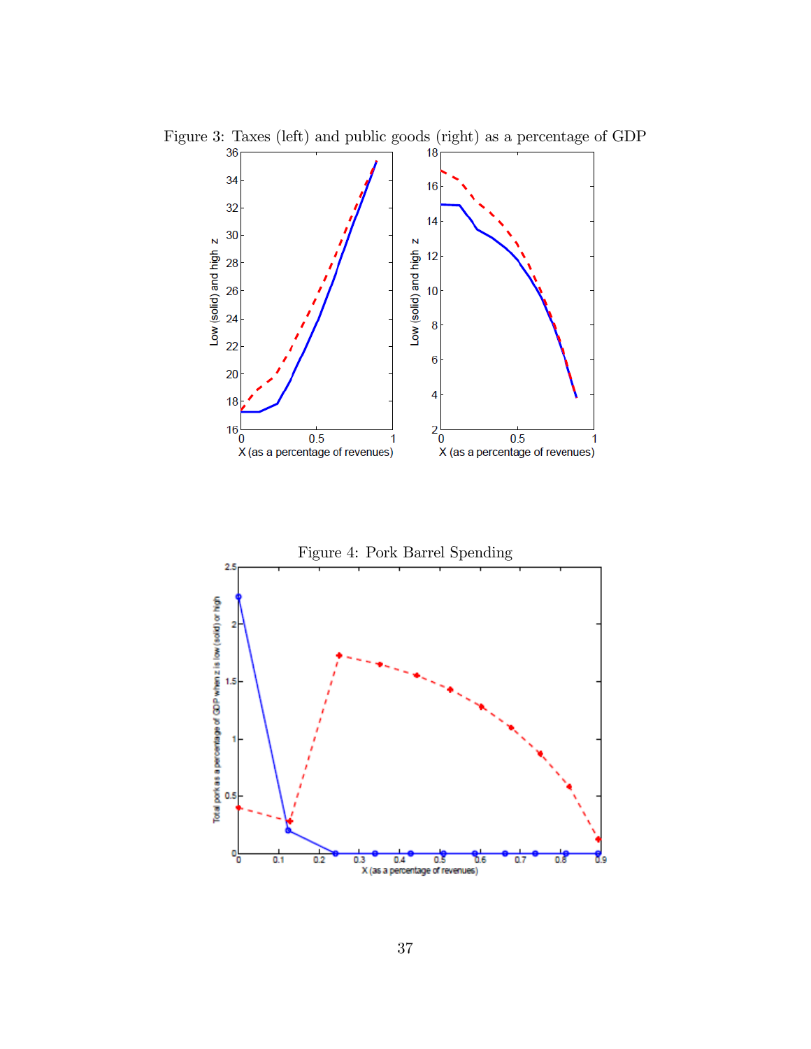Figure 3: Taxes (left) and public goods (right) as a percentage of GDP

Figure 4: Pork Barrel Spending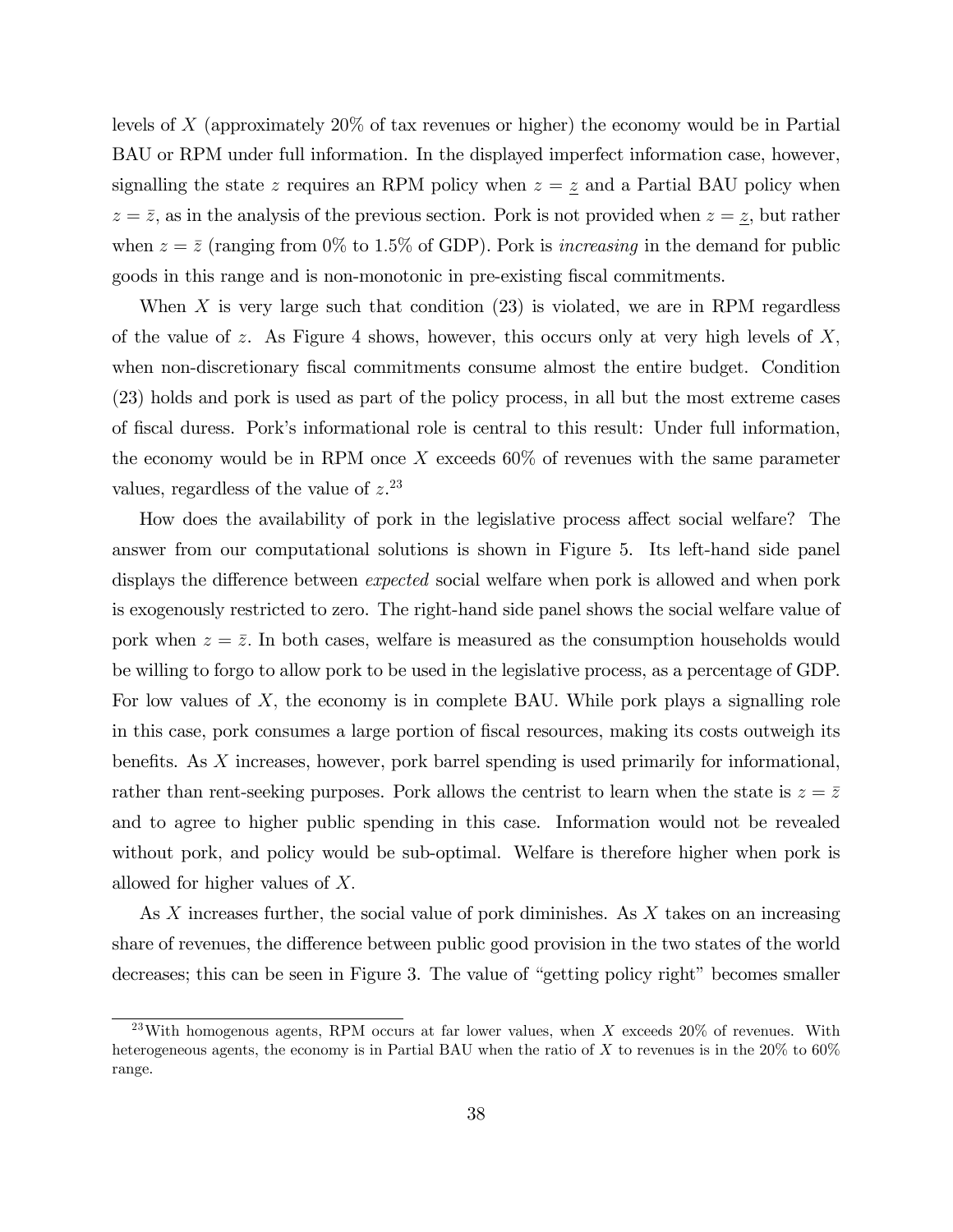levels of $X$ (approximately 20% of tax revenues or higher) the economy would be in Partial BAU or RPM under full information. In the displayed imperfect information case, however, signalling the state $z$ requires an RPM policy when $z = \underline{z}$ and a Partial BAU policy when $z = \bar{z}$, as in the analysis of the previous section. Pork is not provided when $z = \underline{z}$, but rather when $z = \bar{z}$ (ranging from 0% to 1.5% of GDP). Pork is *increasing* in the demand for public goods in this range and is non-monotonic in pre-existing fiscal commitments.

When $X$ is very large such that condition (23) is violated, we are in RPM regardless of the value of $z$. As Figure 4 shows, however, this occurs only at very high levels of $X$, when non-discretionary fiscal commitments consume almost the entire budget. Condition (23) holds and pork is used as part of the policy process, in all but the most extreme cases of fiscal duress. Pork's informational role is central to this result: Under full information, the economy would be in RPM once $X$ exceeds 60% of revenues with the same parameter values, regardless of the value of $z$.[23]

How does the availability of pork in the legislative process affect social welfare? The answer from our computational solutions is shown in Figure 5. Its left-hand side panel displays the difference between *expected* social welfare when pork is allowed and when pork is exogenously restricted to zero. The right-hand side panel shows the social welfare value of pork when $z = \bar{z}$. In both cases, welfare is measured as the consumption households would be willing to forgo to allow pork to be used in the legislative process, as a percentage of GDP. For low values of $X$, the economy is in complete BAU. While pork plays a signalling role in this case, pork consumes a large portion of fiscal resources, making its costs outweigh its benefits. As $X$ increases, however, pork barrel spending is used primarily for informational, rather than rent-seeking purposes. Pork allows the centrist to learn when the state is $z = \bar{z}$ and to agree to higher public spending in this case. Information would not be revealed without pork, and policy would be sub-optimal. Welfare is therefore higher when pork is allowed for higher values of $X$.

As $X$ increases further, the social value of pork diminishes. As $X$ takes on an increasing share of revenues, the difference between public good provision in the two states of the world decreases; this can be seen in Figure 3. The value of "getting policy right" becomes smaller

[23] With homogenous agents, RPM occurs at far lower values, when $X$ exceeds 20% of revenues. With heterogeneous agents, the economy is in Partial BAU when the ratio of $X$ to revenues is in the 20% to 60% range.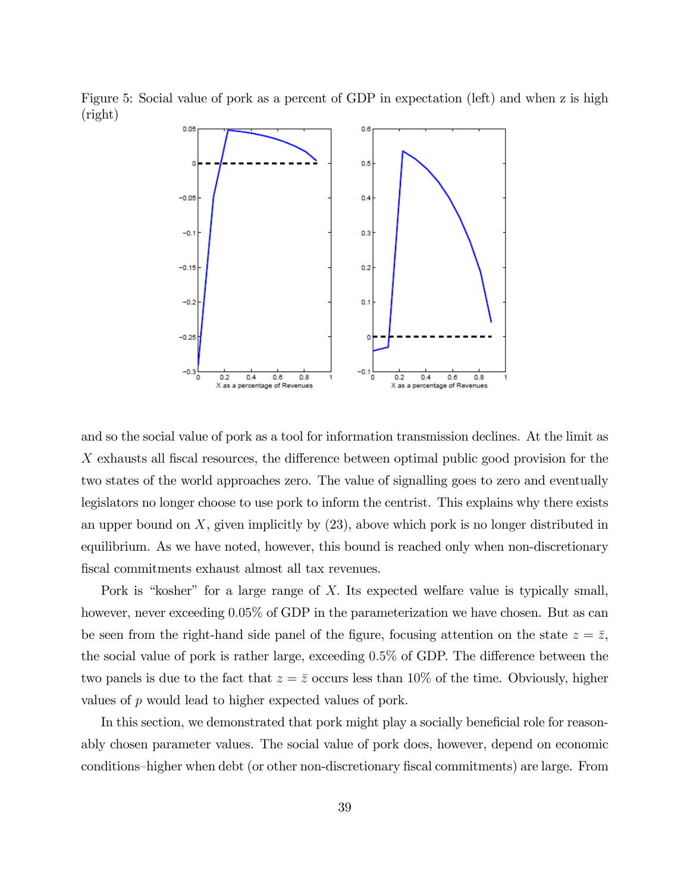Figure 5: Social value of pork as a percent of GDP in expectation (left) and when z is high (right)

and so the social value of pork as a tool for information transmission declines. At the limit as $X$ exhausts all fiscal resources, the difference between optimal public good provision for the two states of the world approaches zero. The value of signalling goes to zero and eventually legislators no longer choose to use pork to inform the centrist. This explains why there exists an upper bound on $X$, given implicitly by (23), above which pork is no longer distributed in equilibrium. As we have noted, however, this bound is reached only when non-discretionary fiscal commitments exhaust almost all tax revenues.

Pork is "kosher" for a large range of $X$. Its expected welfare value is typically small, however, never exceeding 0.05% of GDP in the parameterization we have chosen. But as can be seen from the right-hand side panel of the figure, focusing attention on the state $z = \bar{z}$, the social value of pork is rather large, exceeding 0.5% of GDP. The difference between the two panels is due to the fact that $z = \bar{z}$ occurs less than 10% of the time. Obviously, higher values of $p$ would lead to higher expected values of pork.

In this section, we demonstrated that pork might play a socially beneficial role for reasonably chosen parameter values. The social value of pork does, however, depend on economic conditions–higher when debt (or other non-discretionary fiscal commitments) are large. From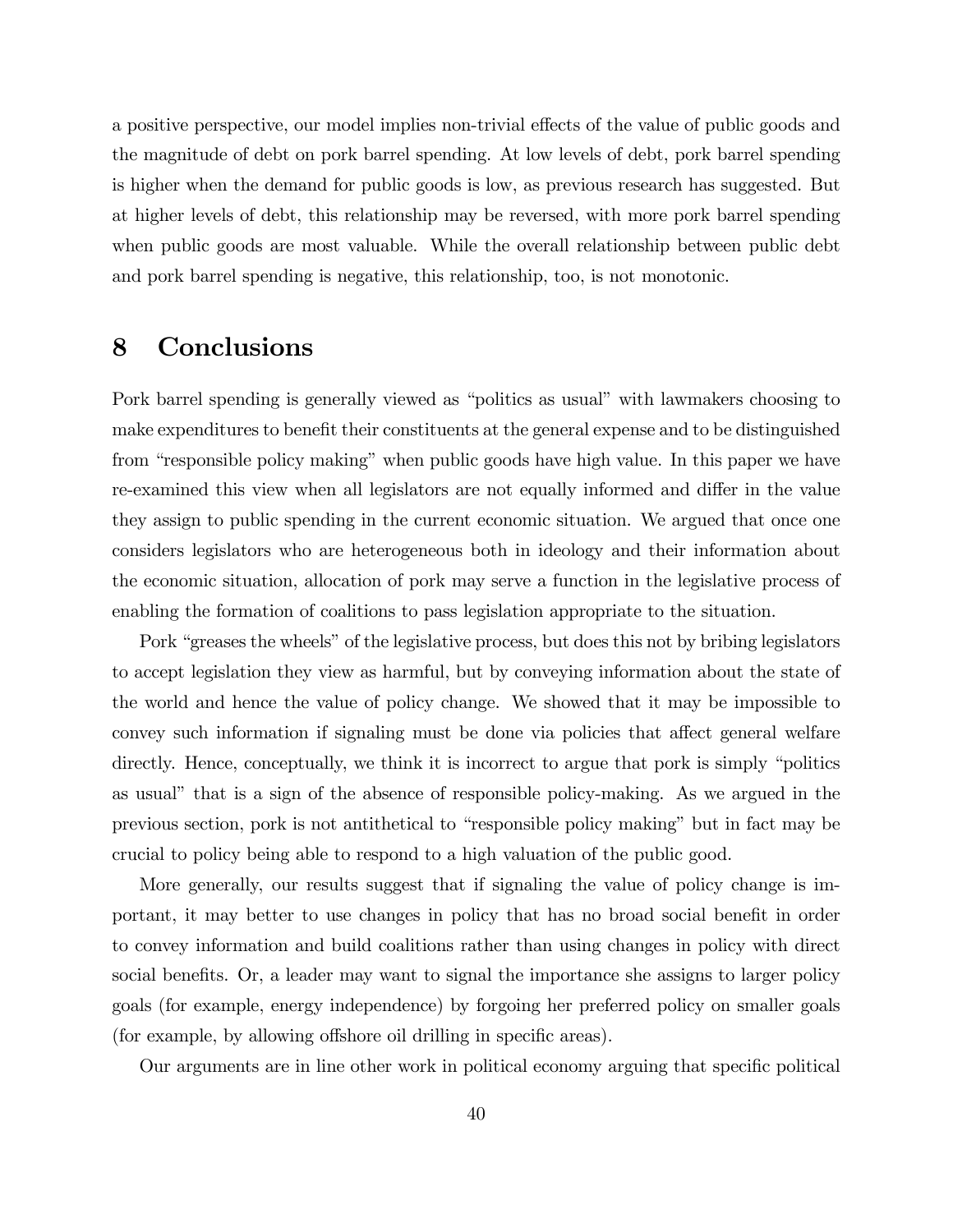a positive perspective, our model implies non-trivial effects of the value of public goods and the magnitude of debt on pork barrel spending. At low levels of debt, pork barrel spending is higher when the demand for public goods is low, as previous research has suggested. But at higher levels of debt, this relationship may be reversed, with more pork barrel spending when public goods are most valuable. While the overall relationship between public debt and pork barrel spending is negative, this relationship, too, is not monotonic.

# 8 Conclusions

Pork barrel spending is generally viewed as "politics as usual" with lawmakers choosing to make expenditures to benefit their constituents at the general expense and to be distinguished from "responsible policy making" when public goods have high value. In this paper we have re-examined this view when all legislators are not equally informed and differ in the value they assign to public spending in the current economic situation. We argued that once one considers legislators who are heterogeneous both in ideology and their information about the economic situation, allocation of pork may serve a function in the legislative process of enabling the formation of coalitions to pass legislation appropriate to the situation.

Pork "greases the wheels" of the legislative process, but does this not by bribing legislators to accept legislation they view as harmful, but by conveying information about the state of the world and hence the value of policy change. We showed that it may be impossible to convey such information if signaling must be done via policies that affect general welfare directly. Hence, conceptually, we think it is incorrect to argue that pork is simply "politics as usual" that is a sign of the absence of responsible policy-making. As we argued in the previous section, pork is not antithetical to "responsible policy making" but in fact may be crucial to policy being able to respond to a high valuation of the public good.

More generally, our results suggest that if signaling the value of policy change is important, it may better to use changes in policy that has no broad social benefit in order to convey information and build coalitions rather than using changes in policy with direct social benefits. Or, a leader may want to signal the importance she assigns to larger policy goals (for example, energy independence) by forgoing her preferred policy on smaller goals (for example, by allowing offshore oil drilling in specific areas).

Our arguments are in line other work in political economy arguing that specific political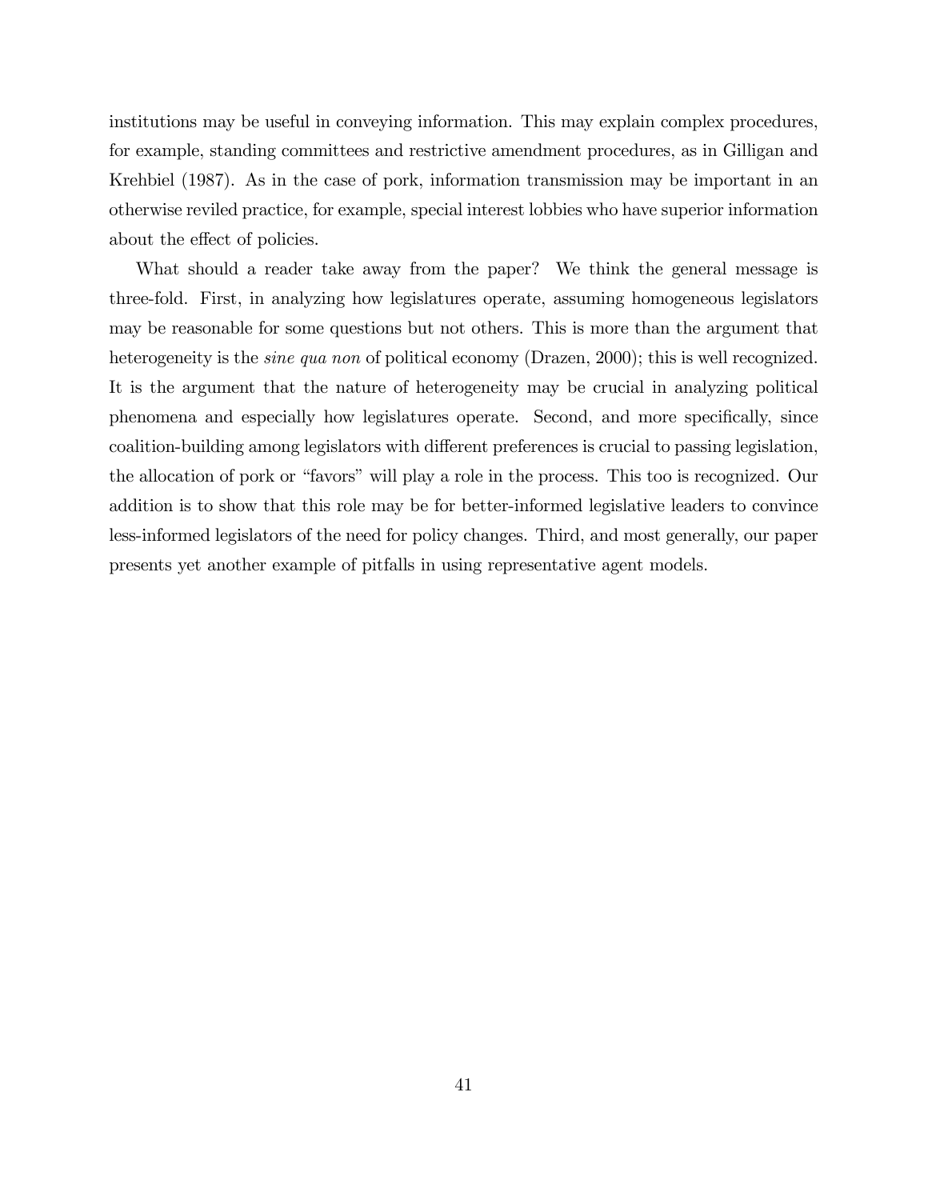institutions may be useful in conveying information. This may explain complex procedures, for example, standing committees and restrictive amendment procedures, as in Gilligan and Krehbiel (1987). As in the case of pork, information transmission may be important in an otherwise reviled practice, for example, special interest lobbies who have superior information about the effect of policies.

What should a reader take away from the paper? We think the general message is three-fold. First, in analyzing how legislatures operate, assuming homogeneous legislators may be reasonable for some questions but not others. This is more than the argument that heterogeneity is the *sine qua non* of political economy (Drazen, 2000); this is well recognized. It is the argument that the nature of heterogeneity may be crucial in analyzing political phenomena and especially how legislatures operate. Second, and more specifically, since coalition-building among legislators with different preferences is crucial to passing legislation, the allocation of pork or "favors" will play a role in the process. This too is recognized. Our addition is to show that this role may be for better-informed legislative leaders to convince less-informed legislators of the need for policy changes. Third, and most generally, our paper presents yet another example of pitfalls in using representative agent models.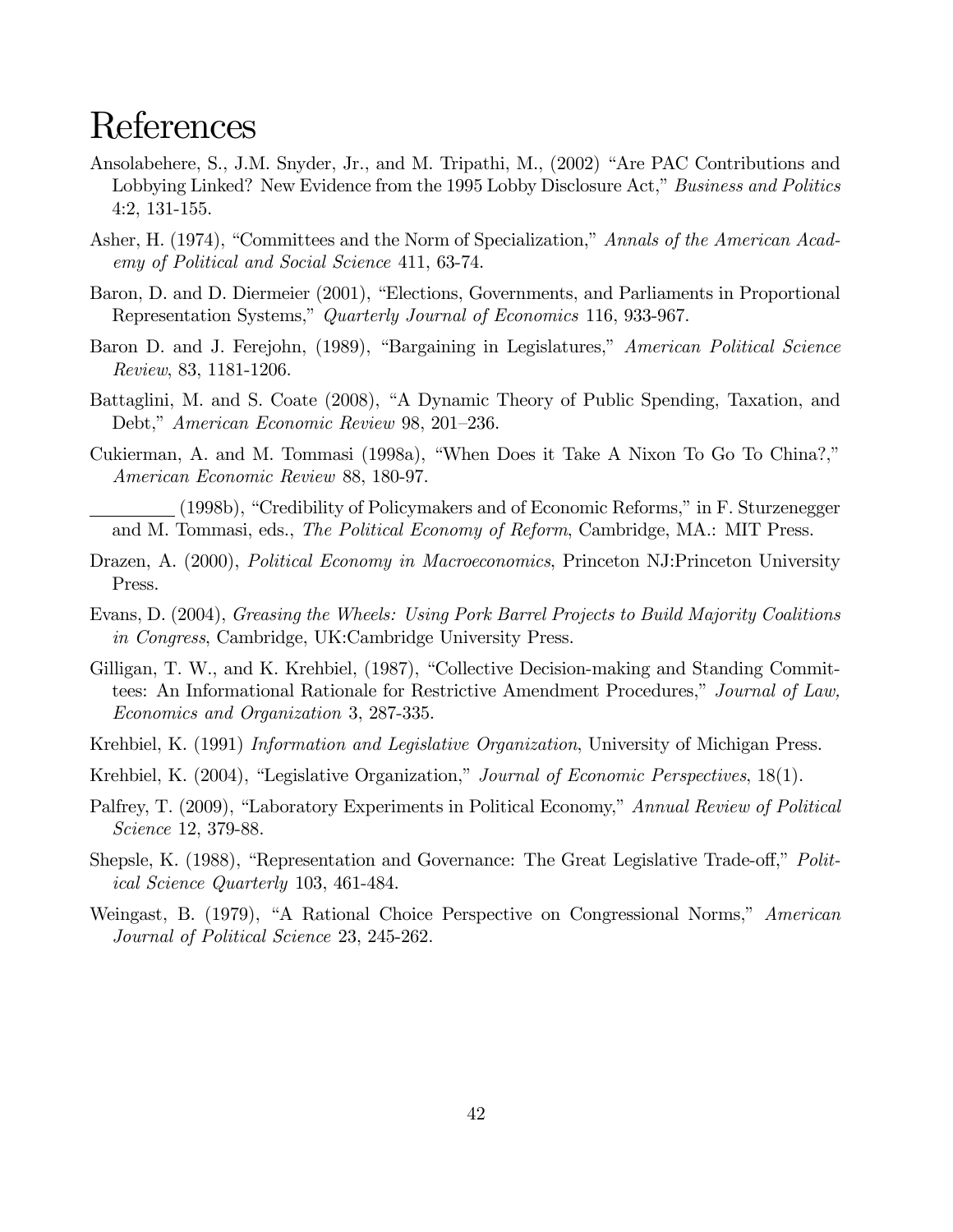# References

Ansolabehere, S., J.M. Snyder, Jr., and M. Tripathi, M., (2002) "Are PAC Contributions and Lobbying Linked? New Evidence from the 1995 Lobby Disclosure Act," *Business and Politics* 4:2, 131-155.

Asher, H. (1974), "Committees and the Norm of Specialization," *Annals of the American Academy of Political and Social Science* 411, 63-74.

Baron, D. and D. Diermeier (2001), "Elections, Governments, and Parliaments in Proportional Representation Systems," *Quarterly Journal of Economics* 116, 933-967.

Baron D. and J. Ferejohn, (1989), "Bargaining in Legislatures," *American Political Science Review*, 83, 1181-1206.

Battaglini, M. and S. Coate (2008), "A Dynamic Theory of Public Spending, Taxation, and Debt," *American Economic Review* 98, 201–236.

Cukierman, A. and M. Tommasi (1998a), "When Does it Take A Nixon To Go To China?," *American Economic Review* 88, 180-97.

_________ (1998b), "Credibility of Policymakers and of Economic Reforms," in F. Sturzenegger and M. Tommasi, eds., *The Political Economy of Reform*, Cambridge, MA.: MIT Press.

Drazen, A. (2000), *Political Economy in Macroeconomics*, Princeton NJ:Princeton University Press.

Evans, D. (2004), *Greasing the Wheels: Using Pork Barrel Projects to Build Majority Coalitions in Congress*, Cambridge, UK:Cambridge University Press.

Gilligan, T. W., and K. Krehbiel, (1987), "Collective Decision-making and Standing Committees: An Informational Rationale for Restrictive Amendment Procedures," *Journal of Law, Economics and Organization* 3, 287-335.

Krehbiel, K. (1991) *Information and Legislative Organization*, University of Michigan Press.

Krehbiel, K. (2004), "Legislative Organization," *Journal of Economic Perspectives*, 18(1).

Palfrey, T. (2009), "Laboratory Experiments in Political Economy," *Annual Review of Political Science* 12, 379-88.

Shepsle, K. (1988), "Representation and Governance: The Great Legislative Trade-off," *Political Science Quarterly* 103, 461-484.

Weingast, B. (1979), "A Rational Choice Perspective on Congressional Norms," *American Journal of Political Science* 23, 245-262.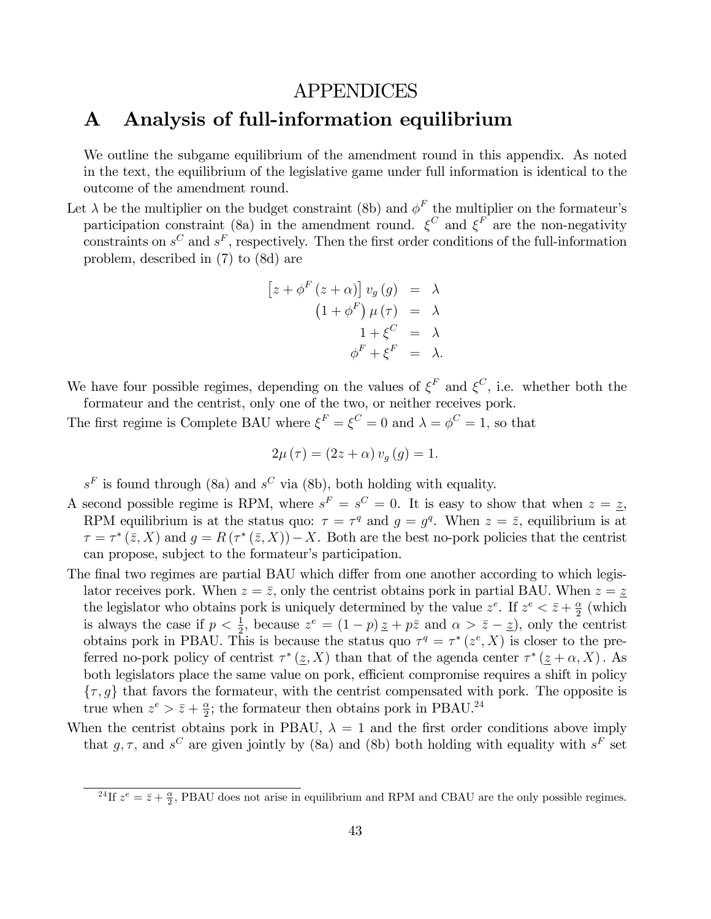# APPENDICES

## A Analysis of full-information equilibrium

We outline the subgame equilibrium of the amendment round in this appendix. As noted in the text, the equilibrium of the legislative game under full information is identical to the outcome of the amendment round.

Let $\lambda$ be the multiplier on the budget constraint (8b) and $\phi^F$ the multiplier on the formateur's participation constraint (8a) in the amendment round. $\xi^C$ and $\xi^F$ are the non-negativity constraints on $s^C$ and $s^F$, respectively. Then the first order conditions of the full-information problem, described in (7) to (8d) are

$$
\begin{aligned}
\left[z + \phi^F (z + \alpha)\right] v_g(g) &= \lambda \\
\left(1 + \phi^F\right) \mu(\tau) &= \lambda \\
1 + \xi^C &= \lambda \\
\phi^F + \xi^F &= \lambda.
\end{aligned}
$$

We have four possible regimes, depending on the values of $\xi^F$ and $\xi^C$, i.e. whether both the formateur and the centrist, only one of the two, or neither receives pork.

The first regime is Complete BAU where $\xi^F = \xi^C = 0$ and $\lambda = \phi^C = 1$, so that

$$
2\mu(\tau) = (2z + \alpha) v_g(g) = 1.
$$

$s^F$ is found through (8a) and $s^C$ via (8b), both holding with equality.

A second possible regime is RPM, where $s^F = s^C = 0$. It is easy to show that when $z = \underline{z}$, RPM equilibrium is at the status quo: $\tau = \tau^q$ and $g = g^q$. When $z = \bar{z}$, equilibrium is at $\tau = \tau^*(\bar{z}, X)$ and $g = R(\tau^*(\bar{z}, X)) - X$. Both are the best no-pork policies that the centrist can propose, subject to the formateur's participation.

The final two regimes are partial BAU which differ from one another according to which legislator receives pork. When $z = \bar{z}$, only the centrist obtains pork in partial BAU. When $z = \underline{z}$ the legislator who obtains pork is uniquely determined by the value $z^e$. If $z^e < \bar{z} + \frac{\alpha}{2}$ (which is always the case if $p < \frac{1}{2}$, because $z^e = (1-p)\underline{z} + p\bar{z}$ and $\alpha > \bar{z} - \underline{z}$), only the centrist obtains pork in PBAU. This is because the status quo $\tau^q = \tau^*(z^e, X)$ is closer to the preferred no-pork policy of centrist $\tau^*(\underline{z}, X)$ than that of the agenda center $\tau^*(\underline{z} + \alpha, X)$. As both legislators place the same value on pork, efficient compromise requires a shift in policy $\{\tau, g\}$ that favors the formateur, with the centrist compensated with pork. The opposite is true when $z^e > \bar{z} + \frac{\alpha}{2}$; the formateur then obtains pork in PBAU.[24]

When the centrist obtains pork in PBAU, $\lambda = 1$ and the first order conditions above imply that $g, \tau$, and $s^C$ are given jointly by (8a) and (8b) both holding with equality with $s^F$ set

[24] If $z^e = \bar{z} + \frac{\alpha}{2}$, PBAU does not arise in equilibrium and RPM and CBAU are the only possible regimes.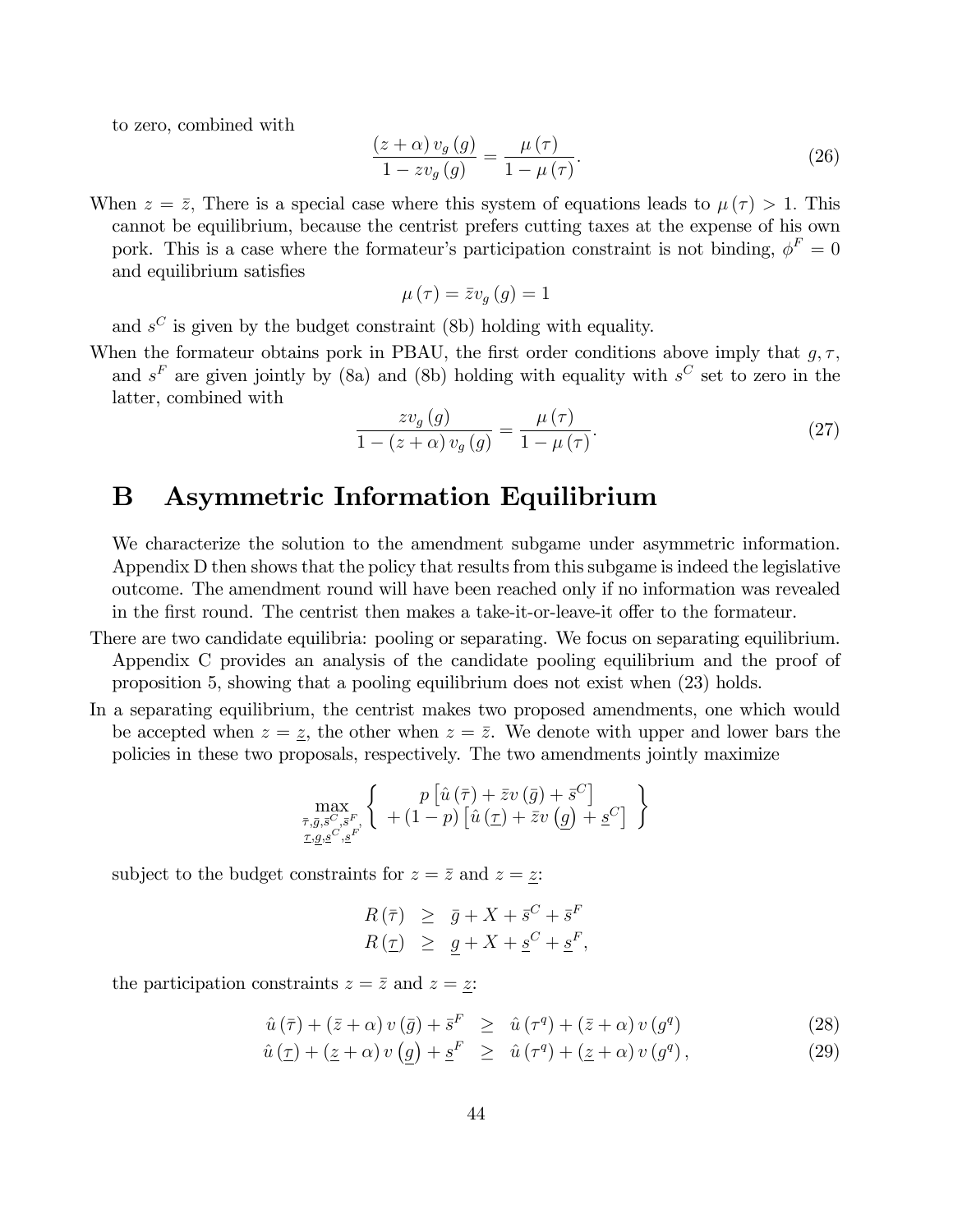to zero, combined with

$$\frac{(z+\alpha)\,v_g(g)}{1-zv_g(g)}=\frac{\mu(\tau)}{1-\mu(\tau)}. \tag{26}$$

When $z=\bar{z}$, There is a special case where this system of equations leads to $\mu(\tau)>1$. This cannot be equilibrium, because the centrist prefers cutting taxes at the expense of his own pork. This is a case where the formateur's participation constraint is not binding, $\phi^F=0$ and equilibrium satisfies

$$\mu(\tau)=\bar{z}v_g(g)=1$$

and $s^C$ is given by the budget constraint (8b) holding with equality.

When the formateur obtains pork in PBAU, the first order conditions above imply that $g,\tau$, and $s^F$ are given jointly by (8a) and (8b) holding with equality with $s^C$ set to zero in the latter, combined with

$$\frac{zv_g(g)}{1-(z+\alpha)\,v_g(g)}=\frac{\mu(\tau)}{1-\mu(\tau)}. \tag{27}$$

# B Asymmetric Information Equilibrium

We characterize the solution to the amendment subgame under asymmetric information. Appendix D then shows that the policy that results from this subgame is indeed the legislative outcome. The amendment round will have been reached only if no information was revealed in the first round. The centrist then makes a take-it-or-leave-it offer to the formateur.

There are two candidate equilibria: pooling or separating. We focus on separating equilibrium. Appendix C provides an analysis of the candidate pooling equilibrium and the proof of proposition 5, showing that a pooling equilibrium does not exist when (23) holds.

In a separating equilibrium, the centrist makes two proposed amendments, one which would be accepted when $z=\underline{z}$, the other when $z=\bar{z}$. We denote with upper and lower bars the policies in these two proposals, respectively. The two amendments jointly maximize

$$\max_{\substack{\bar{\tau},\bar{g},\bar{s}^C,\bar{s}^F,\\ \underline{\tau},\underline{g},\underline{s}^C,\underline{s}^F}}\left\{\begin{array}{c} p\left[\hat{u}(\bar{\tau})+\bar{z}v(\bar{g})+\bar{s}^C\right]\\ +(1-p)\left[\hat{u}(\underline{\tau})+\bar{z}v\left(\underline{g}\right)+\underline{s}^C\right]\end{array}\right\}$$

subject to the budget constraints for $z=\bar{z}$ and $z=\underline{z}$:

$$\begin{aligned} R(\bar{\tau}) &\geq \bar{g}+X+\bar{s}^C+\bar{s}^F\\ R(\underline{\tau}) &\geq \underline{g}+X+\underline{s}^C+\underline{s}^F, \end{aligned}$$

the participation constraints $z=\bar{z}$ and $z=\underline{z}$:

$$\hat{u}(\bar{\tau})+(\bar{z}+\alpha)\,v(\bar{g})+\bar{s}^F \;\geq\; \hat{u}(\tau^q)+(\bar{z}+\alpha)\,v(g^q) \tag{28}$$

$$\hat{u}(\underline{\tau})+(\underline{z}+\alpha)\,v\left(\underline{g}\right)+\underline{s}^F \;\geq\; \hat{u}(\tau^q)+(\underline{z}+\alpha)\,v(g^q), \tag{29}$$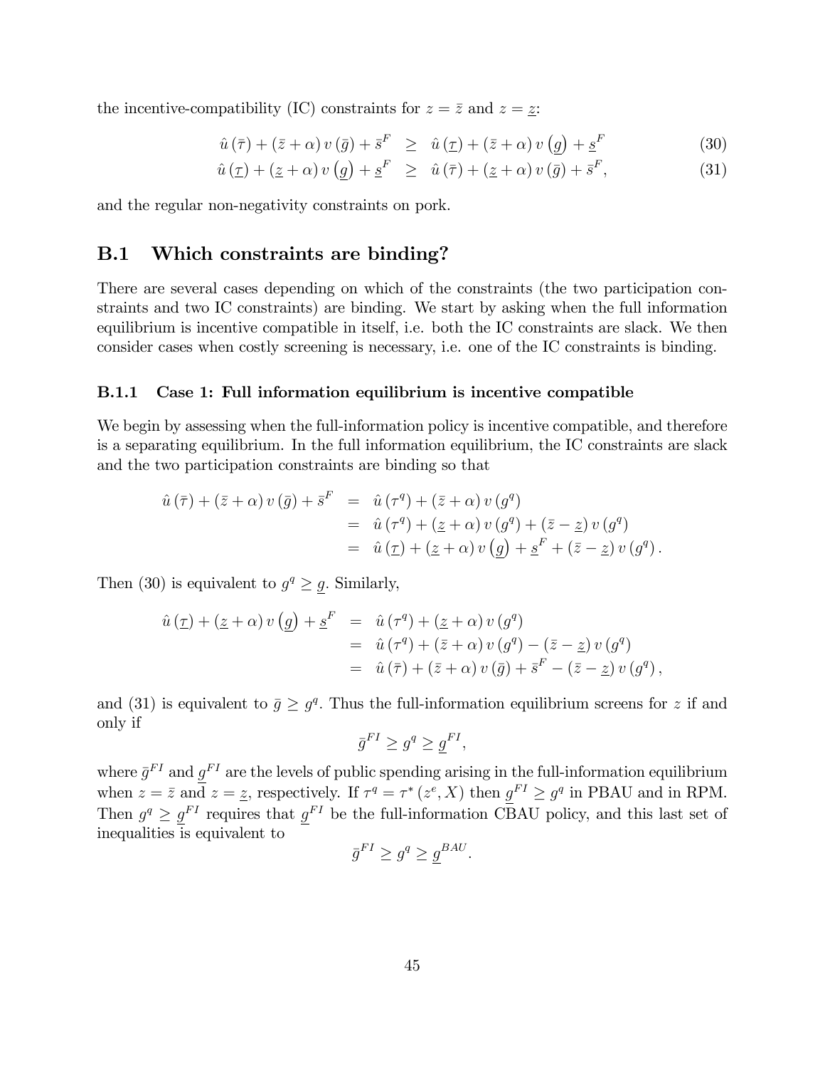the incentive-compatibility (IC) constraints for $z = \bar{z}$ and $z = \underline{z}$:

$$
\begin{aligned}
\hat{u}(\bar{\tau}) + (\bar{z} + \alpha) v(\bar{g}) + \bar{s}^F &\geq \hat{u}(\underline{\tau}) + (\bar{z} + \alpha) v(\underline{g}) + \underline{s}^F \qquad (30) \\
\hat{u}(\underline{\tau}) + (\underline{z} + \alpha) v(\underline{g}) + \underline{s}^F &\geq \hat{u}(\bar{\tau}) + (\underline{z} + \alpha) v(\bar{g}) + \bar{s}^F, \qquad (31)
\end{aligned}
$$

and the regular non-negativity constraints on pork.

## B.1 Which constraints are binding?

There are several cases depending on which of the constraints (the two participation constraints and two IC constraints) are binding. We start by asking when the full information equilibrium is incentive compatible in itself, i.e. both the IC constraints are slack. We then consider cases when costly screening is necessary, i.e. one of the IC constraints is binding.

### B.1.1 Case 1: Full information equilibrium is incentive compatible

We begin by assessing when the full-information policy is incentive compatible, and therefore is a separating equilibrium. In the full information equilibrium, the IC constraints are slack and the two participation constraints are binding so that

$$
\begin{aligned}
\hat{u}(\bar{\tau}) + (\bar{z} + \alpha) v(\bar{g}) + \bar{s}^F &= \hat{u}(\tau^q) + (\bar{z} + \alpha) v(g^q) \\
&= \hat{u}(\tau^q) + (\underline{z} + \alpha) v(g^q) + (\bar{z} - \underline{z}) v(g^q) \\
&= \hat{u}(\underline{\tau}) + (\underline{z} + \alpha) v(\underline{g}) + \underline{s}^F + (\bar{z} - \underline{z}) v(g^q).
\end{aligned}
$$

Then (30) is equivalent to $g^q \geq \underline{g}$. Similarly,

$$
\begin{aligned}
\hat{u}(\underline{\tau}) + (\underline{z} + \alpha) v(\underline{g}) + \underline{s}^F &= \hat{u}(\tau^q) + (\underline{z} + \alpha) v(g^q) \\
&= \hat{u}(\tau^q) + (\bar{z} + \alpha) v(g^q) - (\bar{z} - \underline{z}) v(g^q) \\
&= \hat{u}(\bar{\tau}) + (\bar{z} + \alpha) v(\bar{g}) + \bar{s}^F - (\bar{z} - \underline{z}) v(g^q),
\end{aligned}
$$

and (31) is equivalent to $\bar{g} \geq g^q$. Thus the full-information equilibrium screens for $z$ if and only if

$$
\bar{g}^{FI} \geq g^q \geq \underline{g}^{FI},
$$

where $\bar{g}^{FI}$ and $\underline{g}^{FI}$ are the levels of public spending arising in the full-information equilibrium when $z = \bar{z}$ and $z = \underline{z}$, respectively. If $\tau^q = \tau^*(z^e, X)$ then $\underline{g}^{FI} \geq g^q$ in PBAU and in RPM. Then $g^q \geq \underline{g}^{FI}$ requires that $\underline{g}^{FI}$ be the full-information CBAU policy, and this last set of inequalities is equivalent to

$$
\bar{g}^{FI} \geq g^q \geq \underline{g}^{BAU}.
$$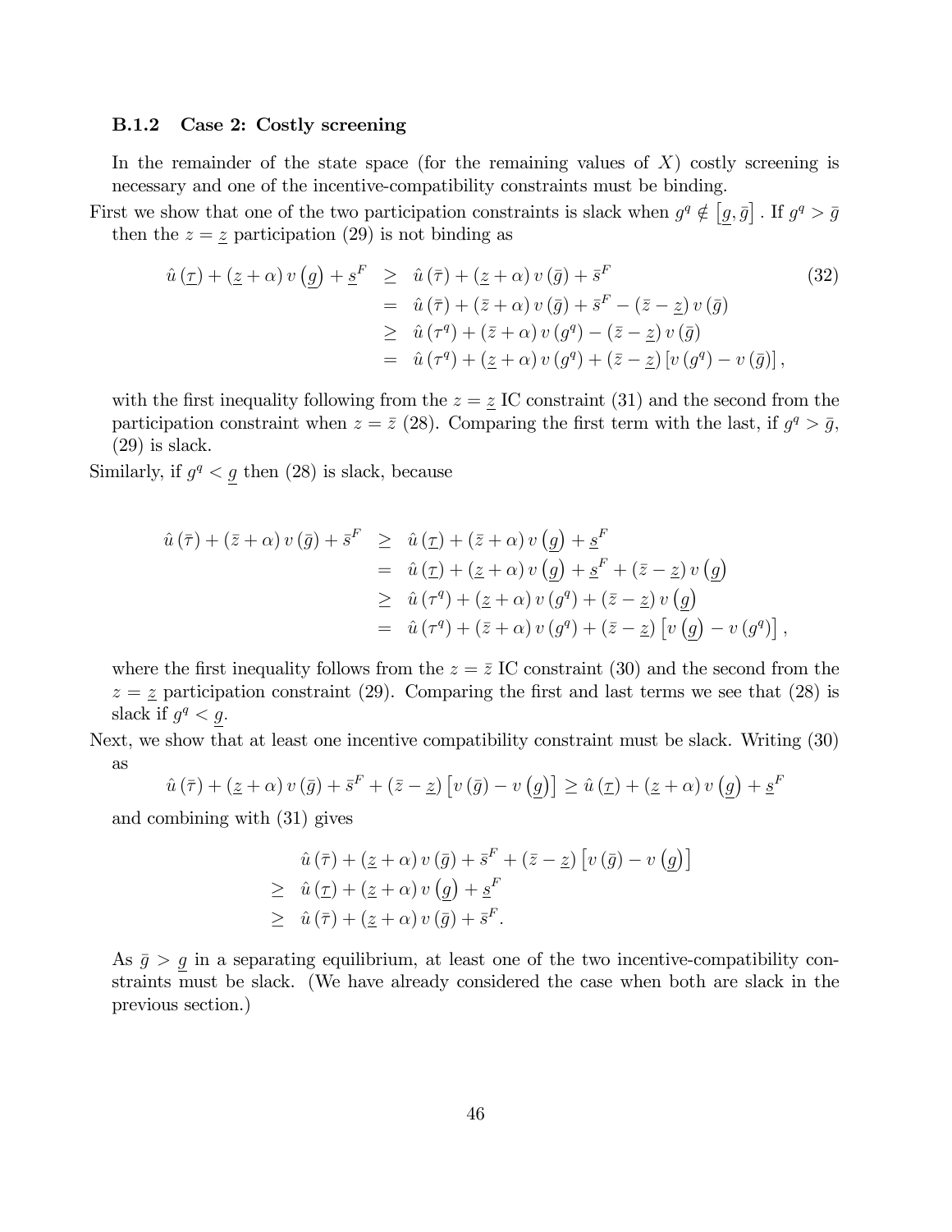### B.1.2 Case 2: Costly screening

In the remainder of the state space (for the remaining values of $X$) costly screening is necessary and one of the incentive-compatibility constraints must be binding.

First we show that one of the two participation constraints is slack when $g^q \notin [\underline{g}, \bar{g}]$. If $g^q > \bar{g}$ then the $z = \underline{z}$ participation (29) is not binding as

$$
\begin{aligned}
\hat{u}(\underline{\tau}) + (\underline{z} + \alpha) v(\underline{g}) + \underline{s}^F &\geq \hat{u}(\bar{\tau}) + (\underline{z} + \alpha) v(\bar{g}) + \bar{s}^F \\
&= \hat{u}(\bar{\tau}) + (\bar{z} + \alpha) v(\bar{g}) + \bar{s}^F - (\bar{z} - \underline{z}) v(\bar{g}) \\
&\geq \hat{u}(\tau^q) + (\bar{z} + \alpha) v(g^q) - (\bar{z} - \underline{z}) v(\bar{g}) \\
&= \hat{u}(\tau^q) + (\underline{z} + \alpha) v(g^q) + (\bar{z} - \underline{z}) [v(g^q) - v(\bar{g})],
\end{aligned} \tag{32}
$$

with the first inequality following from the $z = \underline{z}$ IC constraint (31) and the second from the participation constraint when $z = \bar{z}$ (28). Comparing the first term with the last, if $g^q > \bar{g}$, (29) is slack.

Similarly, if $g^q < \underline{g}$ then (28) is slack, because

$$
\begin{aligned}
\hat{u}(\bar{\tau}) + (\bar{z} + \alpha) v(\bar{g}) + \bar{s}^F &\geq \hat{u}(\underline{\tau}) + (\bar{z} + \alpha) v(\underline{g}) + \underline{s}^F \\
&= \hat{u}(\underline{\tau}) + (\underline{z} + \alpha) v(\underline{g}) + \underline{s}^F + (\bar{z} - \underline{z}) v(\underline{g}) \\
&\geq \hat{u}(\tau^q) + (\underline{z} + \alpha) v(g^q) + (\bar{z} - \underline{z}) v(\underline{g}) \\
&= \hat{u}(\tau^q) + (\bar{z} + \alpha) v(g^q) + (\bar{z} - \underline{z}) [v(\underline{g}) - v(g^q)],
\end{aligned}
$$

where the first inequality follows from the $z = \bar{z}$ IC constraint (30) and the second from the $z = \underline{z}$ participation constraint (29). Comparing the first and last terms we see that (28) is slack if $g^q < \underline{g}$.

Next, we show that at least one incentive compatibility constraint must be slack. Writing (30) as

$$
\hat{u}(\bar{\tau}) + (\underline{z} + \alpha) v(\bar{g}) + \bar{s}^F + (\bar{z} - \underline{z}) [v(\bar{g}) - v(\underline{g})] \geq \hat{u}(\underline{\tau}) + (\underline{z} + \alpha) v(\underline{g}) + \underline{s}^F
$$

and combining with (31) gives

$$
\begin{aligned}
&\hat{u}(\bar{\tau}) + (\underline{z} + \alpha) v(\bar{g}) + \bar{s}^F + (\bar{z} - \underline{z}) [v(\bar{g}) - v(\underline{g})] \\
\geq\ &\hat{u}(\underline{\tau}) + (\underline{z} + \alpha) v(\underline{g}) + \underline{s}^F \\
\geq\ &\hat{u}(\bar{\tau}) + (\underline{z} + \alpha) v(\bar{g}) + \bar{s}^F.
\end{aligned}
$$

As $\bar{g} > \underline{g}$ in a separating equilibrium, at least one of the two incentive-compatibility constraints must be slack. (We have already considered the case when both are slack in the previous section.)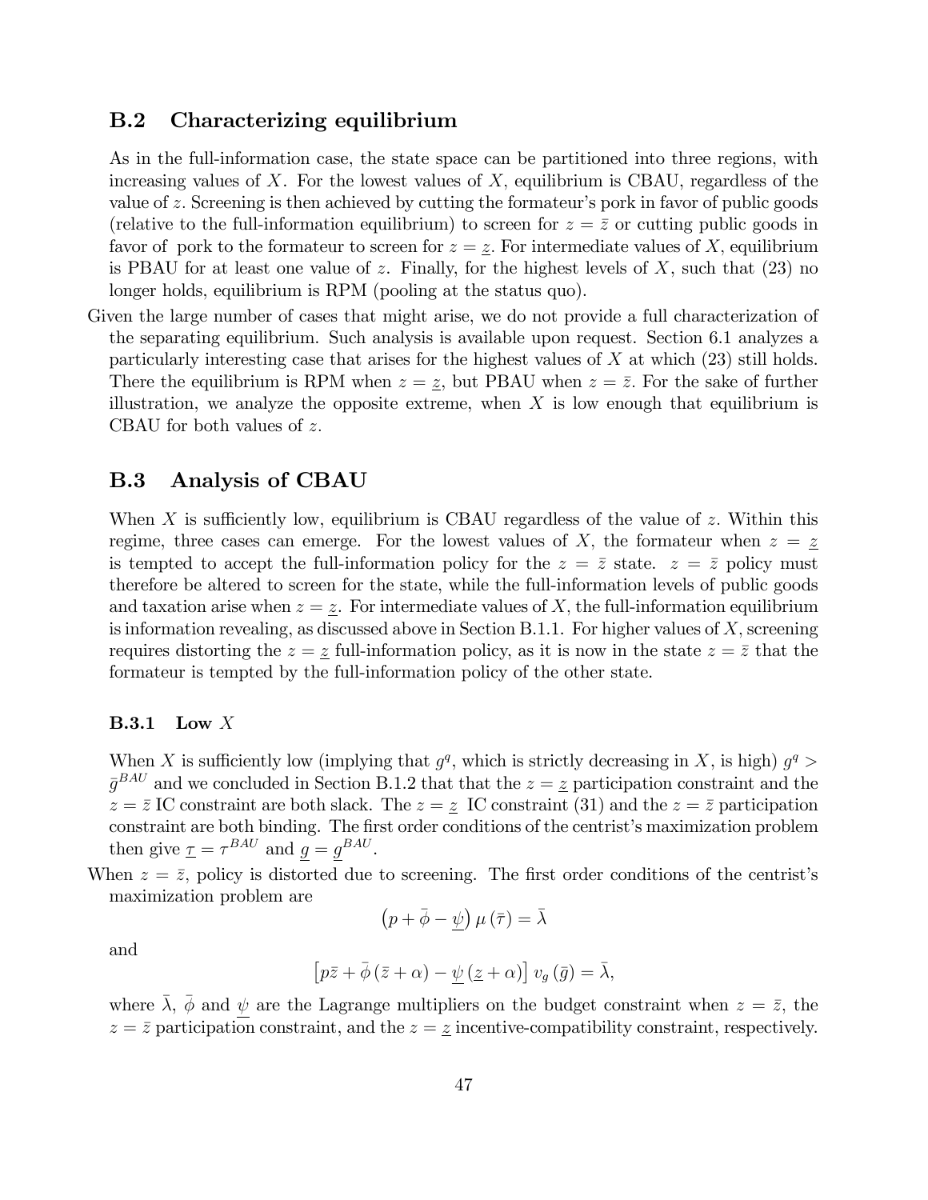## B.2 Characterizing equilibrium

As in the full-information case, the state space can be partitioned into three regions, with increasing values of $X$. For the lowest values of $X$, equilibrium is CBAU, regardless of the value of $z$. Screening is then achieved by cutting the formateur's pork in favor of public goods (relative to the full-information equilibrium) to screen for $z = \bar{z}$ or cutting public goods in favor of pork to the formateur to screen for $z = \underline{z}$. For intermediate values of $X$, equilibrium is PBAU for at least one value of $z$. Finally, for the highest levels of $X$, such that (23) no longer holds, equilibrium is RPM (pooling at the status quo).

Given the large number of cases that might arise, we do not provide a full characterization of the separating equilibrium. Such analysis is available upon request. Section 6.1 analyzes a particularly interesting case that arises for the highest values of $X$ at which (23) still holds. There the equilibrium is RPM when $z = \underline{z}$, but PBAU when $z = \bar{z}$. For the sake of further illustration, we analyze the opposite extreme, when $X$ is low enough that equilibrium is CBAU for both values of $z$.

## B.3 Analysis of CBAU

When $X$ is sufficiently low, equilibrium is CBAU regardless of the value of $z$. Within this regime, three cases can emerge. For the lowest values of $X$, the formateur when $z = \underline{z}$ is tempted to accept the full-information policy for the $z = \bar{z}$ state. $z = \bar{z}$ policy must therefore be altered to screen for the state, while the full-information levels of public goods and taxation arise when $z = \underline{z}$. For intermediate values of $X$, the full-information equilibrium is information revealing, as discussed above in Section B.1.1. For higher values of $X$, screening requires distorting the $z = \underline{z}$ full-information policy, as it is now in the state $z = \bar{z}$ that the formateur is tempted by the full-information policy of the other state.

### B.3.1 Low $X$

When $X$ is sufficiently low (implying that $g^q$, which is strictly decreasing in $X$, is high) $g^q > \bar{g}^{BAU}$ and we concluded in Section B.1.2 that that the $z = \underline{z}$ participation constraint and the $z = \bar{z}$ IC constraint are both slack. The $z = \underline{z}$ IC constraint (31) and the $z = \bar{z}$ participation constraint are both binding. The first order conditions of the centrist's maximization problem then give $\underline{\tau} = \tau^{BAU}$ and $\underline{g} = \underline{g}^{BAU}$.

When $z = \bar{z}$, policy is distorted due to screening. The first order conditions of the centrist's maximization problem are

$$\left(p + \bar{\phi} - \underline{\psi}\right) \mu\left(\bar{\tau}\right) = \bar{\lambda}$$

and

$$\left[p\bar{z} + \bar{\phi}\left(\bar{z} + \alpha\right) - \underline{\psi}\left(\underline{z} + \alpha\right)\right] v_g\left(\bar{g}\right) = \bar{\lambda},$$

where $\bar{\lambda}$, $\bar{\phi}$ and $\underline{\psi}$ are the Lagrange multipliers on the budget constraint when $z = \bar{z}$, the $z = \bar{z}$ participation constraint, and the $z = \underline{z}$ incentive-compatibility constraint, respectively.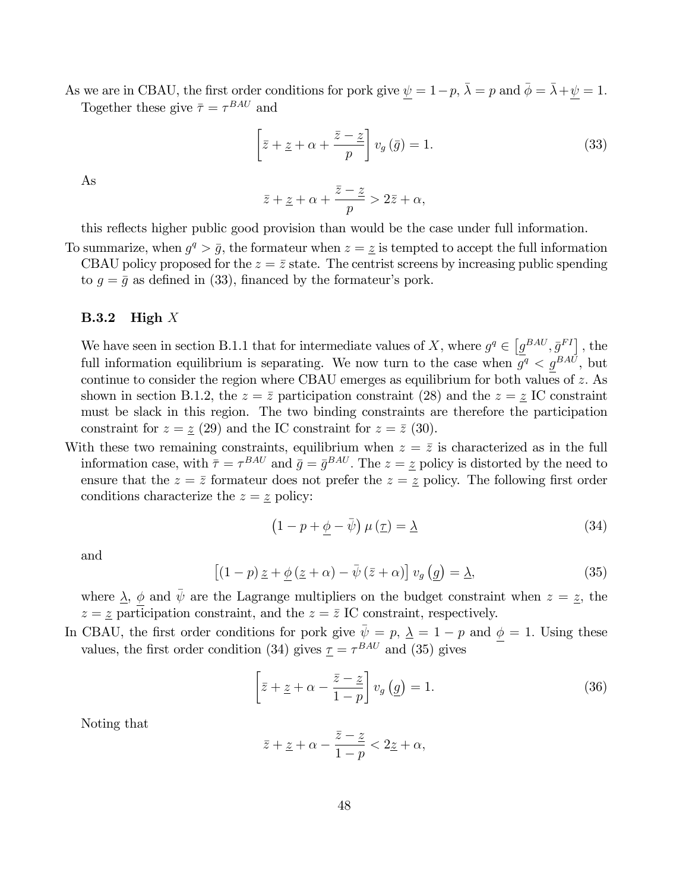As we are in CBAU, the first order conditions for pork give $\underline{\psi} = 1-p$, $\bar{\lambda} = p$ and $\bar{\phi} = \bar{\lambda}+\underline{\psi} = 1$. Together these give $\bar{\tau} = \tau^{BAU}$ and

$$\left[\bar{z} + \underline{z} + \alpha + \frac{\bar{z} - \underline{z}}{p}\right] v_g(\bar{g}) = 1. \tag{33}$$

As

$$\bar{z} + \underline{z} + \alpha + \frac{\bar{z} - \underline{z}}{p} > 2\bar{z} + \alpha,$$

this reflects higher public good provision than would be the case under full information.

To summarize, when $g^q > \bar{g}$, the formateur when $z = \underline{z}$ is tempted to accept the full information CBAU policy proposed for the $z = \bar{z}$ state. The centrist screens by increasing public spending to $g = \bar{g}$ as defined in (33), financed by the formateur's pork.

### B.3.2 High $X$

We have seen in section B.1.1 that for intermediate values of $X$, where $g^q \in \left[\underline{g}^{BAU}, \bar{g}^{FI}\right]$, the full information equilibrium is separating. We now turn to the case when $g^q < \underline{g}^{BAU}$, but continue to consider the region where CBAU emerges as equilibrium for both values of $z$. As shown in section B.1.2, the $z = \bar{z}$ participation constraint (28) and the $z = \underline{z}$ IC constraint must be slack in this region. The two binding constraints are therefore the participation constraint for $z = \underline{z}$ (29) and the IC constraint for $z = \bar{z}$ (30).

With these two remaining constraints, equilibrium when $z = \bar{z}$ is characterized as in the full information case, with $\bar{\tau} = \tau^{BAU}$ and $\bar{g} = \bar{g}^{BAU}$. The $z = \underline{z}$ policy is distorted by the need to ensure that the $z = \bar{z}$ formateur does not prefer the $z = \underline{z}$ policy. The following first order conditions characterize the $z = \underline{z}$ policy:

$$\left(1 - p + \underline{\phi} - \bar{\psi}\right) \mu(\underline{\tau}) = \underline{\lambda} \tag{34}$$

and

$$\left[(1-p)\,\underline{z} + \underline{\phi}\,(\underline{z} + \alpha) - \bar{\psi}\,(\bar{z} + \alpha)\right] v_g\left(\underline{g}\right) = \underline{\lambda}, \tag{35}$$

where $\underline{\lambda}$, $\underline{\phi}$ and $\bar{\psi}$ are the Lagrange multipliers on the budget constraint when $z = \underline{z}$, the $z = \underline{z}$ participation constraint, and the $z = \bar{z}$ IC constraint, respectively.

In CBAU, the first order conditions for pork give $\bar{\psi} = p$, $\underline{\lambda} = 1-p$ and $\underline{\phi} = 1$. Using these values, the first order condition (34) gives $\underline{\tau} = \tau^{BAU}$ and (35) gives

$$\left[\bar{z} + \underline{z} + \alpha - \frac{\bar{z} - \underline{z}}{1-p}\right] v_g\left(\underline{g}\right) = 1. \tag{36}$$

Noting that

$$\bar{z} + \underline{z} + \alpha - \frac{\bar{z} - \underline{z}}{1-p} < 2\underline{z} + \alpha,$$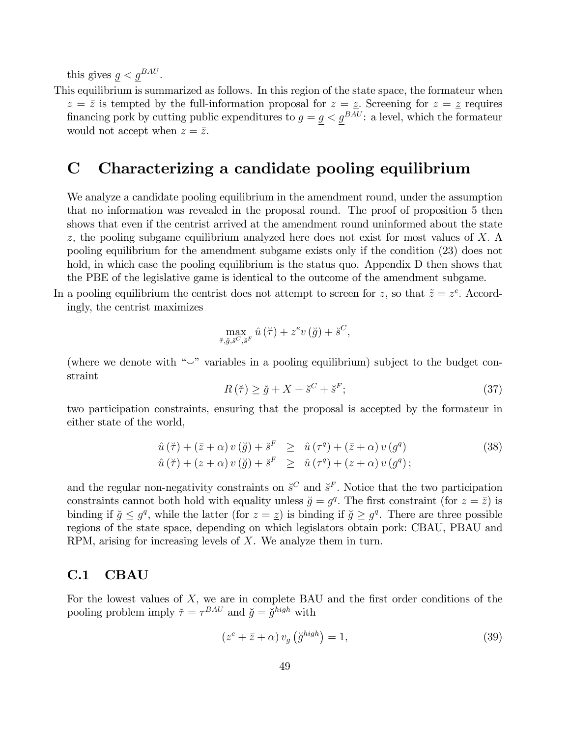this gives $\underline{g} < g^{BAU}$.

This equilibrium is summarized as follows. In this region of the state space, the formateur when $z = \bar{z}$ is tempted by the full-information proposal for $z = \underline{z}$. Screening for $z = \underline{z}$ requires financing pork by cutting public expenditures to $g = \underline{g} < \underline{g}^{BAU}$: a level, which the formateur would not accept when $z = \bar{z}$.

# C Characterizing a candidate pooling equilibrium

We analyze a candidate pooling equilibrium in the amendment round, under the assumption that no information was revealed in the proposal round. The proof of proposition 5 then shows that even if the centrist arrived at the amendment round uninformed about the state $z$, the pooling subgame equilibrium analyzed here does not exist for most values of $X$. A pooling equilibrium for the amendment subgame exists only if the condition (23) does not hold, in which case the pooling equilibrium is the status quo. Appendix D then shows that the PBE of the legislative game is identical to the outcome of the amendment subgame.

In a pooling equilibrium the centrist does not attempt to screen for $z$, so that $\tilde{z} = z^e$. Accordingly, the centrist maximizes

$$\max_{\breve{\tau}, \breve{g}, \breve{s}^C, \breve{s}^F} \hat{u}(\breve{\tau}) + z^e v(\breve{g}) + \breve{s}^C,$$

(where we denote with "$\smile$" variables in a pooling equilibrium) subject to the budget constraint

$$R(\breve{\tau}) \geq \breve{g} + X + \breve{s}^C + \breve{s}^F; \tag{37}$$

two participation constraints, ensuring that the proposal is accepted by the formateur in either state of the world,

$$\begin{aligned} \hat{u}(\breve{\tau}) + (\bar{z} + \alpha) v(\breve{g}) + \breve{s}^F &\geq \hat{u}(\tau^q) + (\bar{z} + \alpha) v(g^q) \\ \hat{u}(\breve{\tau}) + (\underline{z} + \alpha) v(\breve{g}) + \breve{s}^F &\geq \hat{u}(\tau^q) + (\underline{z} + \alpha) v(g^q); \end{aligned} \tag{38}$$

and the regular non-negativity constraints on $\breve{s}^C$ and $\breve{s}^F$. Notice that the two participation constraints cannot both hold with equality unless $\breve{g} = g^q$. The first constraint (for $z = \bar{z}$) is binding if $\breve{g} \leq g^q$, while the latter (for $z = \underline{z}$) is binding if $\breve{g} \geq g^q$. There are three possible regions of the state space, depending on which legislators obtain pork: CBAU, PBAU and RPM, arising for increasing levels of $X$. We analyze them in turn.

## C.1 CBAU

For the lowest values of $X$, we are in complete BAU and the first order conditions of the pooling problem imply $\breve{\tau} = \tau^{BAU}$ and $\breve{g} = \breve{g}^{high}$ with

$$(z^e + \bar{z} + \alpha) v_g(\breve{g}^{high}) = 1, \tag{39}$$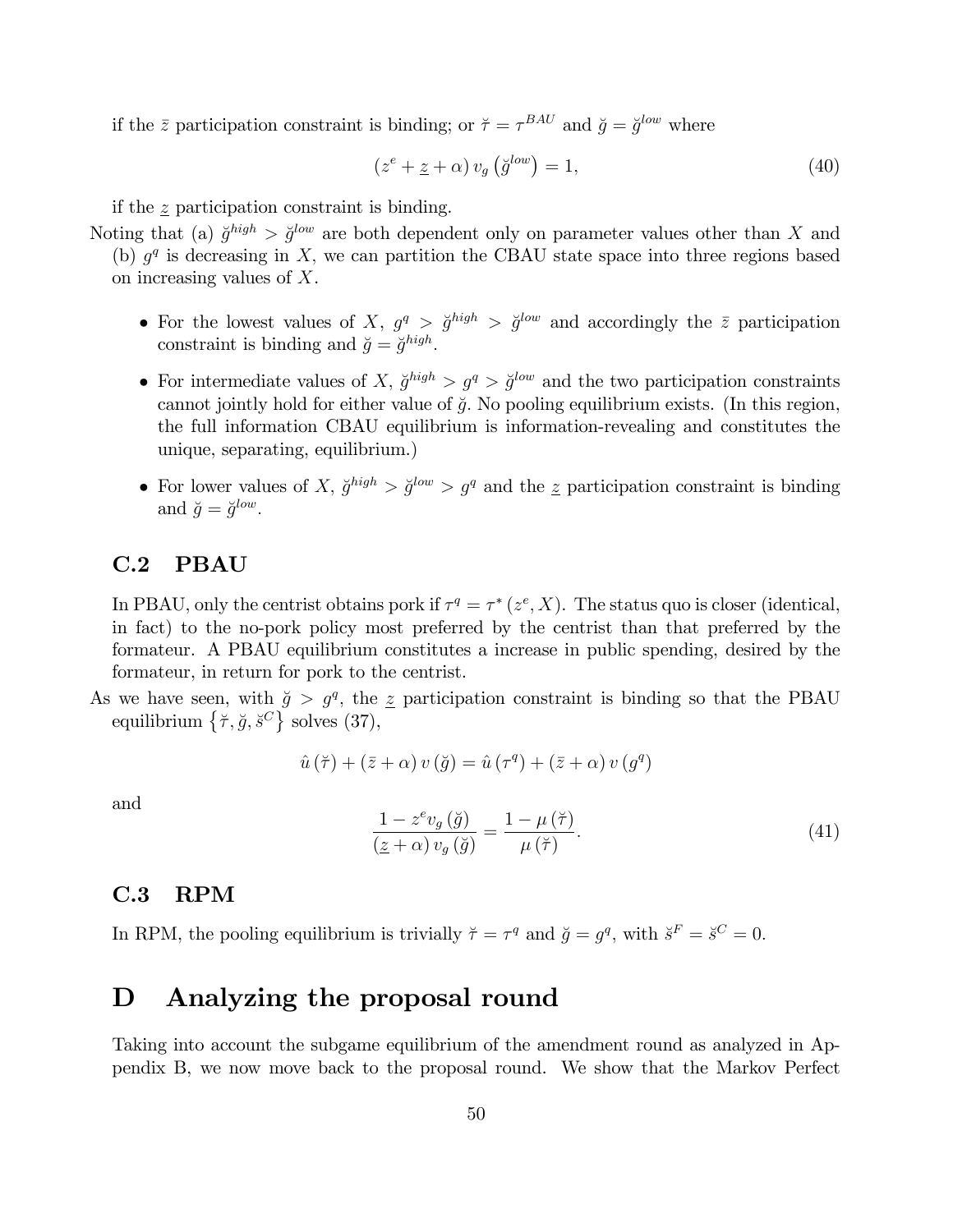if the $\bar{z}$ participation constraint is binding; or $\breve{\tau} = \tau^{BAU}$ and $\breve{g} = \breve{g}^{low}$ where

$$\left(z^e + \underline{z} + \alpha\right) v_g\left(\breve{g}^{low}\right) = 1, \tag{40}$$

if the $\underline{z}$ participation constraint is binding.

Noting that (a) $\breve{g}^{high} > \breve{g}^{low}$ are both dependent only on parameter values other than $X$ and (b) $g^q$ is decreasing in $X$, we can partition the CBAU state space into three regions based on increasing values of $X$.

- For the lowest values of $X$, $g^q > \breve{g}^{high} > \breve{g}^{low}$ and accordingly the $\bar{z}$ participation constraint is binding and $\breve{g} = \breve{g}^{high}$.
- For intermediate values of $X$, $\breve{g}^{high} > g^q > \breve{g}^{low}$ and the two participation constraints cannot jointly hold for either value of $\breve{g}$. No pooling equilibrium exists. (In this region, the full information CBAU equilibrium is information-revealing and constitutes the unique, separating, equilibrium.)
- For lower values of $X$, $\breve{g}^{high} > \breve{g}^{low} > g^q$ and the $\underline{z}$ participation constraint is binding and $\breve{g} = \breve{g}^{low}$.

## C.2 PBAU

In PBAU, only the centrist obtains pork if $\tau^q = \tau^*\left(z^e, X\right)$. The status quo is closer (identical, in fact) to the no-pork policy most preferred by the centrist than that preferred by the formateur. A PBAU equilibrium constitutes a increase in public spending, desired by the formateur, in return for pork to the centrist.

As we have seen, with $\breve{g} > g^q$, the $\underline{z}$ participation constraint is binding so that the PBAU equilibrium $\left\{\breve{\tau}, \breve{g}, \breve{s}^C\right\}$ solves (37),

$$\hat{u}\left(\breve{\tau}\right) + \left(\bar{z} + \alpha\right) v\left(\breve{g}\right) = \hat{u}\left(\tau^q\right) + \left(\bar{z} + \alpha\right) v\left(g^q\right)$$

and

$$\frac{1 - z^e v_g\left(\breve{g}\right)}{\left(\underline{z} + \alpha\right) v_g\left(\breve{g}\right)} = \frac{1 - \mu\left(\breve{\tau}\right)}{\mu\left(\breve{\tau}\right)}. \tag{41}$$

## C.3 RPM

In RPM, the pooling equilibrium is trivially $\breve{\tau} = \tau^q$ and $\breve{g} = g^q$, with $\breve{s}^F = \breve{s}^C = 0$.

# D Analyzing the proposal round

Taking into account the subgame equilibrium of the amendment round as analyzed in Appendix B, we now move back to the proposal round. We show that the Markov Perfect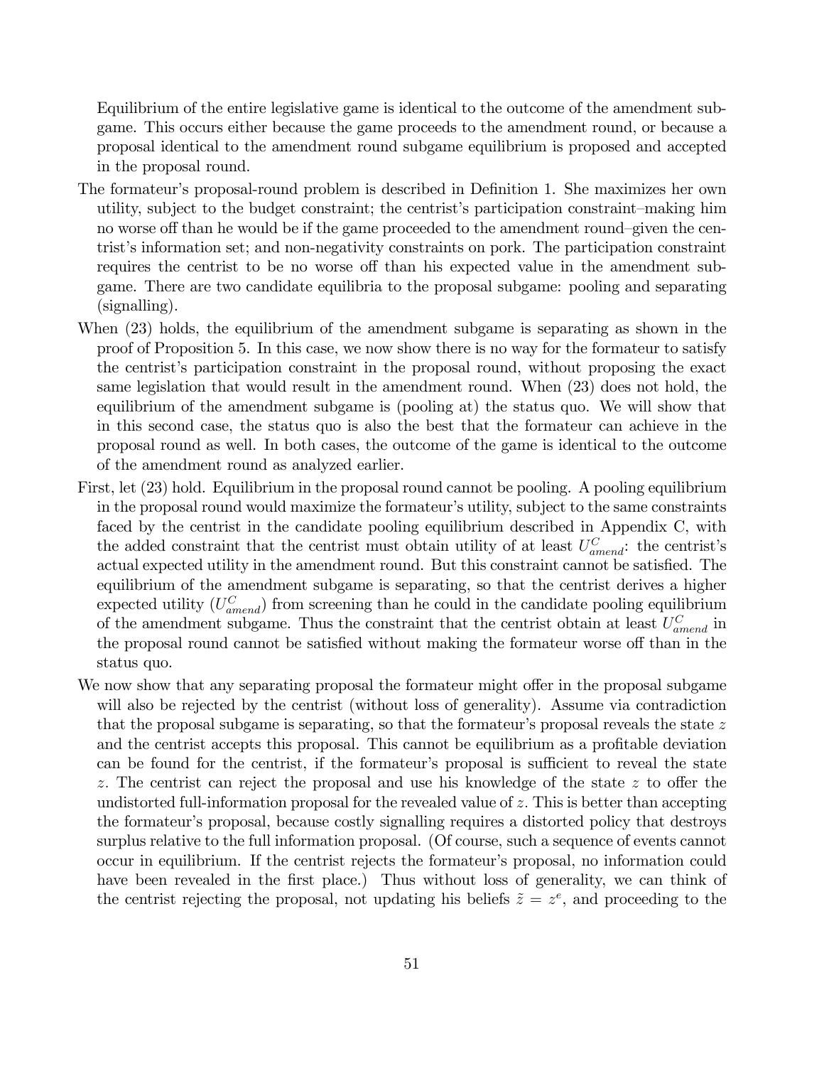Equilibrium of the entire legislative game is identical to the outcome of the amendment subgame. This occurs either because the game proceeds to the amendment round, or because a proposal identical to the amendment round subgame equilibrium is proposed and accepted in the proposal round.

The formateur's proposal-round problem is described in Definition 1. She maximizes her own utility, subject to the budget constraint; the centrist's participation constraint–making him no worse off than he would be if the game proceeded to the amendment round–given the centrist's information set; and non-negativity constraints on pork. The participation constraint requires the centrist to be no worse off than his expected value in the amendment subgame. There are two candidate equilibria to the proposal subgame: pooling and separating (signalling).

When (23) holds, the equilibrium of the amendment subgame is separating as shown in the proof of Proposition 5. In this case, we now show there is no way for the formateur to satisfy the centrist's participation constraint in the proposal round, without proposing the exact same legislation that would result in the amendment round. When (23) does not hold, the equilibrium of the amendment subgame is (pooling at) the status quo. We will show that in this second case, the status quo is also the best that the formateur can achieve in the proposal round as well. In both cases, the outcome of the game is identical to the outcome of the amendment round as analyzed earlier.

First, let (23) hold. Equilibrium in the proposal round cannot be pooling. A pooling equilibrium in the proposal round would maximize the formateur's utility, subject to the same constraints faced by the centrist in the candidate pooling equilibrium described in Appendix C, with the added constraint that the centrist must obtain utility of at least $U^C_{amend}$: the centrist's actual expected utility in the amendment round. But this constraint cannot be satisfied. The equilibrium of the amendment subgame is separating, so that the centrist derives a higher expected utility ($U^C_{amend}$) from screening than he could in the candidate pooling equilibrium of the amendment subgame. Thus the constraint that the centrist obtain at least $U^C_{amend}$ in the proposal round cannot be satisfied without making the formateur worse off than in the status quo.

We now show that any separating proposal the formateur might offer in the proposal subgame will also be rejected by the centrist (without loss of generality). Assume via contradiction that the proposal subgame is separating, so that the formateur's proposal reveals the state $z$ and the centrist accepts this proposal. This cannot be equilibrium as a profitable deviation can be found for the centrist, if the formateur's proposal is sufficient to reveal the state $z$. The centrist can reject the proposal and use his knowledge of the state $z$ to offer the undistorted full-information proposal for the revealed value of $z$. This is better than accepting the formateur's proposal, because costly signalling requires a distorted policy that destroys surplus relative to the full information proposal. (Of course, such a sequence of events cannot occur in equilibrium. If the centrist rejects the formateur's proposal, no information could have been revealed in the first place.) Thus without loss of generality, we can think of the centrist rejecting the proposal, not updating his beliefs $\tilde{z} = z^e$, and proceeding to the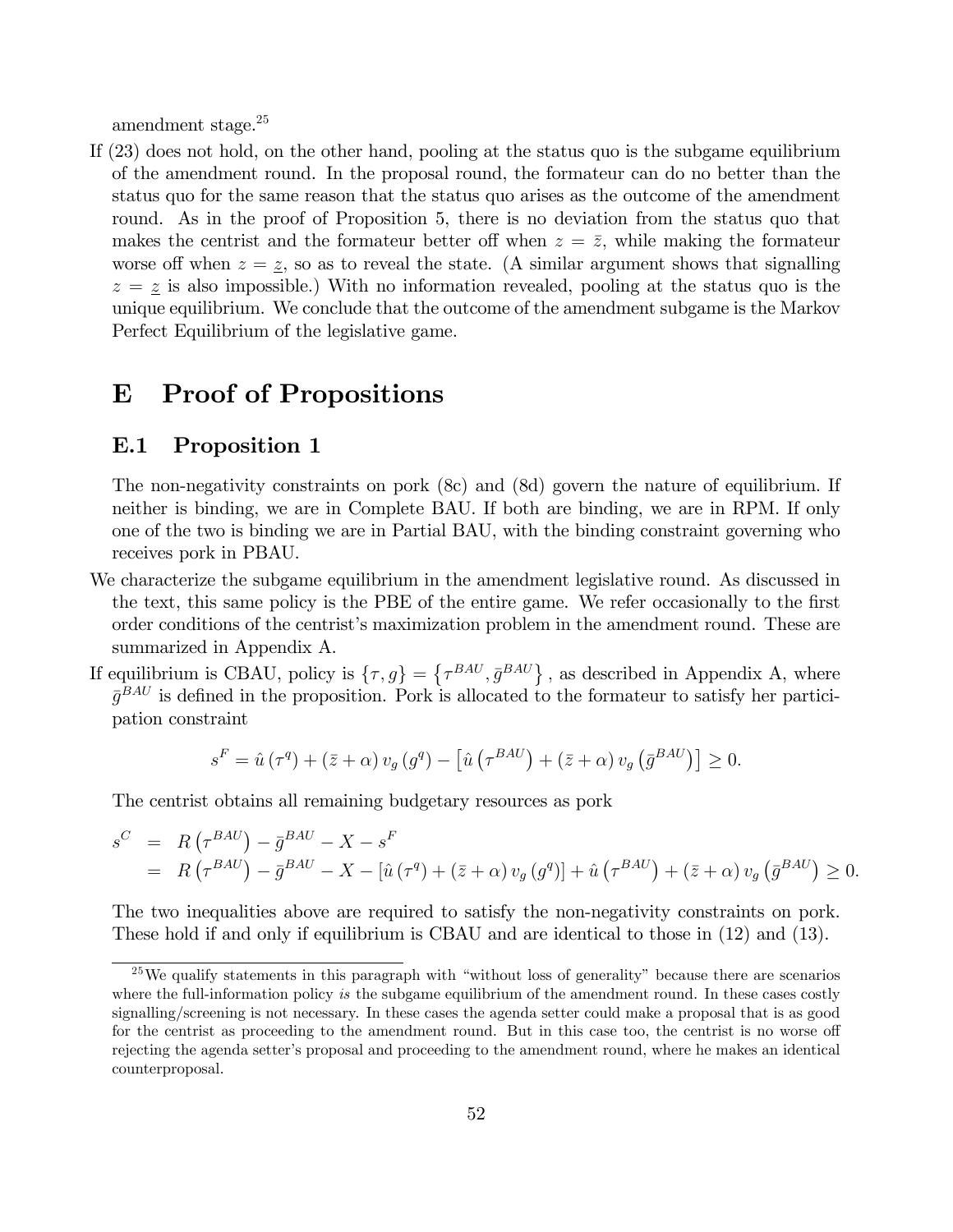amendment stage.[25]

If (23) does not hold, on the other hand, pooling at the status quo is the subgame equilibrium of the amendment round. In the proposal round, the formateur can do no better than the status quo for the same reason that the status quo arises as the outcome of the amendment round. As in the proof of Proposition 5, there is no deviation from the status quo that makes the centrist and the formateur better off when $z = \bar{z}$, while making the formateur worse off when $z = \underline{z}$, so as to reveal the state. (A similar argument shows that signalling $z = \underline{z}$ is also impossible.) With no information revealed, pooling at the status quo is the unique equilibrium. We conclude that the outcome of the amendment subgame is the Markov Perfect Equilibrium of the legislative game.

# E Proof of Propositions

## E.1 Proposition 1

The non-negativity constraints on pork (8c) and (8d) govern the nature of equilibrium. If neither is binding, we are in Complete BAU. If both are binding, we are in RPM. If only one of the two is binding we are in Partial BAU, with the binding constraint governing who receives pork in PBAU.

We characterize the subgame equilibrium in the amendment legislative round. As discussed in the text, this same policy is the PBE of the entire game. We refer occasionally to the first order conditions of the centrist's maximization problem in the amendment round. These are summarized in Appendix A.

If equilibrium is CBAU, policy is $\{\tau, g\} = \left\{\tau^{BAU}, \bar{g}^{BAU}\right\}$, as described in Appendix A, where $\bar{g}^{BAU}$ is defined in the proposition. Pork is allocated to the formateur to satisfy her participation constraint

$$s^F = \hat{u}\left(\tau^q\right) + \left(\bar{z} + \alpha\right) v_g\left(g^q\right) - \left[\hat{u}\left(\tau^{BAU}\right) + \left(\bar{z} + \alpha\right) v_g\left(\bar{g}^{BAU}\right)\right] \geq 0.$$

The centrist obtains all remaining budgetary resources as pork

$$\begin{aligned}
s^C &= R\left(\tau^{BAU}\right) - \bar{g}^{BAU} - X - s^F \\
&= R\left(\tau^{BAU}\right) - \bar{g}^{BAU} - X - \left[\hat{u}\left(\tau^q\right) + \left(\bar{z} + \alpha\right) v_g\left(g^q\right)\right] + \hat{u}\left(\tau^{BAU}\right) + \left(\bar{z} + \alpha\right) v_g\left(\bar{g}^{BAU}\right) \geq 0.
\end{aligned}$$

The two inequalities above are required to satisfy the non-negativity constraints on pork. These hold if and only if equilibrium is CBAU and are identical to those in (12) and (13).

[25] We qualify statements in this paragraph with "without loss of generality" because there are scenarios where the full-information policy *is* the subgame equilibrium of the amendment round. In these cases costly signalling/screening is not necessary. In these cases the agenda setter could make a proposal that is as good for the centrist as proceeding to the amendment round. But in this case too, the centrist is no worse off rejecting the agenda setter's proposal and proceeding to the amendment round, where he makes an identical counterproposal.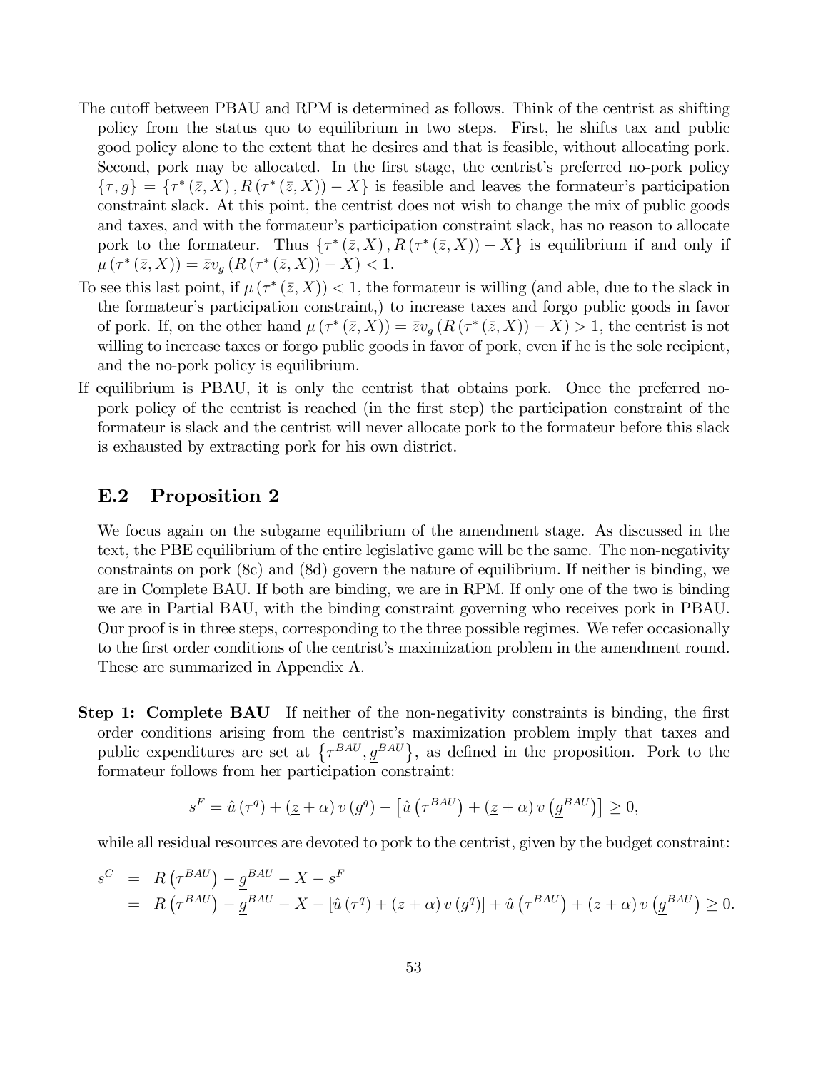The cutoff between PBAU and RPM is determined as follows. Think of the centrist as shifting policy from the status quo to equilibrium in two steps. First, he shifts tax and public good policy alone to the extent that he desires and that is feasible, without allocating pork. Second, pork may be allocated. In the first stage, the centrist's preferred no-pork policy $\{\tau, g\} = \{\tau^*(\bar{z}, X), R(\tau^*(\bar{z}, X)) - X\}$ is feasible and leaves the formateur's participation constraint slack. At this point, the centrist does not wish to change the mix of public goods and taxes, and with the formateur's participation constraint slack, has no reason to allocate pork to the formateur. Thus $\{\tau^*(\bar{z}, X), R(\tau^*(\bar{z}, X)) - X\}$ is equilibrium if and only if $\mu(\tau^*(\bar{z}, X)) = \bar{z}v_g(R(\tau^*(\bar{z}, X)) - X) < 1$.

To see this last point, if $\mu(\tau^*(\bar{z}, X)) < 1$, the formateur is willing (and able, due to the slack in the formateur's participation constraint,) to increase taxes and forgo public goods in favor of pork. If, on the other hand $\mu(\tau^*(\bar{z}, X)) = \bar{z}v_g(R(\tau^*(\bar{z}, X)) - X) > 1$, the centrist is not willing to increase taxes or forgo public goods in favor of pork, even if he is the sole recipient, and the no-pork policy is equilibrium.

If equilibrium is PBAU, it is only the centrist that obtains pork. Once the preferred no-pork policy of the centrist is reached (in the first step) the participation constraint of the formateur is slack and the centrist will never allocate pork to the formateur before this slack is exhausted by extracting pork for his own district.

## E.2 Proposition 2

We focus again on the subgame equilibrium of the amendment stage. As discussed in the text, the PBE equilibrium of the entire legislative game will be the same. The non-negativity constraints on pork (8c) and (8d) govern the nature of equilibrium. If neither is binding, we are in Complete BAU. If both are binding, we are in RPM. If only one of the two is binding we are in Partial BAU, with the binding constraint governing who receives pork in PBAU. Our proof is in three steps, corresponding to the three possible regimes. We refer occasionally to the first order conditions of the centrist's maximization problem in the amendment round. These are summarized in Appendix A.

**Step 1: Complete BAU** If neither of the non-negativity constraints is binding, the first order conditions arising from the centrist's maximization problem imply that taxes and public expenditures are set at $\{\tau^{BAU}, \underline{g}^{BAU}\}$, as defined in the proposition. Pork to the formateur follows from her participation constraint:

$$s^F = \hat{u}(\tau^q) + (\underline{z} + \alpha)v(g^q) - \left[\hat{u}\left(\tau^{BAU}\right) + (\underline{z} + \alpha)v\left(\underline{g}^{BAU}\right)\right] \geq 0,$$

while all residual resources are devoted to pork to the centrist, given by the budget constraint:

$$\begin{aligned} s^C &= R\left(\tau^{BAU}\right) - \underline{g}^{BAU} - X - s^F \\ &= R\left(\tau^{BAU}\right) - \underline{g}^{BAU} - X - \left[\hat{u}(\tau^q) + (\underline{z} + \alpha)v(g^q)\right] + \hat{u}\left(\tau^{BAU}\right) + (\underline{z} + \alpha)v\left(\underline{g}^{BAU}\right) \geq 0. \end{aligned}$$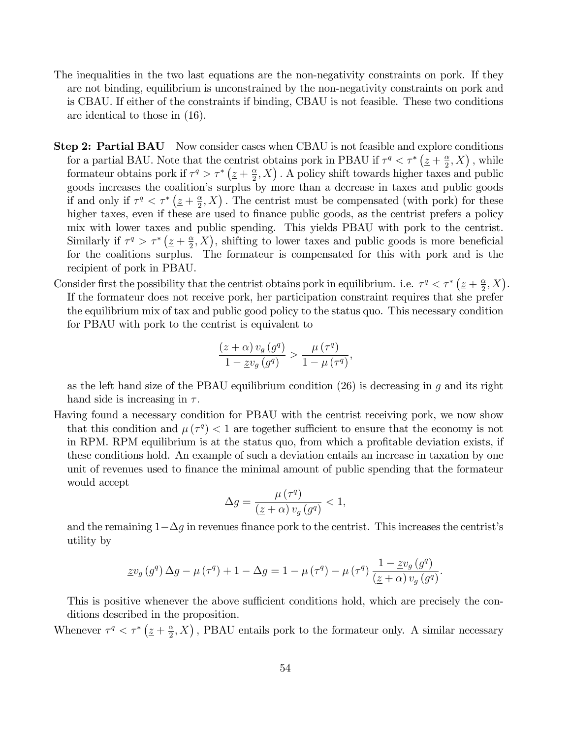The inequalities in the two last equations are the non-negativity constraints on pork. If they are not binding, equilibrium is unconstrained by the non-negativity constraints on pork and is CBAU. If either of the constraints if binding, CBAU is not feasible. These two conditions are identical to those in (16).

**Step 2: Partial BAU** Now consider cases when CBAU is not feasible and explore conditions for a partial BAU. Note that the centrist obtains pork in PBAU if $\tau^q < \tau^*\left(\underline{z} + \frac{\alpha}{2}, X\right)$, while formateur obtains pork if $\tau^q > \tau^*\left(\underline{z} + \frac{\alpha}{2}, X\right)$. A policy shift towards higher taxes and public goods increases the coalition's surplus by more than a decrease in taxes and public goods if and only if $\tau^q < \tau^*\left(\underline{z} + \frac{\alpha}{2}, X\right)$. The centrist must be compensated (with pork) for these higher taxes, even if these are used to finance public goods, as the centrist prefers a policy mix with lower taxes and public spending. This yields PBAU with pork to the centrist. Similarly if $\tau^q > \tau^*\left(\underline{z} + \frac{\alpha}{2}, X\right)$, shifting to lower taxes and public goods is more beneficial for the coalitions surplus. The formateur is compensated for this with pork and is the recipient of pork in PBAU.

Consider first the possibility that the centrist obtains pork in equilibrium. i.e. $\tau^q < \tau^*\left(\underline{z} + \frac{\alpha}{2}, X\right)$. If the formateur does not receive pork, her participation constraint requires that she prefer the equilibrium mix of tax and public good policy to the status quo. This necessary condition for PBAU with pork to the centrist is equivalent to

$$\frac{\left(\underline{z} + \alpha\right) v_g\left(g^q\right)}{1 - \underline{z} v_g\left(g^q\right)} > \frac{\mu\left(\tau^q\right)}{1 - \mu\left(\tau^q\right)},$$

as the left hand size of the PBAU equilibrium condition (26) is decreasing in $g$ and its right hand side is increasing in $\tau$.

Having found a necessary condition for PBAU with the centrist receiving pork, we now show that this condition and $\mu\left(\tau^q\right) < 1$ are together sufficient to ensure that the economy is not in RPM. RPM equilibrium is at the status quo, from which a profitable deviation exists, if these conditions hold. An example of such a deviation entails an increase in taxation by one unit of revenues used to finance the minimal amount of public spending that the formateur would accept

$$\Delta g = \frac{\mu\left(\tau^q\right)}{\left(\underline{z} + \alpha\right) v_g\left(g^q\right)} < 1,$$

and the remaining $1 - \Delta g$ in revenues finance pork to the centrist. This increases the centrist's utility by

$$\underline{z} v_g\left(g^q\right) \Delta g - \mu\left(\tau^q\right) + 1 - \Delta g = 1 - \mu\left(\tau^q\right) - \mu\left(\tau^q\right) \frac{1 - \underline{z} v_g\left(g^q\right)}{\left(\underline{z} + \alpha\right) v_g\left(g^q\right)}.$$

This is positive whenever the above sufficient conditions hold, which are precisely the conditions described in the proposition.

Whenever $\tau^q < \tau^*\left(\underline{z} + \frac{\alpha}{2}, X\right)$, PBAU entails pork to the formateur only. A similar necessary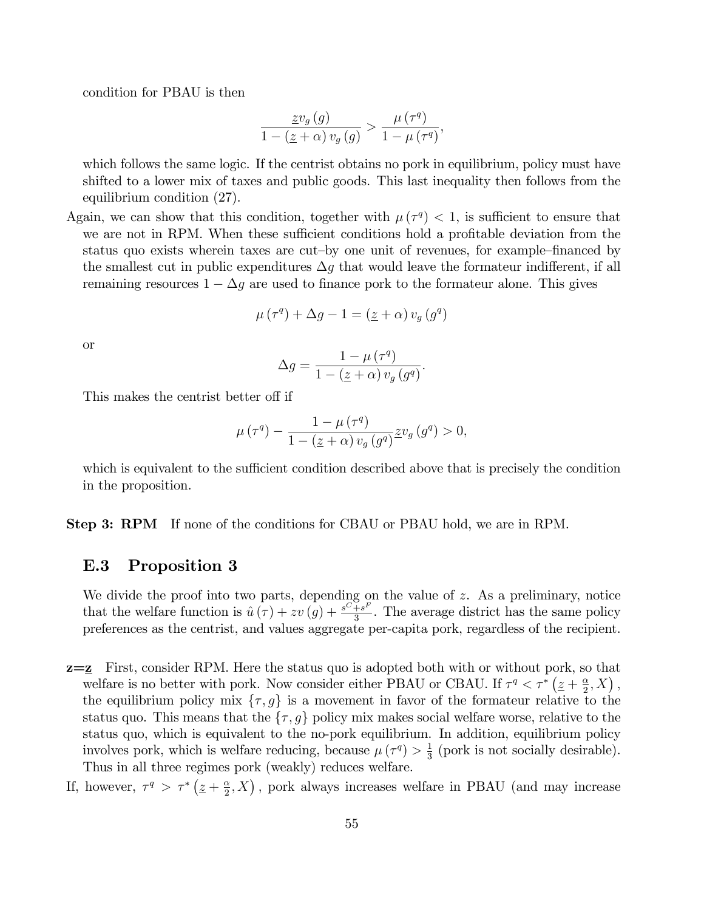condition for PBAU is then

$$\frac{\underline{z}v_g(g)}{1-(\underline{z}+\alpha)v_g(g)} > \frac{\mu(\tau^q)}{1-\mu(\tau^q)},$$

which follows the same logic. If the centrist obtains no pork in equilibrium, policy must have shifted to a lower mix of taxes and public goods. This last inequality then follows from the equilibrium condition (27).

Again, we can show that this condition, together with $\mu(\tau^q) < 1$, is sufficient to ensure that we are not in RPM. When these sufficient conditions hold a profitable deviation from the status quo exists wherein taxes are cut–by one unit of revenues, for example–financed by the smallest cut in public expenditures $\Delta g$ that would leave the formateur indifferent, if all remaining resources $1-\Delta g$ are used to finance pork to the formateur alone. This gives

$$\mu(\tau^q) + \Delta g - 1 = (\underline{z}+\alpha)v_g(g^q)$$

or

$$\Delta g = \frac{1-\mu(\tau^q)}{1-(\underline{z}+\alpha)v_g(g^q)}.$$

This makes the centrist better off if

$$\mu(\tau^q) - \frac{1-\mu(\tau^q)}{1-(\underline{z}+\alpha)v_g(g^q)}\underline{z}v_g(g^q) > 0,$$

which is equivalent to the sufficient condition described above that is precisely the condition in the proposition.

**Step 3: RPM** If none of the conditions for CBAU or PBAU hold, we are in RPM.

## E.3 Proposition 3

We divide the proof into two parts, depending on the value of $z$. As a preliminary, notice that the welfare function is $\hat{u}(\tau) + zv(g) + \frac{s^C+s^F}{3}$. The average district has the same policy preferences as the centrist, and values aggregate per-capita pork, regardless of the recipient.

**$\mathbf{z=\underline{z}}$** First, consider RPM. Here the status quo is adopted both with or without pork, so that welfare is no better with pork. Now consider either PBAU or CBAU. If $\tau^q < \tau^*\left(\underline{z}+\frac{\alpha}{2}, X\right)$, the equilibrium policy mix $\{\tau, g\}$ is a movement in favor of the formateur relative to the status quo. This means that the $\{\tau, g\}$ policy mix makes social welfare worse, relative to the status quo, which is equivalent to the no-pork equilibrium. In addition, equilibrium policy involves pork, which is welfare reducing, because $\mu(\tau^q) > \frac{1}{3}$ (pork is not socially desirable). Thus in all three regimes pork (weakly) reduces welfare.

If, however, $\tau^q > \tau^*\left(\underline{z}+\frac{\alpha}{2}, X\right)$, pork always increases welfare in PBAU (and may increase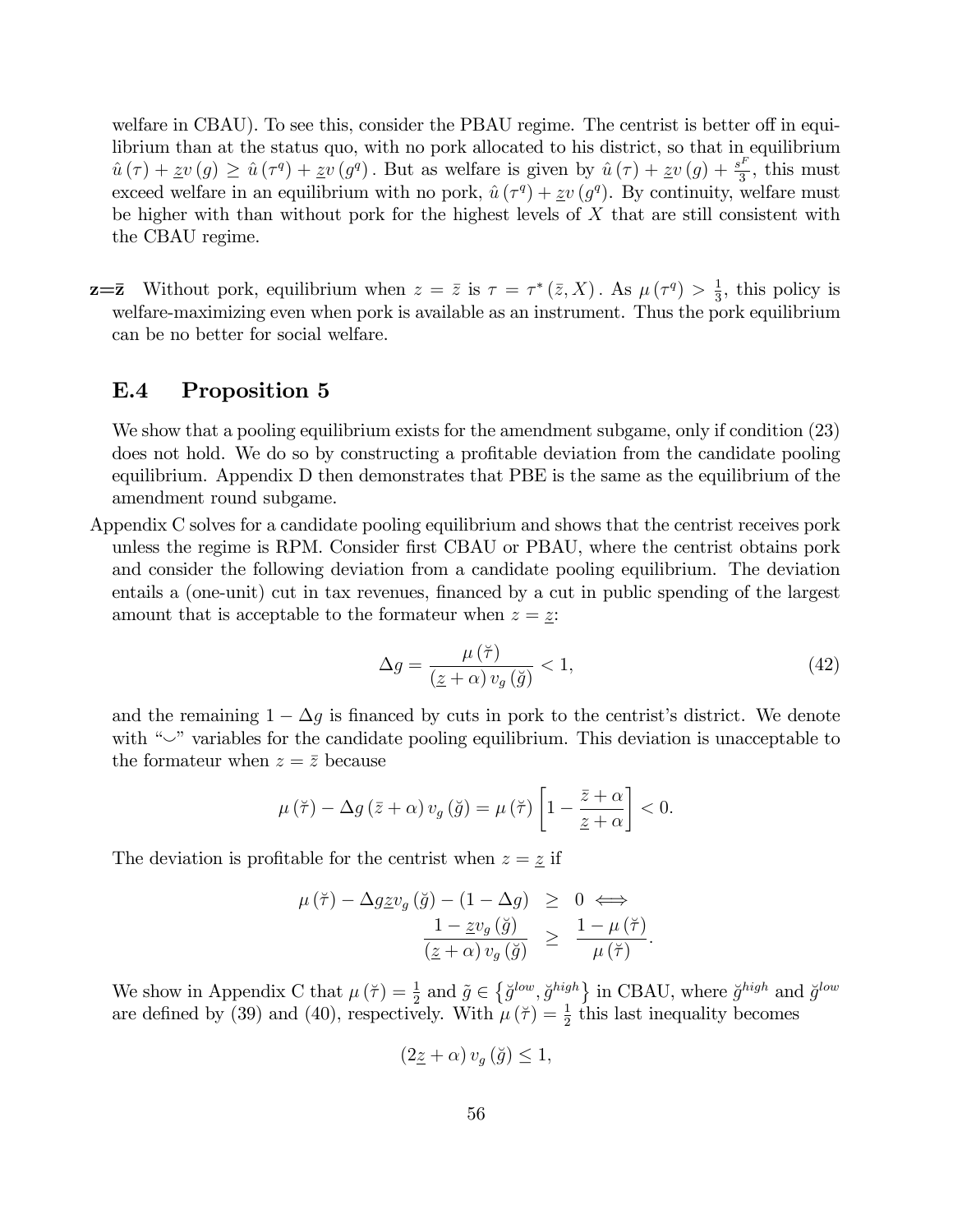welfare in CBAU). To see this, consider the PBAU regime. The centrist is better off in equilibrium than at the status quo, with no pork allocated to his district, so that in equilibrium $\hat{u}(\tau) + \underline{z}v(g) \geq \hat{u}(\tau^q) + \underline{z}v(g^q)$. But as welfare is given by $\hat{u}(\tau) + \underline{z}v(g) + \frac{s^F}{3}$, this must exceed welfare in an equilibrium with no pork, $\hat{u}(\tau^q) + \underline{z}v(g^q)$. By continuity, welfare must be higher with than without pork for the highest levels of $X$ that are still consistent with the CBAU regime.

**$\mathbf{z}=\bar{\mathbf{z}}$** Without pork, equilibrium when $z = \bar{z}$ is $\tau = \tau^*(\bar{z}, X)$. As $\mu(\tau^q) > \frac{1}{3}$, this policy is welfare-maximizing even when pork is available as an instrument. Thus the pork equilibrium can be no better for social welfare.

## E.4 Proposition 5

We show that a pooling equilibrium exists for the amendment subgame, only if condition (23) does not hold. We do so by constructing a profitable deviation from the candidate pooling equilibrium. Appendix D then demonstrates that PBE is the same as the equilibrium of the amendment round subgame.

Appendix C solves for a candidate pooling equilibrium and shows that the centrist receives pork unless the regime is RPM. Consider first CBAU or PBAU, where the centrist obtains pork and consider the following deviation from a candidate pooling equilibrium. The deviation entails a (one-unit) cut in tax revenues, financed by a cut in public spending of the largest amount that is acceptable to the formateur when $z = \underline{z}$:

$$\Delta g = \frac{\mu(\breve{\tau})}{(\underline{z} + \alpha) v_g(\breve{g})} < 1, \tag{42}$$

and the remaining $1 - \Delta g$ is financed by cuts in pork to the centrist's district. We denote with "$\smile$" variables for the candidate pooling equilibrium. This deviation is unacceptable to the formateur when $z = \bar{z}$ because

$$\mu(\breve{\tau}) - \Delta g(\bar{z} + \alpha) v_g(\breve{g}) = \mu(\breve{\tau}) \left[1 - \frac{\bar{z} + \alpha}{\underline{z} + \alpha}\right] < 0.$$

The deviation is profitable for the centrist when $z = \underline{z}$ if

$$\begin{aligned} \mu(\breve{\tau}) - \Delta g \underline{z} v_g(\breve{g}) - (1 - \Delta g) &\geq 0 \iff \\ \frac{1 - \underline{z} v_g(\breve{g})}{(\underline{z} + \alpha) v_g(\breve{g})} &\geq \frac{1 - \mu(\breve{\tau})}{\mu(\breve{\tau})}. \end{aligned}$$

We show in Appendix C that $\mu(\breve{\tau}) = \frac{1}{2}$ and $\tilde{g} \in \{\breve{g}^{low}, \breve{g}^{high}\}$ in CBAU, where $\breve{g}^{high}$ and $\breve{g}^{low}$ are defined by (39) and (40), respectively. With $\mu(\breve{\tau}) = \frac{1}{2}$ this last inequality becomes

$$(2\underline{z} + \alpha) v_g(\breve{g}) \leq 1,$$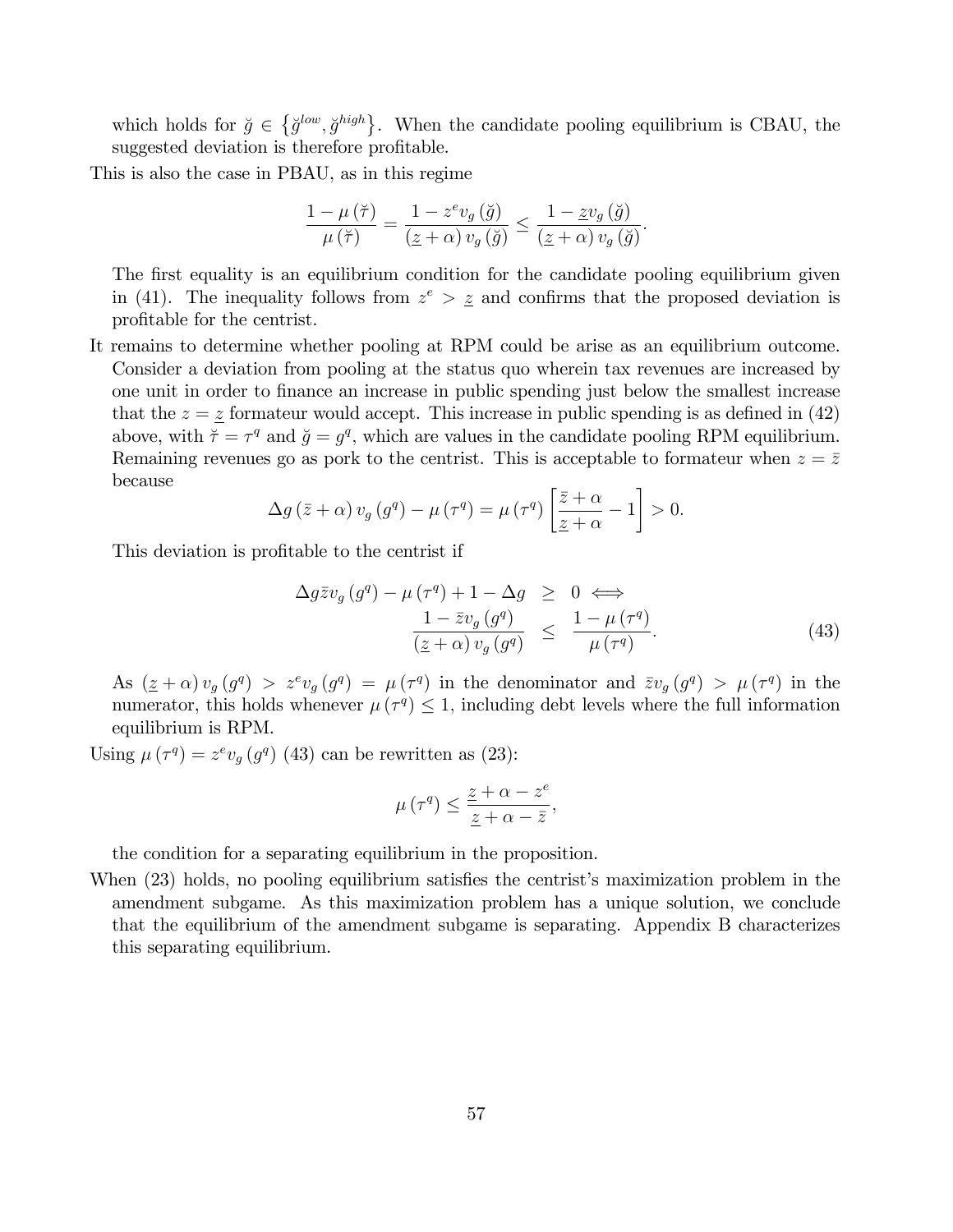which holds for $\breve{g} \in \{\breve{g}^{low}, \breve{g}^{high}\}$. When the candidate pooling equilibrium is CBAU, the suggested deviation is therefore profitable.

This is also the case in PBAU, as in this regime

$$\frac{1-\mu(\breve{\tau})}{\mu(\breve{\tau})} = \frac{1-z^e v_g(\breve{g})}{(\underline{z}+\alpha) v_g(\breve{g})} \leq \frac{1-\underline{z} v_g(\breve{g})}{(\underline{z}+\alpha) v_g(\breve{g})}.$$

The first equality is an equilibrium condition for the candidate pooling equilibrium given in (41). The inequality follows from $z^e > \underline{z}$ and confirms that the proposed deviation is profitable for the centrist.

It remains to determine whether pooling at RPM could be arise as an equilibrium outcome. Consider a deviation from pooling at the status quo wherein tax revenues are increased by one unit in order to finance an increase in public spending just below the smallest increase that the $z = \underline{z}$ formateur would accept. This increase in public spending is as defined in (42) above, with $\breve{\tau} = \tau^q$ and $\breve{g} = g^q$, which are values in the candidate pooling RPM equilibrium. Remaining revenues go as pork to the centrist. This is acceptable to formateur when $z = \bar{z}$ because

$$\Delta g (\bar{z}+\alpha) v_g(g^q) - \mu(\tau^q) = \mu(\tau^q) \left[\frac{\bar{z}+\alpha}{\underline{z}+\alpha} - 1\right] > 0.$$

This deviation is profitable to the centrist if

$$\begin{aligned} \Delta g \bar{z} v_g(g^q) - \mu(\tau^q) + 1 - \Delta g &\geq 0 \iff \\ \frac{1-\bar{z} v_g(g^q)}{(\underline{z}+\alpha) v_g(g^q)} &\leq \frac{1-\mu(\tau^q)}{\mu(\tau^q)}. \end{aligned} \tag{43}$$

As $(\underline{z}+\alpha) v_g(g^q) > z^e v_g(g^q) = \mu(\tau^q)$ in the denominator and $\bar{z} v_g(g^q) > \mu(\tau^q)$ in the numerator, this holds whenever $\mu(\tau^q) \leq 1$, including debt levels where the full information equilibrium is RPM.

Using $\mu(\tau^q) = z^e v_g(g^q)$ (43) can be rewritten as (23):

$$\mu(\tau^q) \leq \frac{\underline{z}+\alpha-z^e}{\underline{z}+\alpha-\bar{z}},$$

the condition for a separating equilibrium in the proposition.

When (23) holds, no pooling equilibrium satisfies the centrist's maximization problem in the amendment subgame. As this maximization problem has a unique solution, we conclude that the equilibrium of the amendment subgame is separating. Appendix B characterizes this separating equilibrium.